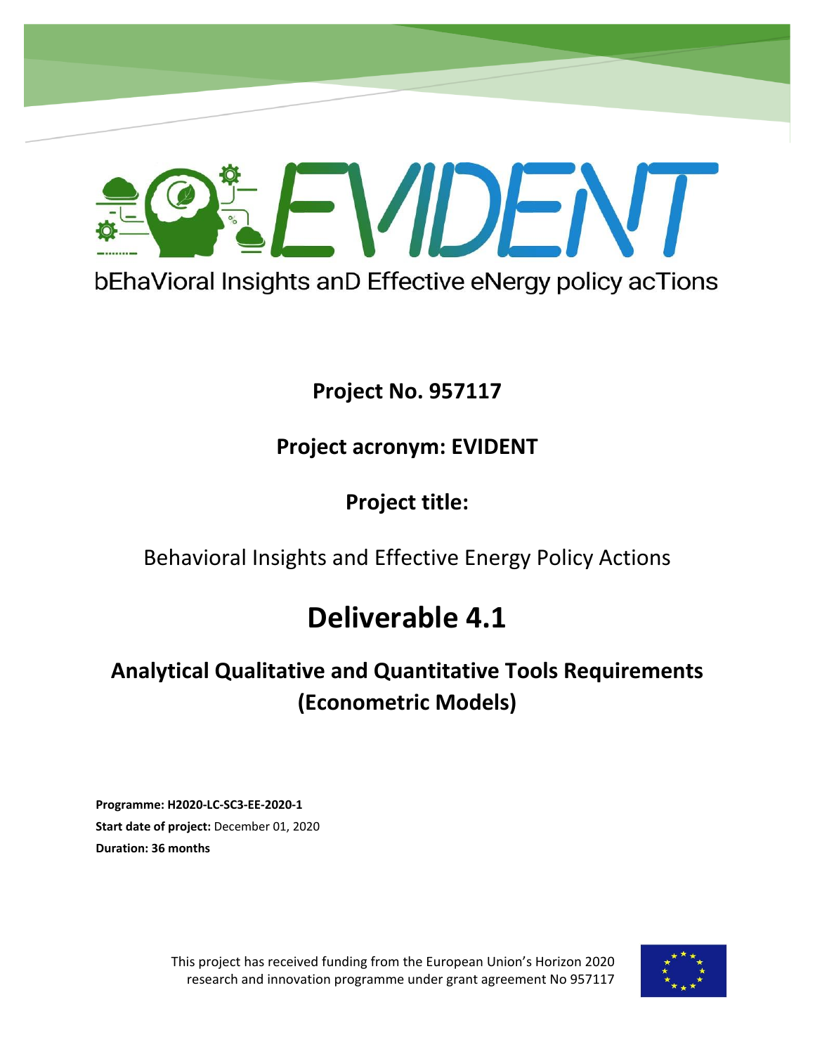# EVIDENT

bEhaVioral Insights anD Effective eNergy policy acTions

**Project No. 957117**

**Project acronym: EVIDENT**

**Project title:**

Behavioral Insights and Effective Energy Policy Actions

# Deliverable 4.1

## Analytical Qualitative and Quantitative Tools Requirements (Econometric Models)

**Programme: H2020-LC-SC3-EE-2020-1**
**Start date of project:** December 01, 2020
**Duration: 36 months**

This project has received funding from the European Union's Horizon 2020 research and innovation programme under grant agreement No 957117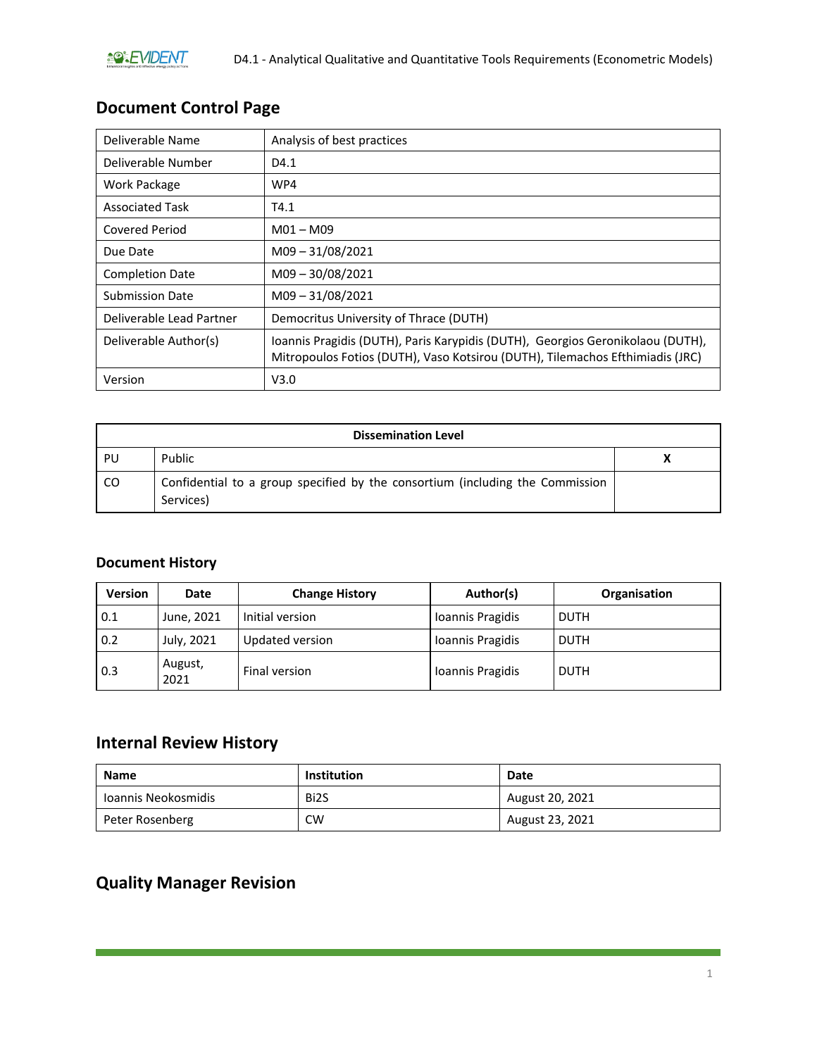## Document Control Page

| Deliverable Name | Analysis of best practices |
|---|---|
| Deliverable Number | D4.1 |
| Work Package | WP4 |
| Associated Task | T4.1 |
| Covered Period | M01 – M09 |
| Due Date | M09 – 31/08/2021 |
| Completion Date | M09 – 30/08/2021 |
| Submission Date | M09 – 31/08/2021 |
| Deliverable Lead Partner | Democritus University of Thrace (DUTH) |
| Deliverable Author(s) | Ioannis Pragidis (DUTH), Paris Karypidis (DUTH), Georgios Geronikolaou (DUTH), Mitropoulos Fotios (DUTH), Vaso Kotsirou (DUTH), Tilemachos Efthimiadis (JRC) |
| Version | V3.0 |

| Dissemination Level | | |
|---|---|---|
| PU | Public | X |
| CO | Confidential to a group specified by the consortium (including the Commission Services) | |

## Document History

| Version | Date | Change History | Author(s) | Organisation |
|---|---|---|---|---|
| 0.1 | June, 2021 | Initial version | Ioannis Pragidis | DUTH |
| 0.2 | July, 2021 | Updated version | Ioannis Pragidis | DUTH |
| 0.3 | August, 2021 | Final version | Ioannis Pragidis | DUTH |

## Internal Review History

| Name | Institution | Date |
|---|---|---|
| Ioannis Neokosmidis | Bi2S | August 20, 2021 |
| Peter Rosenberg | CW | August 23, 2021 |

## Quality Manager Revision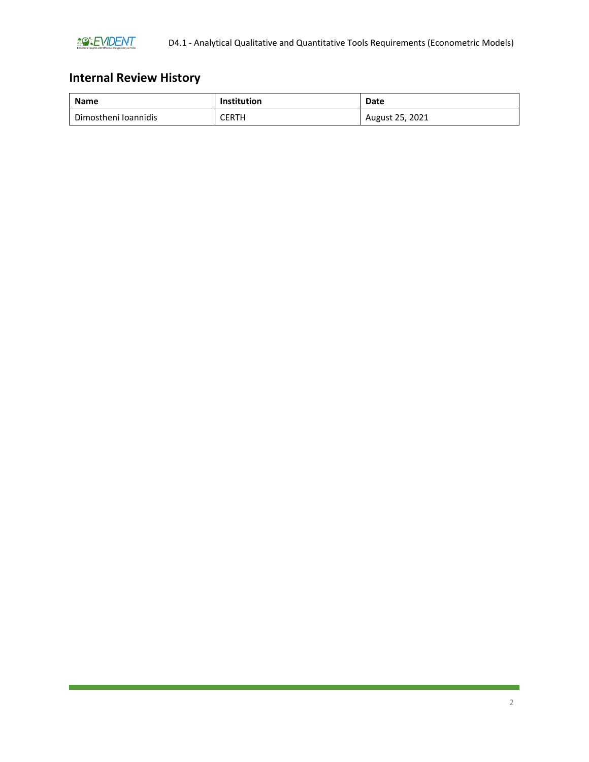## Internal Review History

| Name | Institution | Date |
| --- | --- | --- |
| Dimostheni Ioannidis | CERTH | August 25, 2021 |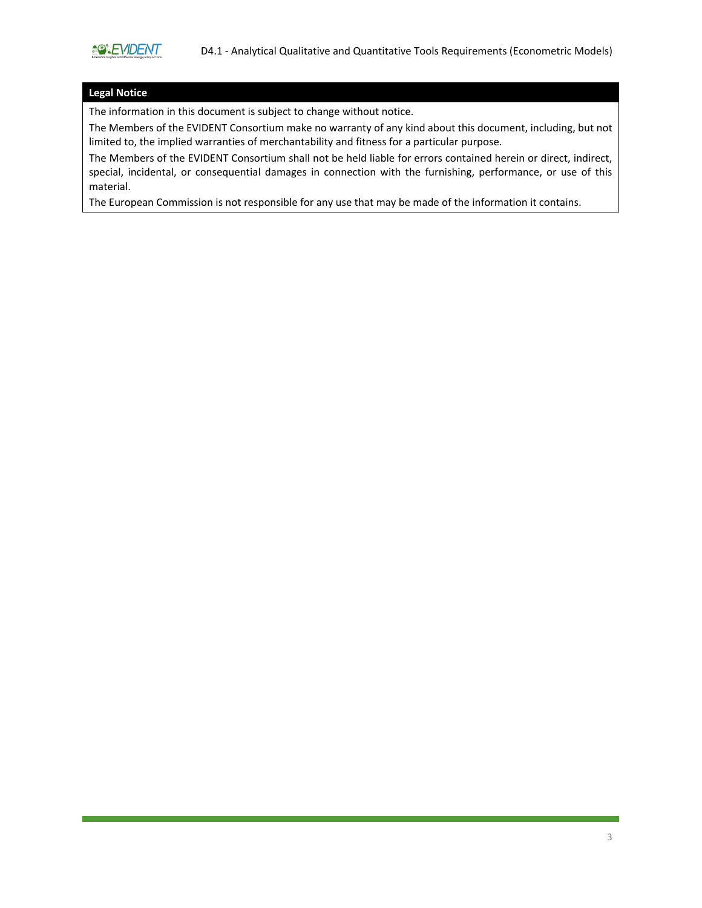| Legal Notice |
| --- |
| The information in this document is subject to change without notice.<br>The Members of the EVIDENT Consortium make no warranty of any kind about this document, including, but not limited to, the implied warranties of merchantability and fitness for a particular purpose.<br>The Members of the EVIDENT Consortium shall not be held liable for errors contained herein or direct, indirect, special, incidental, or consequential damages in connection with the furnishing, performance, or use of this material.<br>The European Commission is not responsible for any use that may be made of the information it contains. |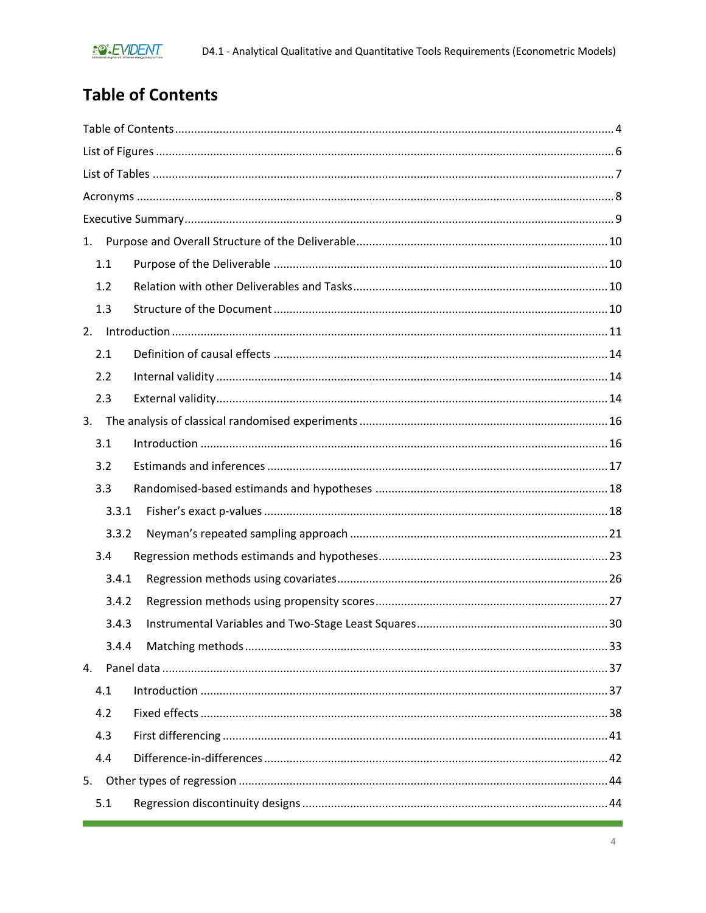# Table of Contents

Table of Contents ........................................................................................................................... 4

List of Figures ................................................................................................................................. 6

List of Tables ................................................................................................................................... 7

Acronyms ........................................................................................................................................ 8

Executive Summary ......................................................................................................................... 9

1. Purpose and Overall Structure of the Deliverable ................................................................. 10

 1.1 Purpose of the Deliverable ........................................................................................... 10

 1.2 Relation with other Deliverables and Tasks ................................................................. 10

 1.3 Structure of the Document ........................................................................................... 10

2. Introduction ............................................................................................................................ 11

 2.1 Definition of causal effects ........................................................................................... 14

 2.2 Internal validity ............................................................................................................. 14

 2.3 External validity ............................................................................................................. 14

3. The analysis of classical randomised experiments ................................................................ 16

 3.1 Introduction .................................................................................................................. 16

 3.2 Estimands and inferences ............................................................................................. 17

 3.3 Randomised-based estimands and hypotheses ........................................................... 18

  3.3.1 Fisher's exact p-values ............................................................................................. 18

  3.3.2 Neyman's repeated sampling approach ................................................................... 21

 3.4 Regression methods estimands and hypotheses .......................................................... 23

  3.4.1 Regression methods using covariates ...................................................................... 26

  3.4.2 Regression methods using propensity scores .......................................................... 27

  3.4.3 Instrumental Variables and Two-Stage Least Squares .............................................. 30

  3.4.4 Matching methods ................................................................................................... 33

4. Panel data ............................................................................................................................... 37

 4.1 Introduction .................................................................................................................. 37

 4.2 Fixed effects .................................................................................................................. 38

 4.3 First differencing ........................................................................................................... 41

 4.4 Difference-in-differences .............................................................................................. 42

5. Other types of regression ....................................................................................................... 44

 5.1 Regression discontinuity designs .................................................................................. 44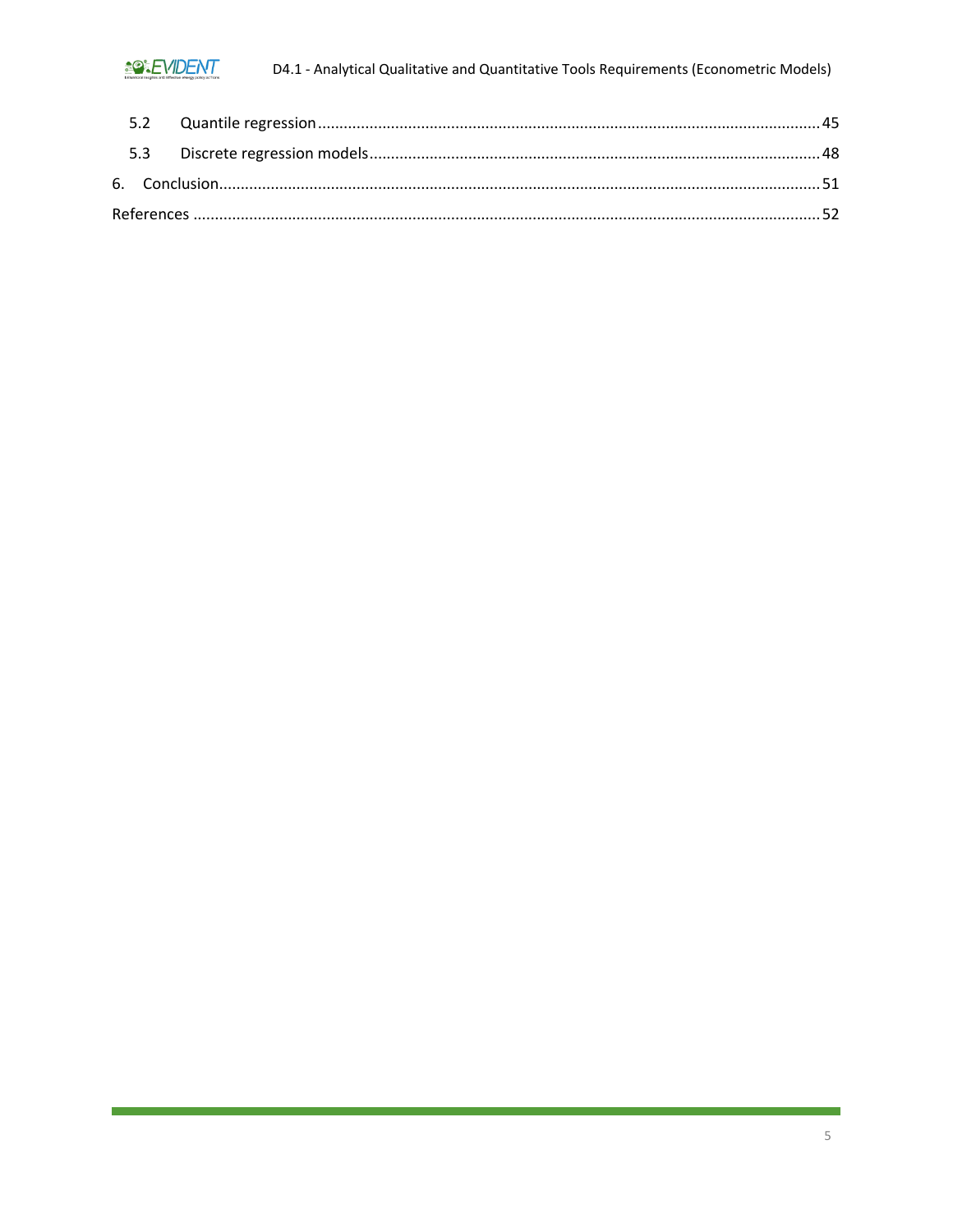5.2 Quantile regression .......... 45

5.3 Discrete regression models .......... 48

6. Conclusion .......... 51

References .......... 52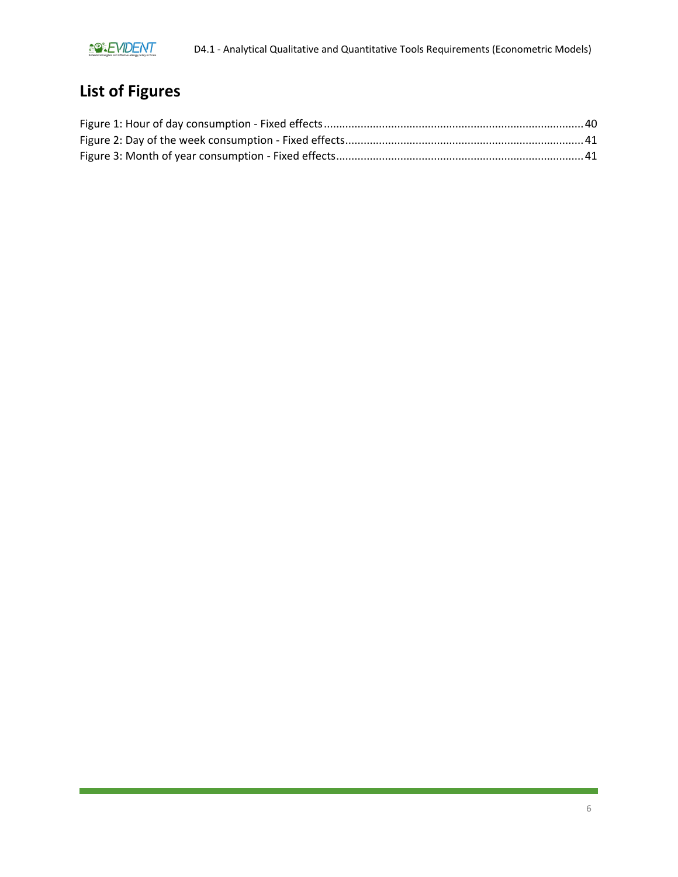## List of Figures

Figure 1: Hour of day consumption - Fixed effects ........................................................................ 40
Figure 2: Day of the week consumption - Fixed effects ................................................................ 41
Figure 3: Month of year consumption - Fixed effects ................................................................... 41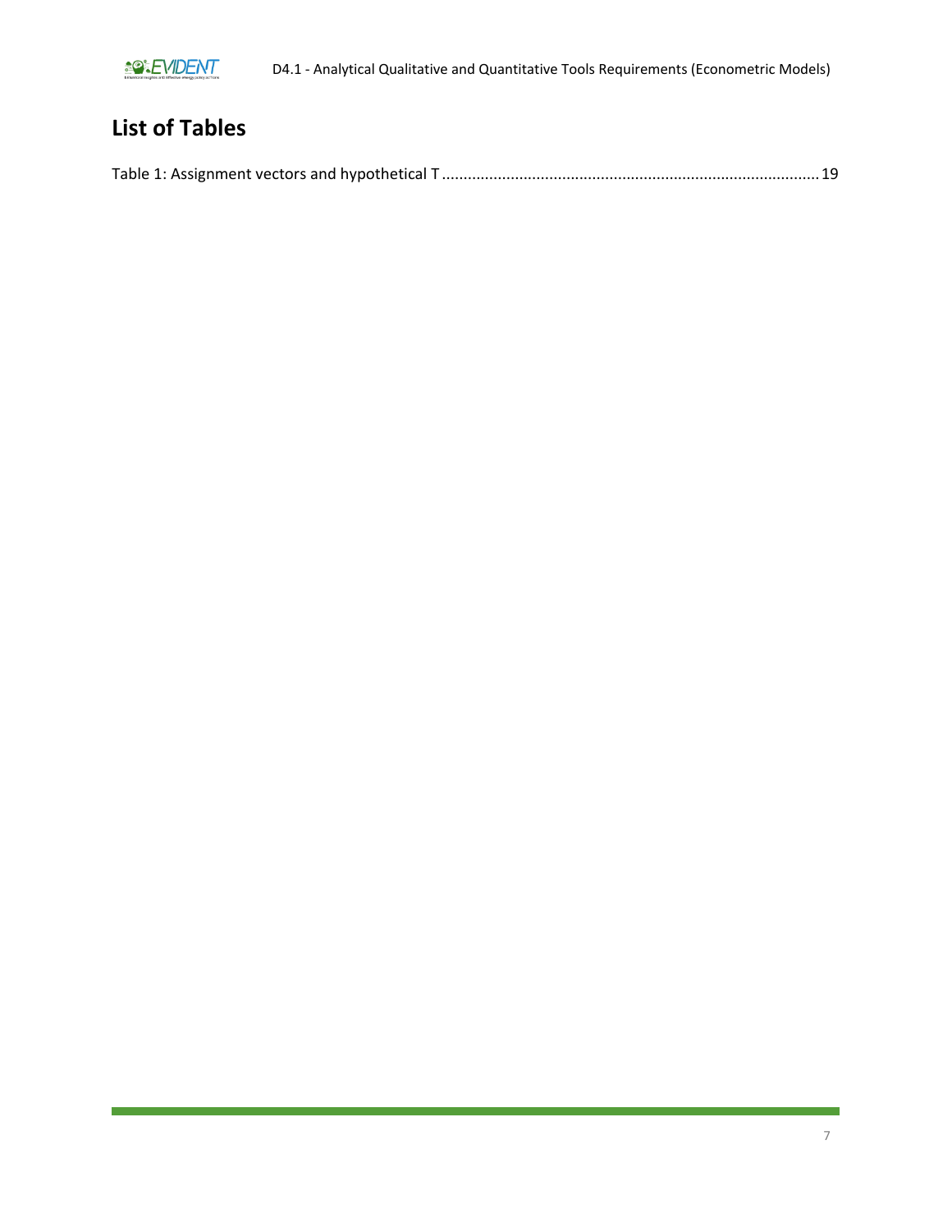# List of Tables

Table 1: Assignment vectors and hypothetical T ........................................................................................ 19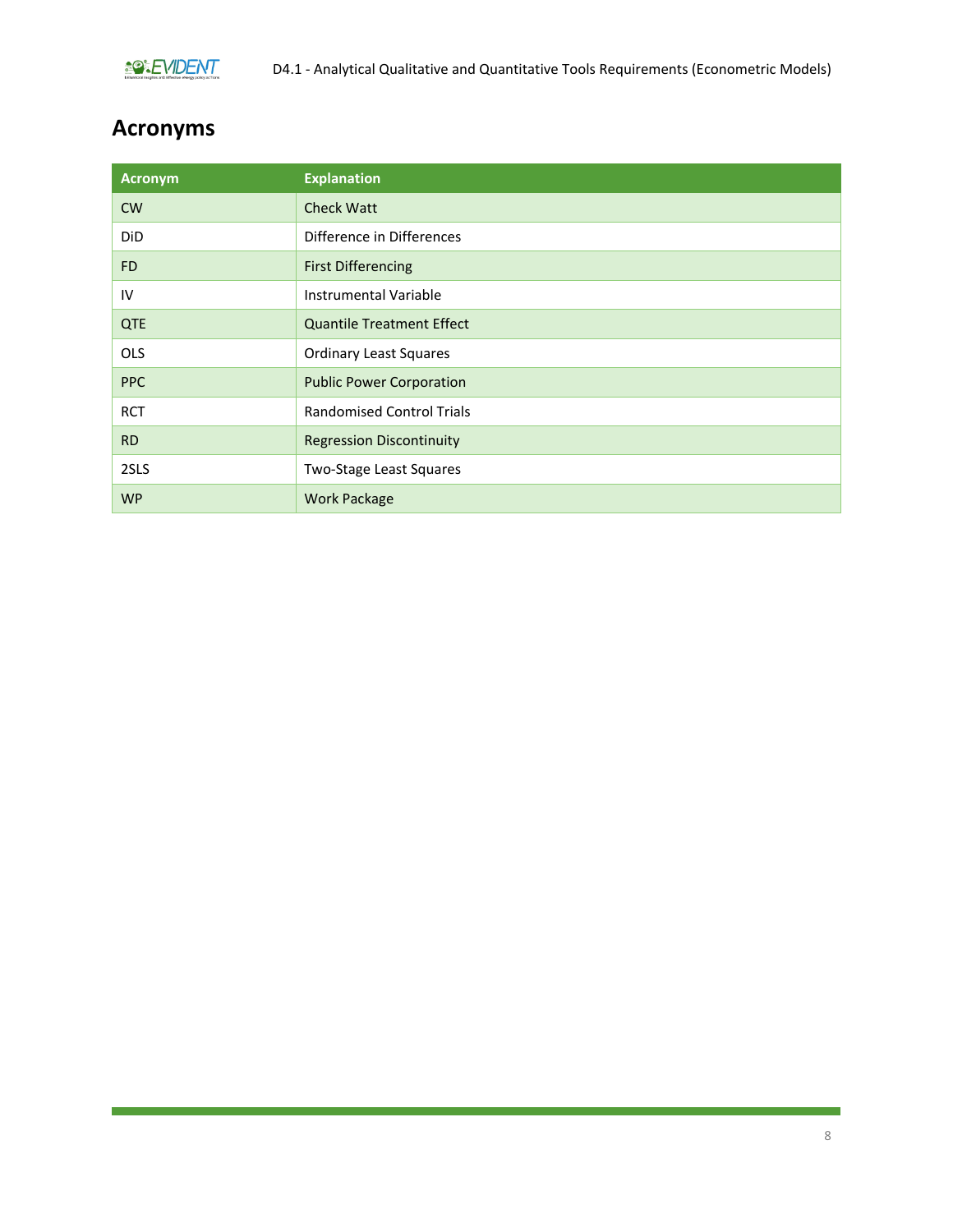# Acronyms

| Acronym | Explanation |
|---|---|
| CW | Check Watt |
| DiD | Difference in Differences |
| FD | First Differencing |
| IV | Instrumental Variable |
| QTE | Quantile Treatment Effect |
| OLS | Ordinary Least Squares |
| PPC | Public Power Corporation |
| RCT | Randomised Control Trials |
| RD | Regression Discontinuity |
| 2SLS | Two-Stage Least Squares |
| WP | Work Package |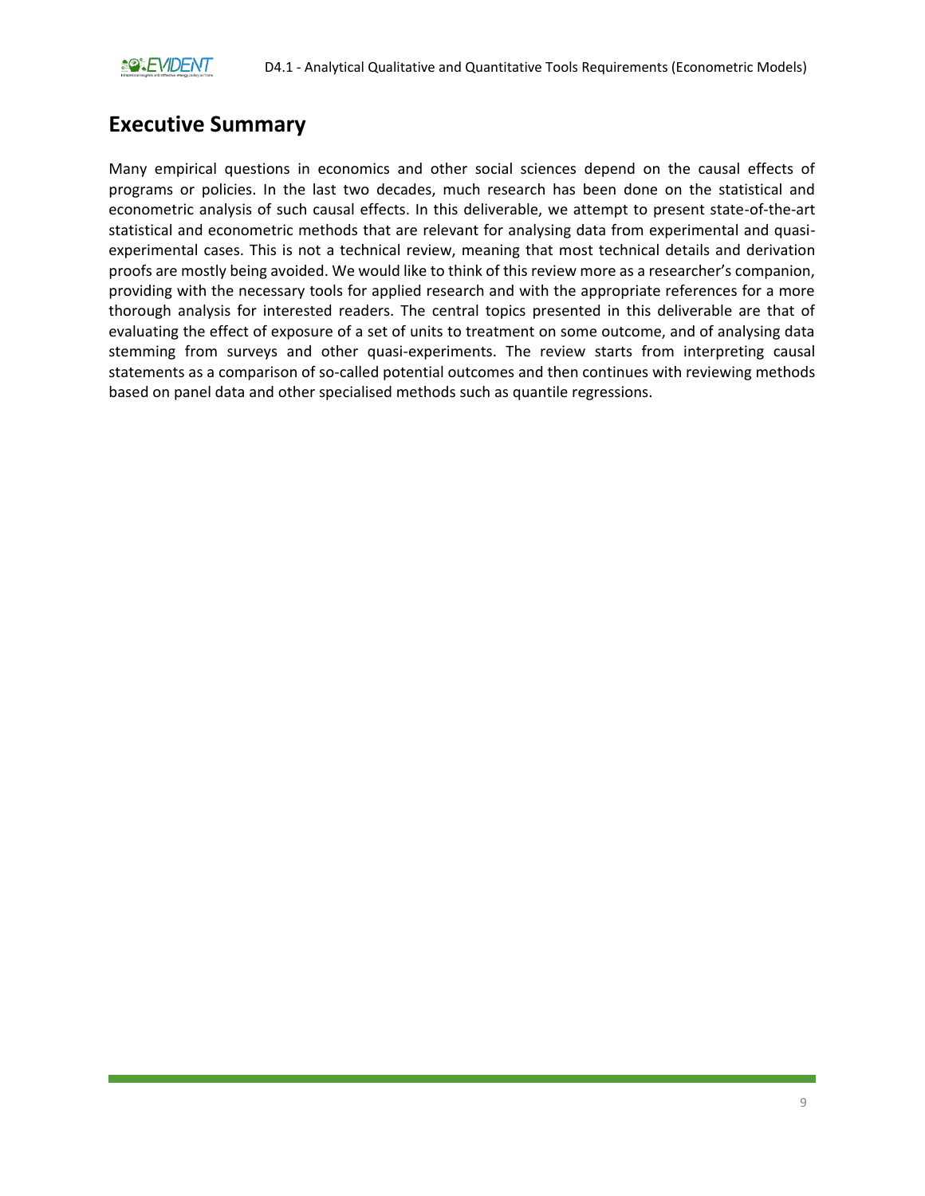# Executive Summary

Many empirical questions in economics and other social sciences depend on the causal effects of programs or policies. In the last two decades, much research has been done on the statistical and econometric analysis of such causal effects. In this deliverable, we attempt to present state-of-the-art statistical and econometric methods that are relevant for analysing data from experimental and quasi-experimental cases. This is not a technical review, meaning that most technical details and derivation proofs are mostly being avoided. We would like to think of this review more as a researcher's companion, providing with the necessary tools for applied research and with the appropriate references for a more thorough analysis for interested readers. The central topics presented in this deliverable are that of evaluating the effect of exposure of a set of units to treatment on some outcome, and of analysing data stemming from surveys and other quasi-experiments. The review starts from interpreting causal statements as a comparison of so-called potential outcomes and then continues with reviewing methods based on panel data and other specialised methods such as quantile regressions.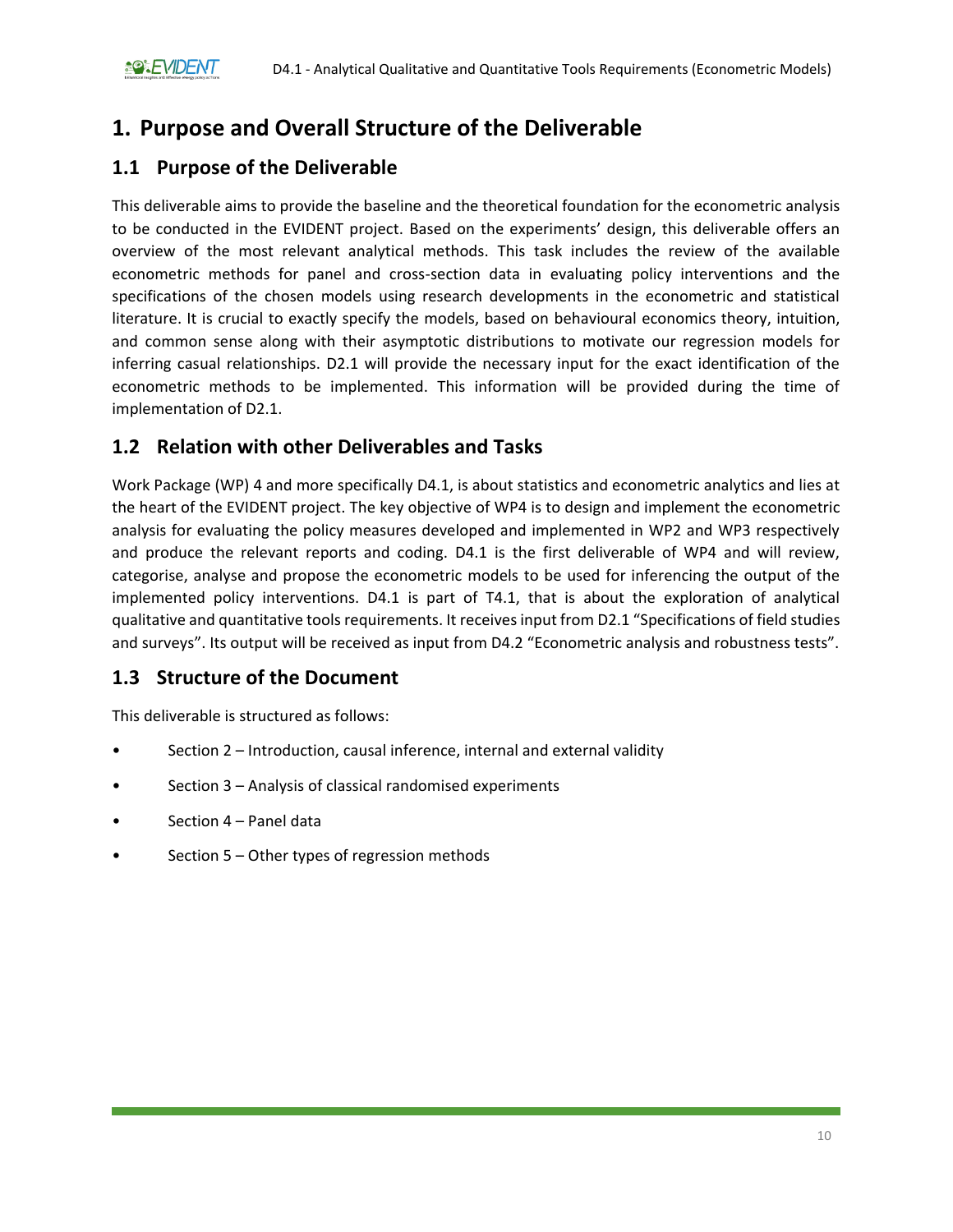# 1. Purpose and Overall Structure of the Deliverable

## 1.1 Purpose of the Deliverable

This deliverable aims to provide the baseline and the theoretical foundation for the econometric analysis to be conducted in the EVIDENT project. Based on the experiments' design, this deliverable offers an overview of the most relevant analytical methods. This task includes the review of the available econometric methods for panel and cross-section data in evaluating policy interventions and the specifications of the chosen models using research developments in the econometric and statistical literature. It is crucial to exactly specify the models, based on behavioural economics theory, intuition, and common sense along with their asymptotic distributions to motivate our regression models for inferring casual relationships. D2.1 will provide the necessary input for the exact identification of the econometric methods to be implemented. This information will be provided during the time of implementation of D2.1.

## 1.2 Relation with other Deliverables and Tasks

Work Package (WP) 4 and more specifically D4.1, is about statistics and econometric analytics and lies at the heart of the EVIDENT project. The key objective of WP4 is to design and implement the econometric analysis for evaluating the policy measures developed and implemented in WP2 and WP3 respectively and produce the relevant reports and coding. D4.1 is the first deliverable of WP4 and will review, categorise, analyse and propose the econometric models to be used for inferencing the output of the implemented policy interventions. D4.1 is part of T4.1, that is about the exploration of analytical qualitative and quantitative tools requirements. It receives input from D2.1 "Specifications of field studies and surveys". Its output will be received as input from D4.2 "Econometric analysis and robustness tests".

## 1.3 Structure of the Document

This deliverable is structured as follows:

- Section 2 – Introduction, causal inference, internal and external validity
- Section 3 – Analysis of classical randomised experiments
- Section 4 – Panel data
- Section 5 – Other types of regression methods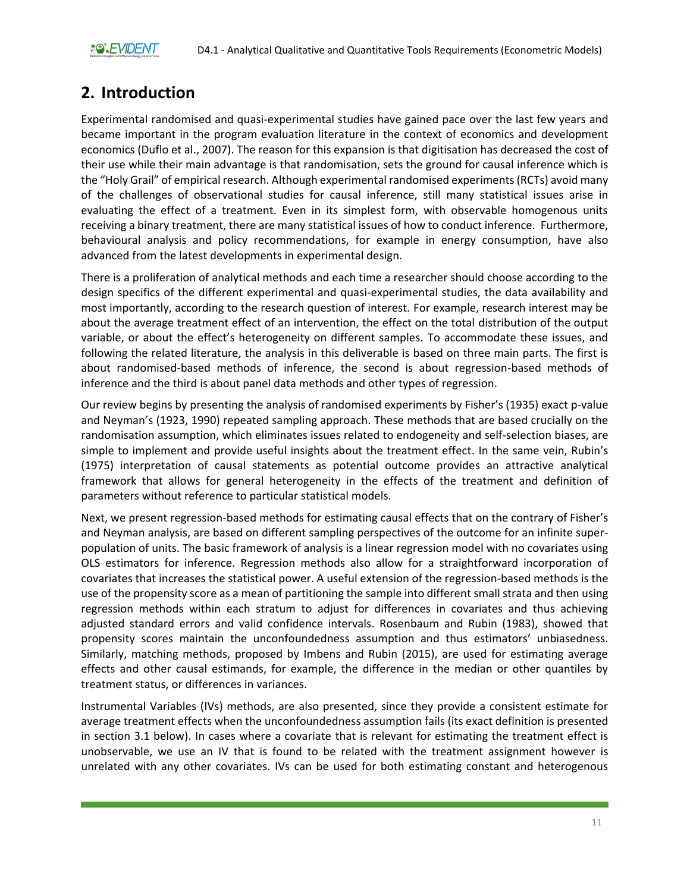## 2. Introduction

Experimental randomised and quasi-experimental studies have gained pace over the last few years and became important in the program evaluation literature in the context of economics and development economics (Duflo et al., 2007). The reason for this expansion is that digitisation has decreased the cost of their use while their main advantage is that randomisation, sets the ground for causal inference which is the "Holy Grail" of empirical research. Although experimental randomised experiments (RCTs) avoid many of the challenges of observational studies for causal inference, still many statistical issues arise in evaluating the effect of a treatment. Even in its simplest form, with observable homogenous units receiving a binary treatment, there are many statistical issues of how to conduct inference. Furthermore, behavioural analysis and policy recommendations, for example in energy consumption, have also advanced from the latest developments in experimental design.

There is a proliferation of analytical methods and each time a researcher should choose according to the design specifics of the different experimental and quasi-experimental studies, the data availability and most importantly, according to the research question of interest. For example, research interest may be about the average treatment effect of an intervention, the effect on the total distribution of the output variable, or about the effect's heterogeneity on different samples. To accommodate these issues, and following the related literature, the analysis in this deliverable is based on three main parts. The first is about randomised-based methods of inference, the second is about regression-based methods of inference and the third is about panel data methods and other types of regression.

Our review begins by presenting the analysis of randomised experiments by Fisher's (1935) exact p-value and Neyman's (1923, 1990) repeated sampling approach. These methods that are based crucially on the randomisation assumption, which eliminates issues related to endogeneity and self-selection biases, are simple to implement and provide useful insights about the treatment effect. In the same vein, Rubin's (1975) interpretation of causal statements as potential outcome provides an attractive analytical framework that allows for general heterogeneity in the effects of the treatment and definition of parameters without reference to particular statistical models.

Next, we present regression-based methods for estimating causal effects that on the contrary of Fisher's and Neyman analysis, are based on different sampling perspectives of the outcome for an infinite super-population of units. The basic framework of analysis is a linear regression model with no covariates using OLS estimators for inference. Regression methods also allow for a straightforward incorporation of covariates that increases the statistical power. A useful extension of the regression-based methods is the use of the propensity score as a mean of partitioning the sample into different small strata and then using regression methods within each stratum to adjust for differences in covariates and thus achieving adjusted standard errors and valid confidence intervals. Rosenbaum and Rubin (1983), showed that propensity scores maintain the unconfoundedness assumption and thus estimators' unbiasedness. Similarly, matching methods, proposed by Imbens and Rubin (2015), are used for estimating average effects and other causal estimands, for example, the difference in the median or other quantiles by treatment status, or differences in variances.

Instrumental Variables (IVs) methods, are also presented, since they provide a consistent estimate for average treatment effects when the unconfoundedness assumption fails (its exact definition is presented in section 3.1 below). In cases where a covariate that is relevant for estimating the treatment effect is unobservable, we use an IV that is found to be related with the treatment assignment however is unrelated with any other covariates. IVs can be used for both estimating constant and heterogenous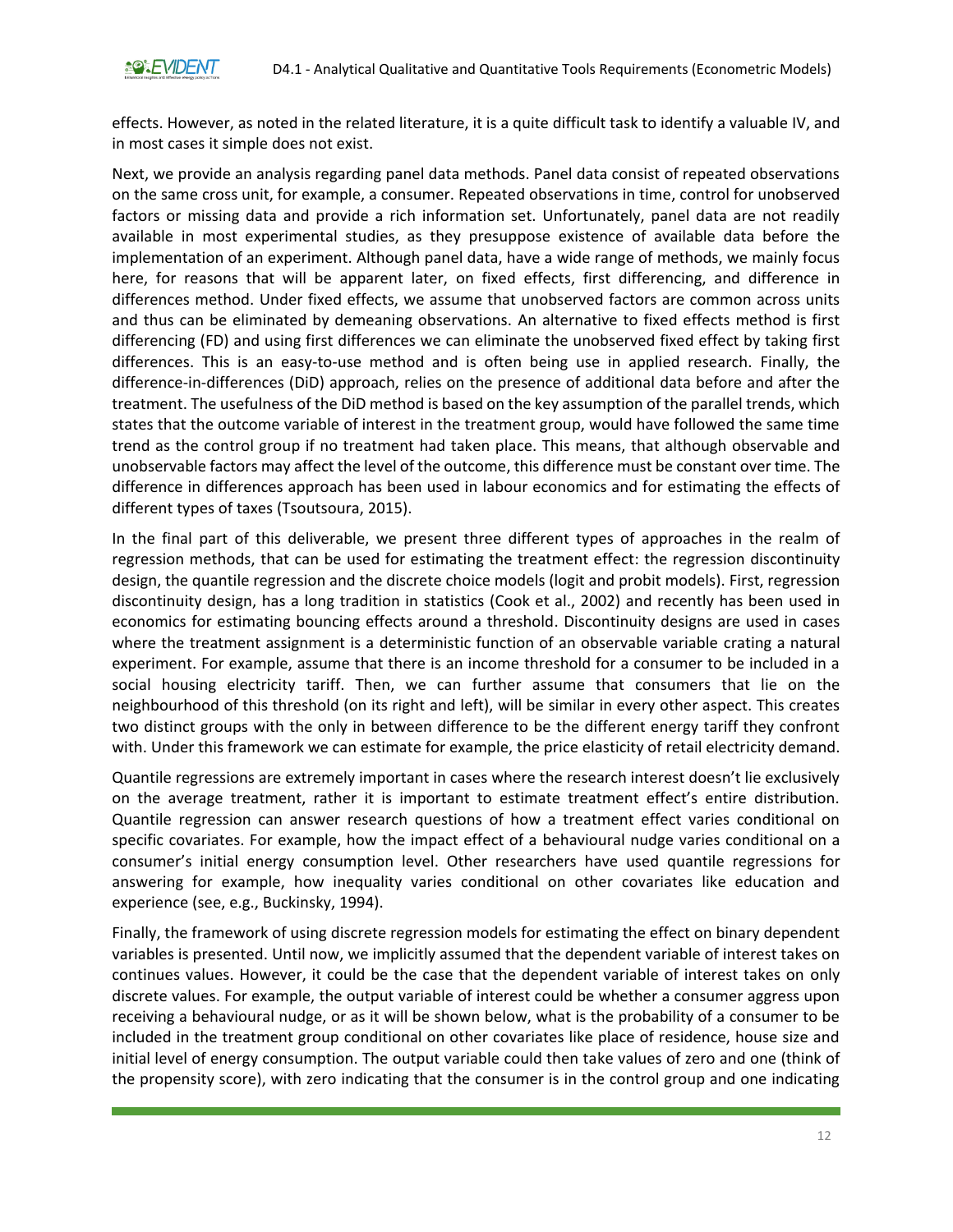effects. However, as noted in the related literature, it is a quite difficult task to identify a valuable IV, and in most cases it simple does not exist.

Next, we provide an analysis regarding panel data methods. Panel data consist of repeated observations on the same cross unit, for example, a consumer. Repeated observations in time, control for unobserved factors or missing data and provide a rich information set. Unfortunately, panel data are not readily available in most experimental studies, as they presuppose existence of available data before the implementation of an experiment. Although panel data, have a wide range of methods, we mainly focus here, for reasons that will be apparent later, on fixed effects, first differencing, and difference in differences method. Under fixed effects, we assume that unobserved factors are common across units and thus can be eliminated by demeaning observations. An alternative to fixed effects method is first differencing (FD) and using first differences we can eliminate the unobserved fixed effect by taking first differences. This is an easy-to-use method and is often being use in applied research. Finally, the difference-in-differences (DiD) approach, relies on the presence of additional data before and after the treatment. The usefulness of the DiD method is based on the key assumption of the parallel trends, which states that the outcome variable of interest in the treatment group, would have followed the same time trend as the control group if no treatment had taken place. This means, that although observable and unobservable factors may affect the level of the outcome, this difference must be constant over time. The difference in differences approach has been used in labour economics and for estimating the effects of different types of taxes (Tsoutsoura, 2015).

In the final part of this deliverable, we present three different types of approaches in the realm of regression methods, that can be used for estimating the treatment effect: the regression discontinuity design, the quantile regression and the discrete choice models (logit and probit models). First, regression discontinuity design, has a long tradition in statistics (Cook et al., 2002) and recently has been used in economics for estimating bouncing effects around a threshold. Discontinuity designs are used in cases where the treatment assignment is a deterministic function of an observable variable crating a natural experiment. For example, assume that there is an income threshold for a consumer to be included in a social housing electricity tariff. Then, we can further assume that consumers that lie on the neighbourhood of this threshold (on its right and left), will be similar in every other aspect. This creates two distinct groups with the only in between difference to be the different energy tariff they confront with. Under this framework we can estimate for example, the price elasticity of retail electricity demand.

Quantile regressions are extremely important in cases where the research interest doesn't lie exclusively on the average treatment, rather it is important to estimate treatment effect's entire distribution. Quantile regression can answer research questions of how a treatment effect varies conditional on specific covariates. For example, how the impact effect of a behavioural nudge varies conditional on a consumer's initial energy consumption level. Other researchers have used quantile regressions for answering for example, how inequality varies conditional on other covariates like education and experience (see, e.g., Buckinsky, 1994).

Finally, the framework of using discrete regression models for estimating the effect on binary dependent variables is presented. Until now, we implicitly assumed that the dependent variable of interest takes on continues values. However, it could be the case that the dependent variable of interest takes on only discrete values. For example, the output variable of interest could be whether a consumer aggress upon receiving a behavioural nudge, or as it will be shown below, what is the probability of a consumer to be included in the treatment group conditional on other covariates like place of residence, house size and initial level of energy consumption. The output variable could then take values of zero and one (think of the propensity score), with zero indicating that the consumer is in the control group and one indicating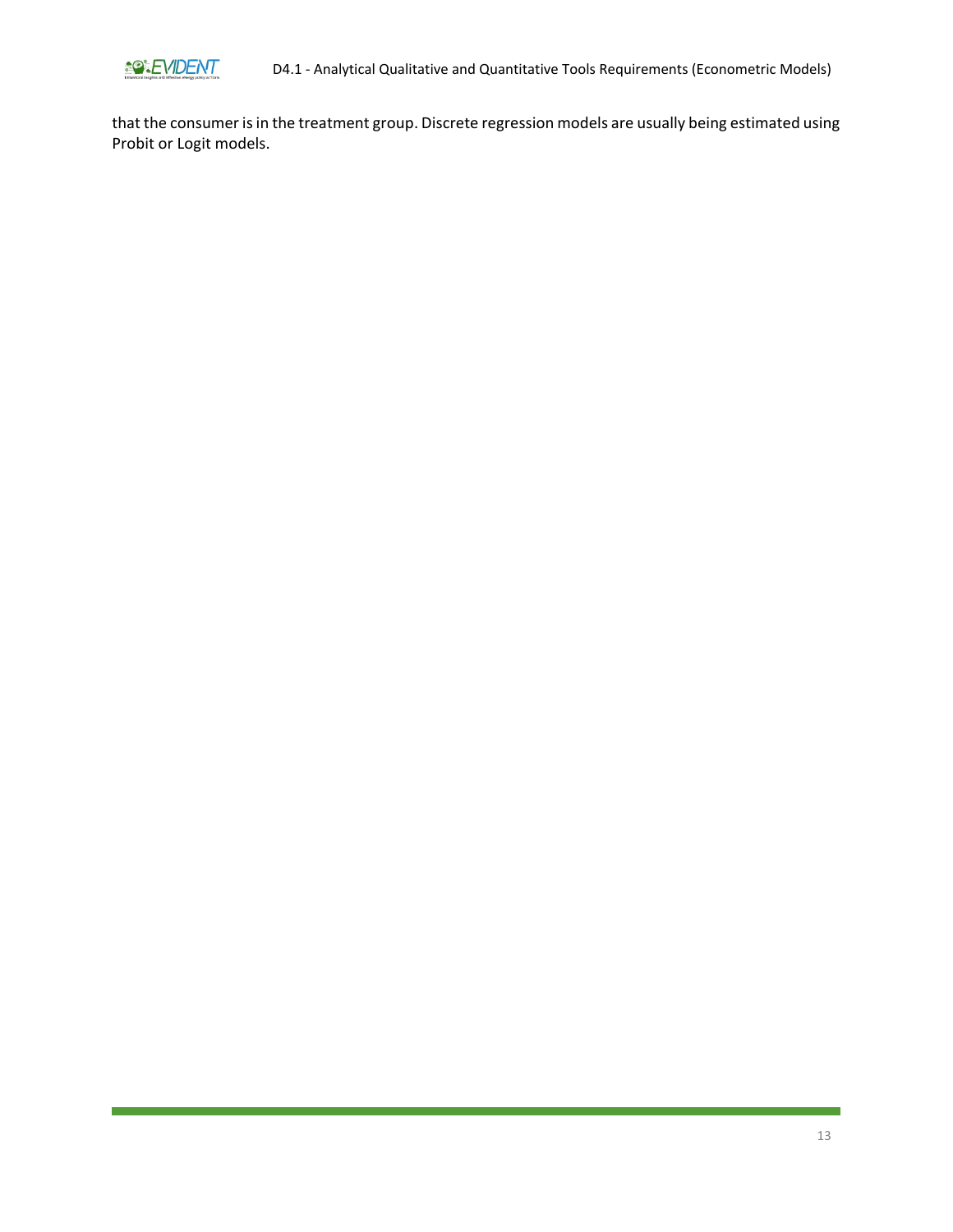that the consumer is in the treatment group. Discrete regression models are usually being estimated using Probit or Logit models.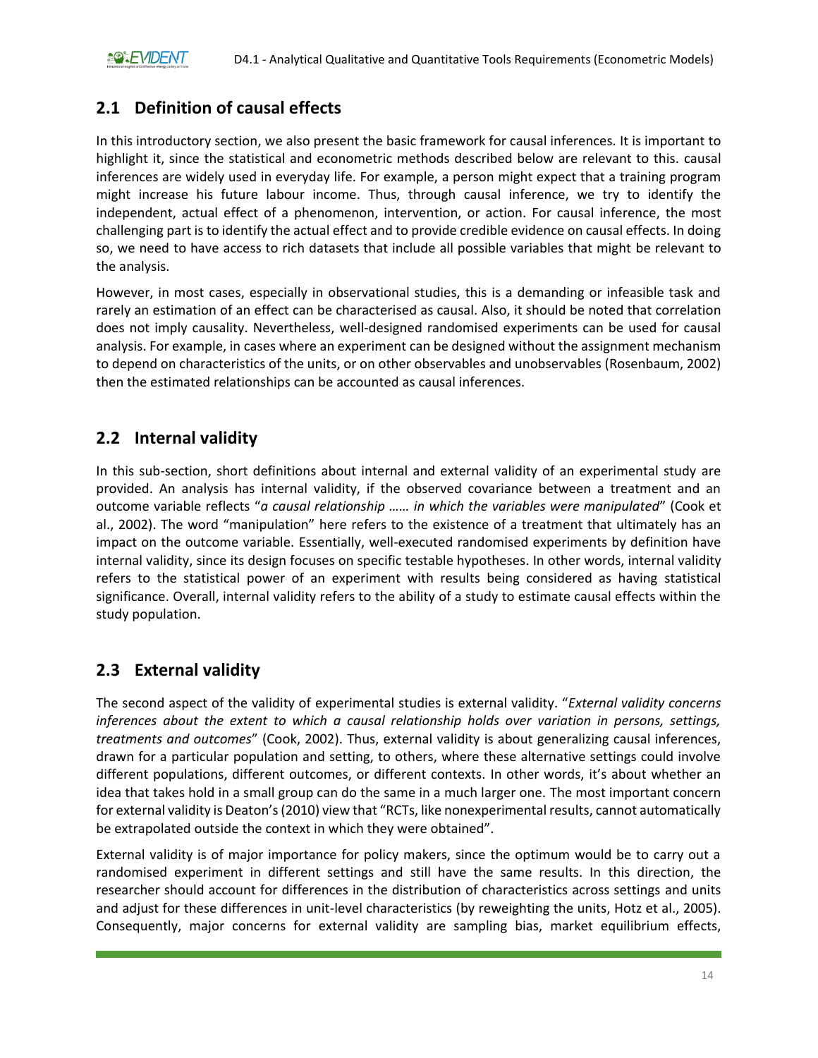## 2.1 Definition of causal effects

In this introductory section, we also present the basic framework for causal inferences. It is important to highlight it, since the statistical and econometric methods described below are relevant to this. causal inferences are widely used in everyday life. For example, a person might expect that a training program might increase his future labour income. Thus, through causal inference, we try to identify the independent, actual effect of a phenomenon, intervention, or action. For causal inference, the most challenging part is to identify the actual effect and to provide credible evidence on causal effects. In doing so, we need to have access to rich datasets that include all possible variables that might be relevant to the analysis.

However, in most cases, especially in observational studies, this is a demanding or infeasible task and rarely an estimation of an effect can be characterised as causal. Also, it should be noted that correlation does not imply causality. Nevertheless, well-designed randomised experiments can be used for causal analysis. For example, in cases where an experiment can be designed without the assignment mechanism to depend on characteristics of the units, or on other observables and unobservables (Rosenbaum, 2002) then the estimated relationships can be accounted as causal inferences.

## 2.2 Internal validity

In this sub-section, short definitions about internal and external validity of an experimental study are provided. An analysis has internal validity, if the observed covariance between a treatment and an outcome variable reflects "*a causal relationship …… in which the variables were manipulated*" (Cook et al., 2002). The word "manipulation" here refers to the existence of a treatment that ultimately has an impact on the outcome variable. Essentially, well-executed randomised experiments by definition have internal validity, since its design focuses on specific testable hypotheses. In other words, internal validity refers to the statistical power of an experiment with results being considered as having statistical significance. Overall, internal validity refers to the ability of a study to estimate causal effects within the study population.

## 2.3 External validity

The second aspect of the validity of experimental studies is external validity. "*External validity concerns inferences about the extent to which a causal relationship holds over variation in persons, settings, treatments and outcomes*" (Cook, 2002). Thus, external validity is about generalizing causal inferences, drawn for a particular population and setting, to others, where these alternative settings could involve different populations, different outcomes, or different contexts. In other words, it's about whether an idea that takes hold in a small group can do the same in a much larger one. The most important concern for external validity is Deaton's (2010) view that "RCTs, like nonexperimental results, cannot automatically be extrapolated outside the context in which they were obtained".

External validity is of major importance for policy makers, since the optimum would be to carry out a randomised experiment in different settings and still have the same results. In this direction, the researcher should account for differences in the distribution of characteristics across settings and units and adjust for these differences in unit-level characteristics (by reweighting the units, Hotz et al., 2005). Consequently, major concerns for external validity are sampling bias, market equilibrium effects,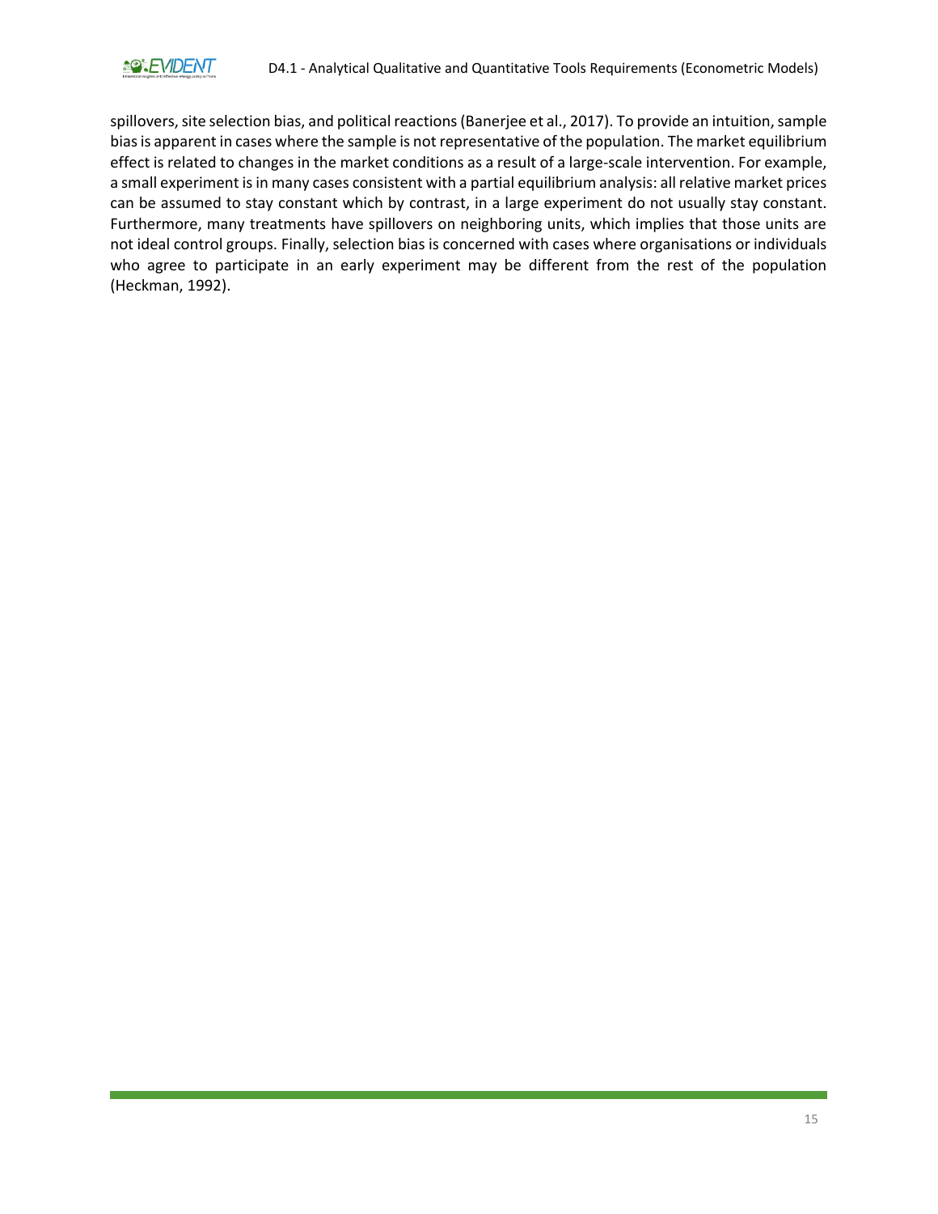spillovers, site selection bias, and political reactions (Banerjee et al., 2017). To provide an intuition, sample bias is apparent in cases where the sample is not representative of the population. The market equilibrium effect is related to changes in the market conditions as a result of a large-scale intervention. For example, a small experiment is in many cases consistent with a partial equilibrium analysis: all relative market prices can be assumed to stay constant which by contrast, in a large experiment do not usually stay constant. Furthermore, many treatments have spillovers on neighboring units, which implies that those units are not ideal control groups. Finally, selection bias is concerned with cases where organisations or individuals who agree to participate in an early experiment may be different from the rest of the population (Heckman, 1992).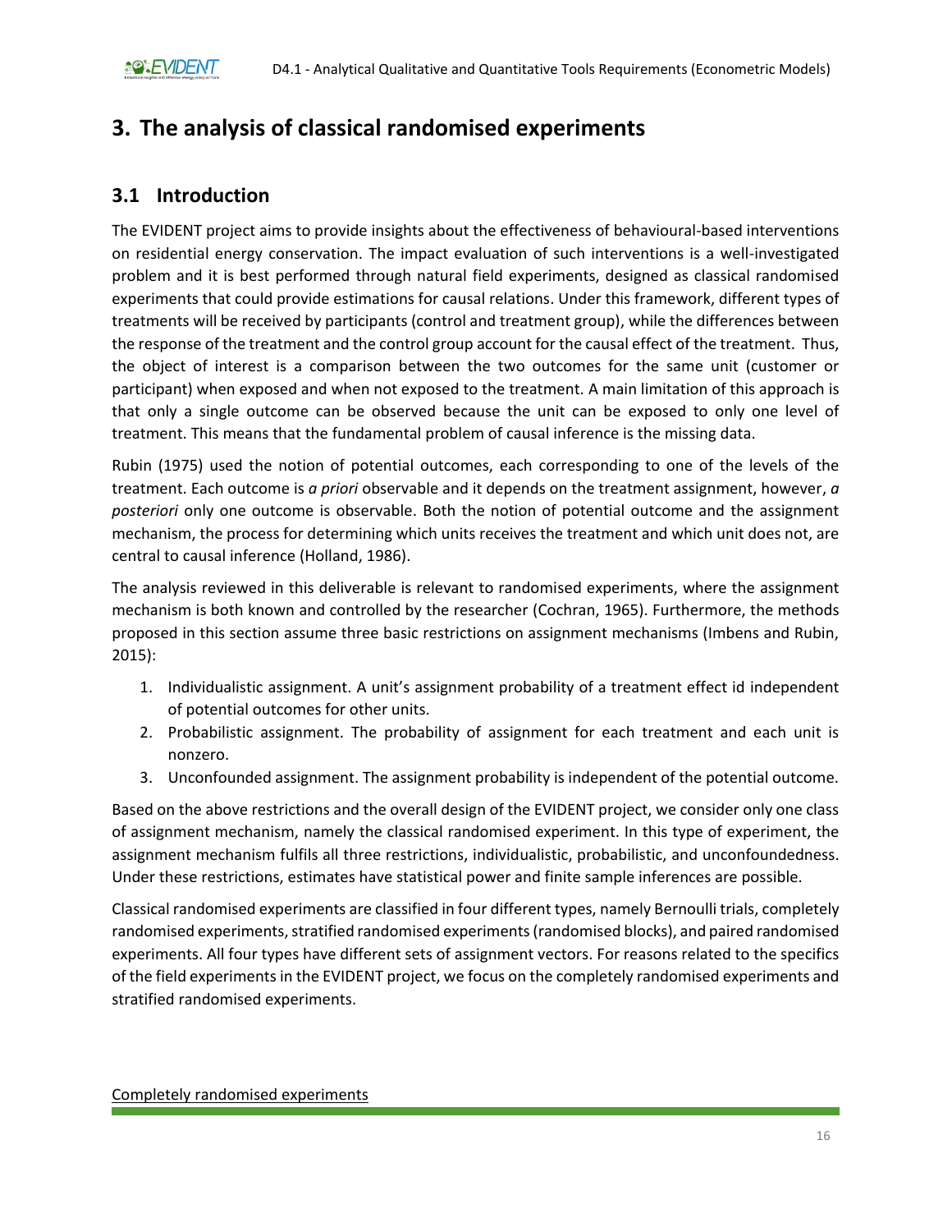# 3. The analysis of classical randomised experiments

## 3.1 Introduction

The EVIDENT project aims to provide insights about the effectiveness of behavioural-based interventions on residential energy conservation. The impact evaluation of such interventions is a well-investigated problem and it is best performed through natural field experiments, designed as classical randomised experiments that could provide estimations for causal relations. Under this framework, different types of treatments will be received by participants (control and treatment group), while the differences between the response of the treatment and the control group account for the causal effect of the treatment. Thus, the object of interest is a comparison between the two outcomes for the same unit (customer or participant) when exposed and when not exposed to the treatment. A main limitation of this approach is that only a single outcome can be observed because the unit can be exposed to only one level of treatment. This means that the fundamental problem of causal inference is the missing data.

Rubin (1975) used the notion of potential outcomes, each corresponding to one of the levels of the treatment. Each outcome is *a priori* observable and it depends on the treatment assignment, however, *a posteriori* only one outcome is observable. Both the notion of potential outcome and the assignment mechanism, the process for determining which units receives the treatment and which unit does not, are central to causal inference (Holland, 1986).

The analysis reviewed in this deliverable is relevant to randomised experiments, where the assignment mechanism is both known and controlled by the researcher (Cochran, 1965). Furthermore, the methods proposed in this section assume three basic restrictions on assignment mechanisms (Imbens and Rubin, 2015):

1. Individualistic assignment. A unit's assignment probability of a treatment effect id independent of potential outcomes for other units.
2. Probabilistic assignment. The probability of assignment for each treatment and each unit is nonzero.
3. Unconfounded assignment. The assignment probability is independent of the potential outcome.

Based on the above restrictions and the overall design of the EVIDENT project, we consider only one class of assignment mechanism, namely the classical randomised experiment. In this type of experiment, the assignment mechanism fulfils all three restrictions, individualistic, probabilistic, and unconfoundedness. Under these restrictions, estimates have statistical power and finite sample inferences are possible.

Classical randomised experiments are classified in four different types, namely Bernoulli trials, completely randomised experiments, stratified randomised experiments (randomised blocks), and paired randomised experiments. All four types have different sets of assignment vectors. For reasons related to the specifics of the field experiments in the EVIDENT project, we focus on the completely randomised experiments and stratified randomised experiments.

Completely randomised experiments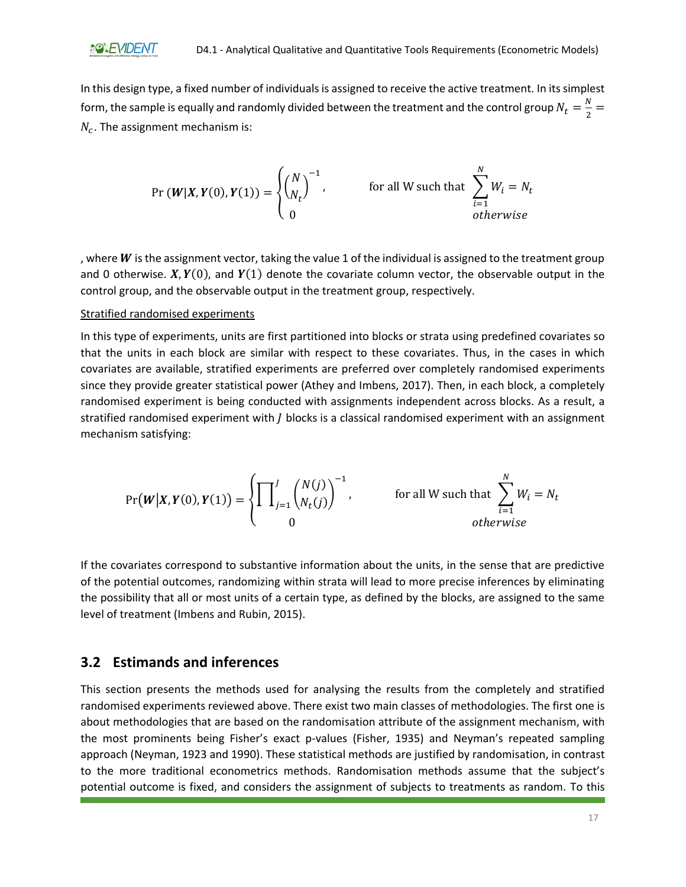In this design type, a fixed number of individuals is assigned to receive the active treatment. In its simplest form, the sample is equally and randomly divided between the treatment and the control group $N_t = \frac{N}{2} = N_c$. The assignment mechanism is:

$$\Pr(\boldsymbol{W}|\boldsymbol{X}, \boldsymbol{Y}(0), \boldsymbol{Y}(1)) = \begin{cases} \binom{N}{N_t}^{-1}, & \text{for all W such that } \sum_{i=1}^{N} W_i = N_t \\ 0 & \text{otherwise} \end{cases}$$

, where $\boldsymbol{W}$ is the assignment vector, taking the value 1 of the individual is assigned to the treatment group and 0 otherwise. $\boldsymbol{X}, \boldsymbol{Y}(0)$, and $\boldsymbol{Y}(1)$ denote the covariate column vector, the observable output in the control group, and the observable output in the treatment group, respectively.

<u>Stratified randomised experiments</u>

In this type of experiments, units are first partitioned into blocks or strata using predefined covariates so that the units in each block are similar with respect to these covariates. Thus, in the cases in which covariates are available, stratified experiments are preferred over completely randomised experiments since they provide greater statistical power (Athey and Imbens, 2017). Then, in each block, a completely randomised experiment is being conducted with assignments independent across blocks. As a result, a stratified randomised experiment with $J$ blocks is a classical randomised experiment with an assignment mechanism satisfying:

$$\Pr(\boldsymbol{W}|\boldsymbol{X}, \boldsymbol{Y}(0), \boldsymbol{Y}(1)) = \begin{cases} \prod_{j=1}^{J} \binom{N(j)}{N_t(j)}^{-1}, & \text{for all W such that } \sum_{i=1}^{N} W_i = N_t \\ 0 & \text{otherwise} \end{cases}$$

If the covariates correspond to substantive information about the units, in the sense that are predictive of the potential outcomes, randomizing within strata will lead to more precise inferences by eliminating the possibility that all or most units of a certain type, as defined by the blocks, are assigned to the same level of treatment (Imbens and Rubin, 2015).

## 3.2 Estimands and inferences

This section presents the methods used for analysing the results from the completely and stratified randomised experiments reviewed above. There exist two main classes of methodologies. The first one is about methodologies that are based on the randomisation attribute of the assignment mechanism, with the most prominents being Fisher's exact p-values (Fisher, 1935) and Neyman's repeated sampling approach (Neyman, 1923 and 1990). These statistical methods are justified by randomisation, in contrast to the more traditional econometrics methods. Randomisation methods assume that the subject's potential outcome is fixed, and considers the assignment of subjects to treatments as random. To this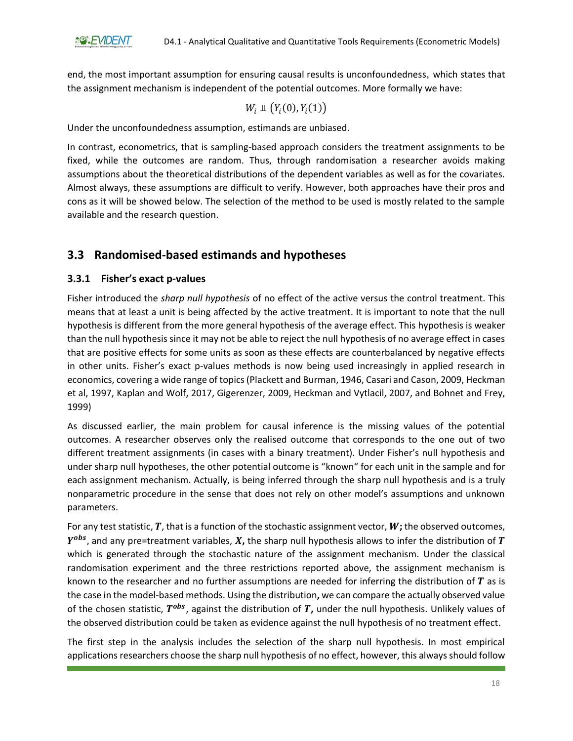end, the most important assumption for ensuring causal results is unconfoundedness, which states that the assignment mechanism is independent of the potential outcomes. More formally we have:

$$W_i \perp\!\!\!\perp \left(Y_i(0), Y_i(1)\right)$$

Under the unconfoundedness assumption, estimands are unbiased.

In contrast, econometrics, that is sampling-based approach considers the treatment assignments to be fixed, while the outcomes are random. Thus, through randomisation a researcher avoids making assumptions about the theoretical distributions of the dependent variables as well as for the covariates. Almost always, these assumptions are difficult to verify. However, both approaches have their pros and cons as it will be showed below. The selection of the method to be used is mostly related to the sample available and the research question.

## 3.3 Randomised-based estimands and hypotheses

### 3.3.1 Fisher's exact p-values

Fisher introduced the *sharp null hypothesis* of no effect of the active versus the control treatment. This means that at least a unit is being affected by the active treatment. It is important to note that the null hypothesis is different from the more general hypothesis of the average effect. This hypothesis is weaker than the null hypothesis since it may not be able to reject the null hypothesis of no average effect in cases that are positive effects for some units as soon as these effects are counterbalanced by negative effects in other units. Fisher's exact p-values methods is now being used increasingly in applied research in economics, covering a wide range of topics (Plackett and Burman, 1946, Casari and Cason, 2009, Heckman et al, 1997, Kaplan and Wolf, 2017, Gigerenzer, 2009, Heckman and Vytlacil, 2007, and Bohnet and Frey, 1999)

As discussed earlier, the main problem for causal inference is the missing values of the potential outcomes. A researcher observes only the realised outcome that corresponds to the one out of two different treatment assignments (in cases with a binary treatment). Under Fisher's null hypothesis and under sharp null hypotheses, the other potential outcome is "known" for each unit in the sample and for each assignment mechanism. Actually, is being inferred through the sharp null hypothesis and is a truly nonparametric procedure in the sense that does not rely on other model's assumptions and unknown parameters.

For any test statistic, $\boldsymbol{T}$, that is a function of the stochastic assignment vector, $\boldsymbol{W}$**;** the observed outcomes, $\boldsymbol{Y^{obs}}$, and any pre=treatment variables, $\boldsymbol{X}$**,** the sharp null hypothesis allows to infer the distribution of $\boldsymbol{T}$ which is generated through the stochastic nature of the assignment mechanism. Under the classical randomisation experiment and the three restrictions reported above, the assignment mechanism is known to the researcher and no further assumptions are needed for inferring the distribution of $\boldsymbol{T}$ as is the case in the model-based methods. Using the distribution**,** we can compare the actually observed value of the chosen statistic, $\boldsymbol{T^{obs}}$, against the distribution of $\boldsymbol{T}$**,** under the null hypothesis. Unlikely values of the observed distribution could be taken as evidence against the null hypothesis of no treatment effect.

The first step in the analysis includes the selection of the sharp null hypothesis. In most empirical applications researchers choose the sharp null hypothesis of no effect, however, this always should follow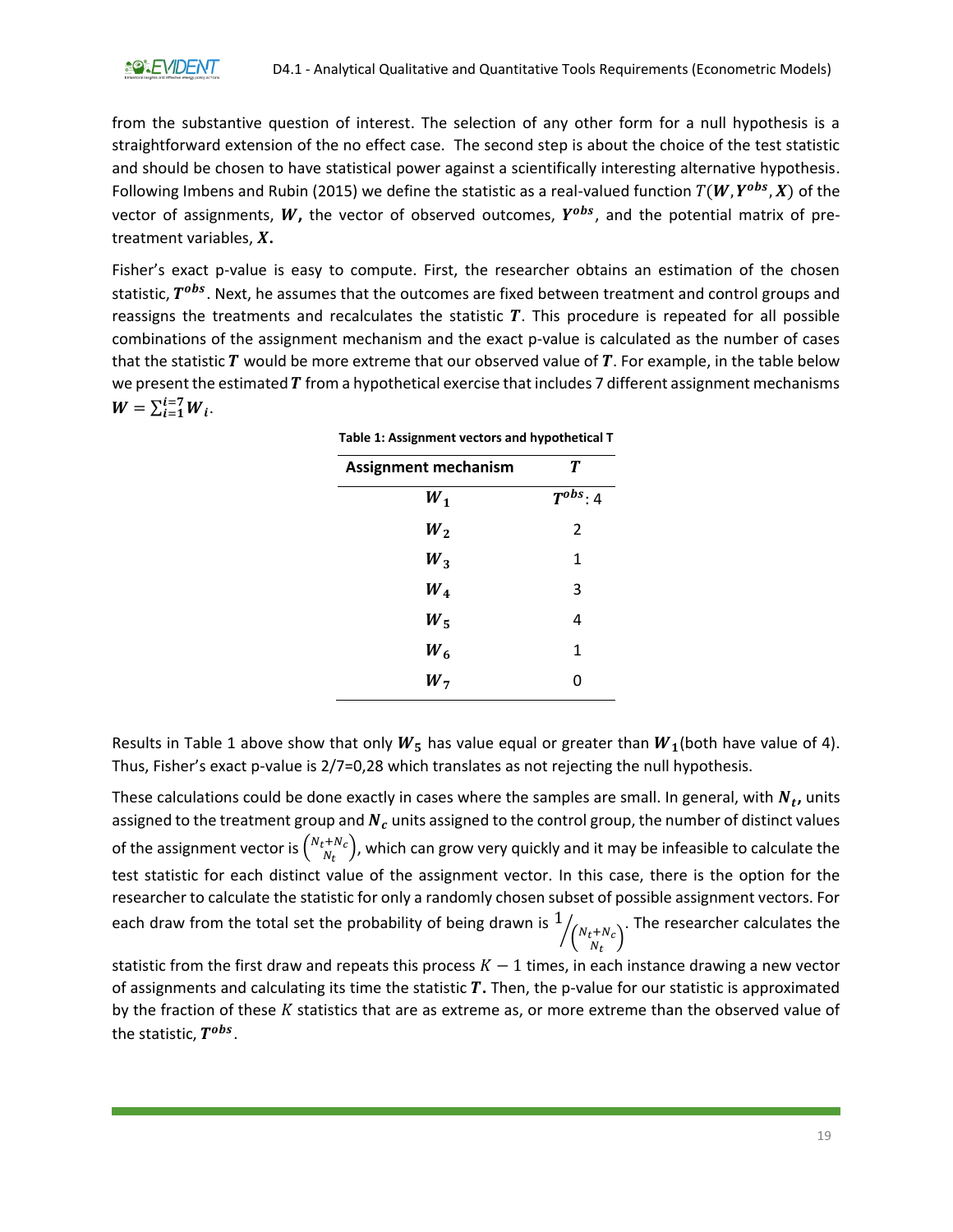from the substantive question of interest. The selection of any other form for a null hypothesis is a straightforward extension of the no effect case. The second step is about the choice of the test statistic and should be chosen to have statistical power against a scientifically interesting alternative hypothesis. Following Imbens and Rubin (2015) we define the statistic as a real-valued function $T(\boldsymbol{W}, \boldsymbol{Y^{obs}}, \boldsymbol{X})$ of the vector of assignments, $\boldsymbol{W}$**,** the vector of observed outcomes, $\boldsymbol{Y^{obs}}$, and the potential matrix of pre-treatment variables, $\boldsymbol{X}$**.**

Fisher's exact p-value is easy to compute. First, the researcher obtains an estimation of the chosen statistic, $\boldsymbol{T^{obs}}$. Next, he assumes that the outcomes are fixed between treatment and control groups and reassigns the treatments and recalculates the statistic $\boldsymbol{T}$. This procedure is repeated for all possible combinations of the assignment mechanism and the exact p-value is calculated as the number of cases that the statistic $\boldsymbol{T}$ would be more extreme that our observed value of $\boldsymbol{T}$. For example, in the table below we present the estimated $\boldsymbol{T}$ from a hypothetical exercise that includes 7 different assignment mechanisms $\boldsymbol{W} = \sum_{i=1}^{i=7} \boldsymbol{W_i}$.

**Table 1: Assignment vectors and hypothetical T**

| Assignment mechanism | $\boldsymbol{T}$ |
|---|---|
| $\boldsymbol{W_1}$ | $\boldsymbol{T^{obs}}$: 4 |
| $\boldsymbol{W_2}$ | 2 |
| $\boldsymbol{W_3}$ | 1 |
| $\boldsymbol{W_4}$ | 3 |
| $\boldsymbol{W_5}$ | 4 |
| $\boldsymbol{W_6}$ | 1 |
| $\boldsymbol{W_7}$ | 0 |

Results in Table 1 above show that only $\boldsymbol{W_5}$ has value equal or greater than $\boldsymbol{W_1}$(both have value of 4). Thus, Fisher's exact p-value is 2/7=0,28 which translates as not rejecting the null hypothesis.

These calculations could be done exactly in cases where the samples are small. In general, with $\boldsymbol{N_t}$**,** units assigned to the treatment group and $\boldsymbol{N_c}$ units assigned to the control group, the number of distinct values of the assignment vector is $\binom{N_t+N_c}{N_t}$, which can grow very quickly and it may be infeasible to calculate the test statistic for each distinct value of the assignment vector. In this case, there is the option for the researcher to calculate the statistic for only a randomly chosen subset of possible assignment vectors. For each draw from the total set the probability of being drawn is $1 \Big/ \binom{N_t+N_c}{N_t}$. The researcher calculates the statistic from the first draw and repeats this process $K - 1$ times, in each instance drawing a new vector of assignments and calculating its time the statistic $\boldsymbol{T}$**.** Then, the p-value for our statistic is approximated by the fraction of these $K$ statistics that are as extreme as, or more extreme than the observed value of the statistic, $\boldsymbol{T^{obs}}$.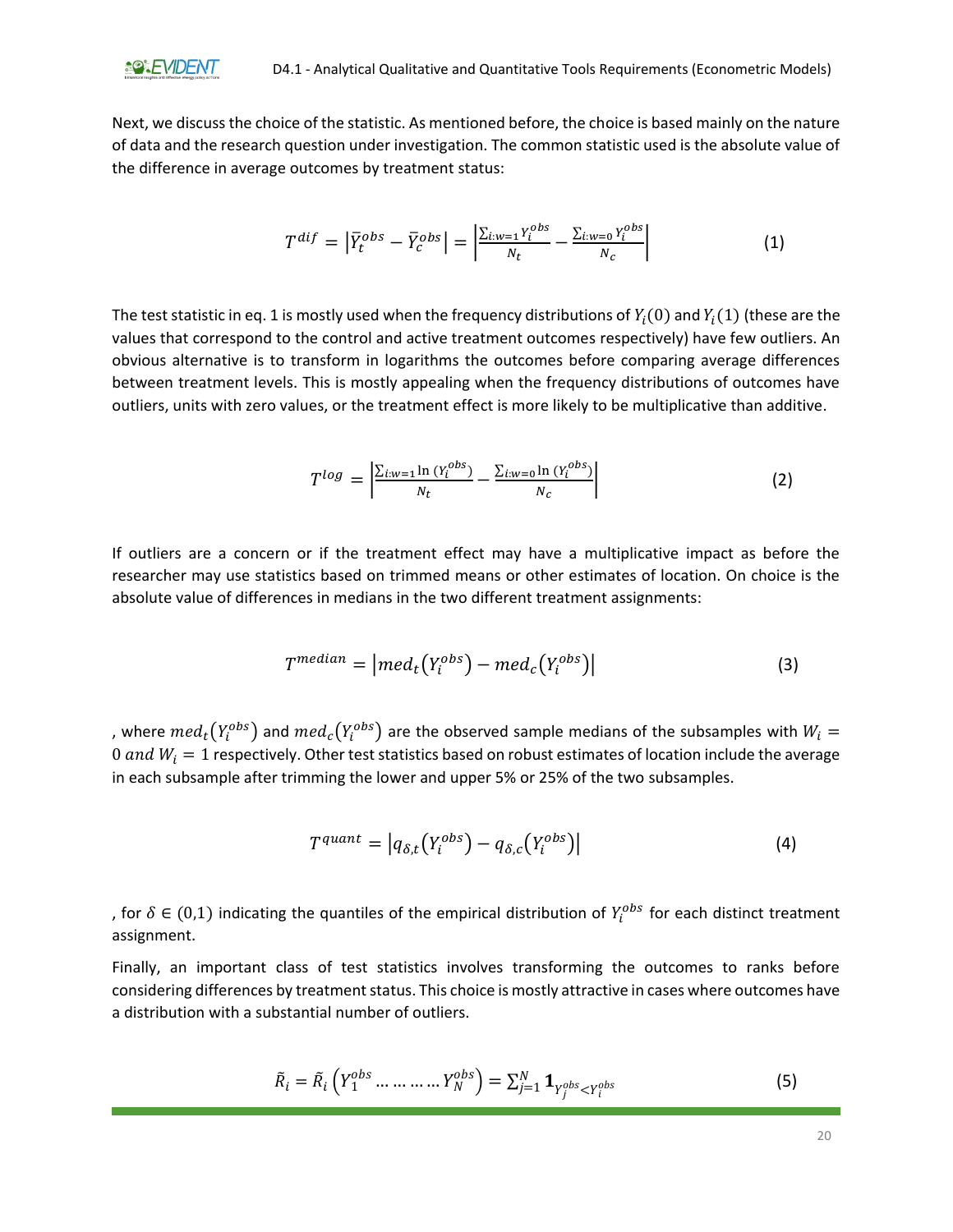Next, we discuss the choice of the statistic. As mentioned before, the choice is based mainly on the nature of data and the research question under investigation. The common statistic used is the absolute value of the difference in average outcomes by treatment status:

$$T^{dif} = \left|\bar{Y}_t^{obs} - \bar{Y}_c^{obs}\right| = \left|\frac{\sum_{i:w=1} Y_i^{obs}}{N_t} - \frac{\sum_{i:w=0} Y_i^{obs}}{N_c}\right| \tag{1}$$

The test statistic in eq. 1 is mostly used when the frequency distributions of $Y_i(0)$ and $Y_i(1)$ (these are the values that correspond to the control and active treatment outcomes respectively) have few outliers. An obvious alternative is to transform in logarithms the outcomes before comparing average differences between treatment levels. This is mostly appealing when the frequency distributions of outcomes have outliers, units with zero values, or the treatment effect is more likely to be multiplicative than additive.

$$T^{log} = \left|\frac{\sum_{i:w=1} \ln\left(Y_i^{obs}\right)}{N_t} - \frac{\sum_{i:w=0} \ln\left(Y_i^{obs}\right)}{N_c}\right| \tag{2}$$

If outliers are a concern or if the treatment effect may have a multiplicative impact as before the researcher may use statistics based on trimmed means or other estimates of location. On choice is the absolute value of differences in medians in the two different treatment assignments:

$$T^{median} = \left|med_t\left(Y_i^{obs}\right) - med_c\left(Y_i^{obs}\right)\right| \tag{3}$$

, where $med_t\left(Y_i^{obs}\right)$ and $med_c\left(Y_i^{obs}\right)$ are the observed sample medians of the subsamples with $W_i = 0 \; and \; W_i = 1$ respectively. Other test statistics based on robust estimates of location include the average in each subsample after trimming the lower and upper 5% or 25% of the two subsamples.

$$T^{quant} = \left|q_{\delta,t}\left(Y_i^{obs}\right) - q_{\delta,c}\left(Y_i^{obs}\right)\right| \tag{4}$$

, for $\delta \in (0,1)$ indicating the quantiles of the empirical distribution of $Y_i^{obs}$ for each distinct treatment assignment.

Finally, an important class of test statistics involves transforming the outcomes to ranks before considering differences by treatment status. This choice is mostly attractive in cases where outcomes have a distribution with a substantial number of outliers.

$$\tilde{R}_i = \tilde{R}_i\left(Y_1^{obs} \ldots \ldots \ldots \ldots Y_N^{obs}\right) = \sum_{j=1}^{N} \mathbf{1}_{Y_j^{obs} < Y_i^{obs}} \tag{5}$$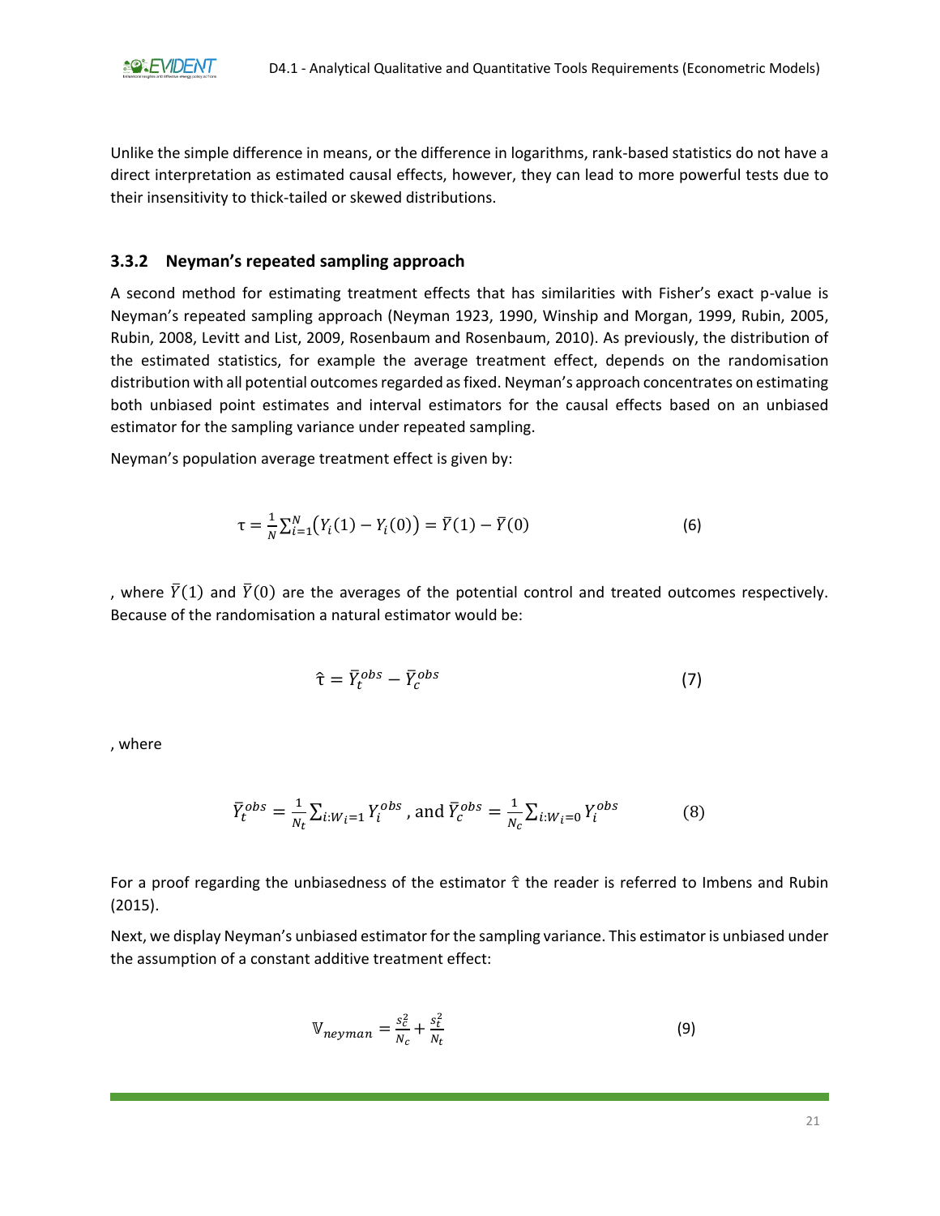Unlike the simple difference in means, or the difference in logarithms, rank-based statistics do not have a direct interpretation as estimated causal effects, however, they can lead to more powerful tests due to their insensitivity to thick-tailed or skewed distributions.

### 3.3.2 Neyman's repeated sampling approach

A second method for estimating treatment effects that has similarities with Fisher's exact p-value is Neyman's repeated sampling approach (Neyman 1923, 1990, Winship and Morgan, 1999, Rubin, 2005, Rubin, 2008, Levitt and List, 2009, Rosenbaum and Rosenbaum, 2010). As previously, the distribution of the estimated statistics, for example the average treatment effect, depends on the randomisation distribution with all potential outcomes regarded as fixed. Neyman's approach concentrates on estimating both unbiased point estimates and interval estimators for the causal effects based on an unbiased estimator for the sampling variance under repeated sampling.

Neyman's population average treatment effect is given by:

$$\tau = \frac{1}{N}\sum_{i=1}^{N}\left(Y_i(1) - Y_i(0)\right) = \bar{Y}(1) - \bar{Y}(0) \qquad (6)$$

, where $\bar{Y}(1)$ and $\bar{Y}(0)$ are the averages of the potential control and treated outcomes respectively. Because of the randomisation a natural estimator would be:

$$\hat{\tau} = \bar{Y}_t^{obs} - \bar{Y}_c^{obs} \qquad (7)$$

, where

$$\bar{Y}_t^{obs} = \frac{1}{N_t}\sum_{i:W_i=1} Y_i^{obs}\text{, and } \bar{Y}_c^{obs} = \frac{1}{N_c}\sum_{i:W_i=0} Y_i^{obs} \qquad (8)$$

For a proof regarding the unbiasedness of the estimator $\hat{\tau}$ the reader is referred to Imbens and Rubin (2015).

Next, we display Neyman's unbiased estimator for the sampling variance. This estimator is unbiased under the assumption of a constant additive treatment effect:

$$\mathbb{V}_{neyman} = \frac{s_c^2}{N_c} + \frac{s_t^2}{N_t} \qquad (9)$$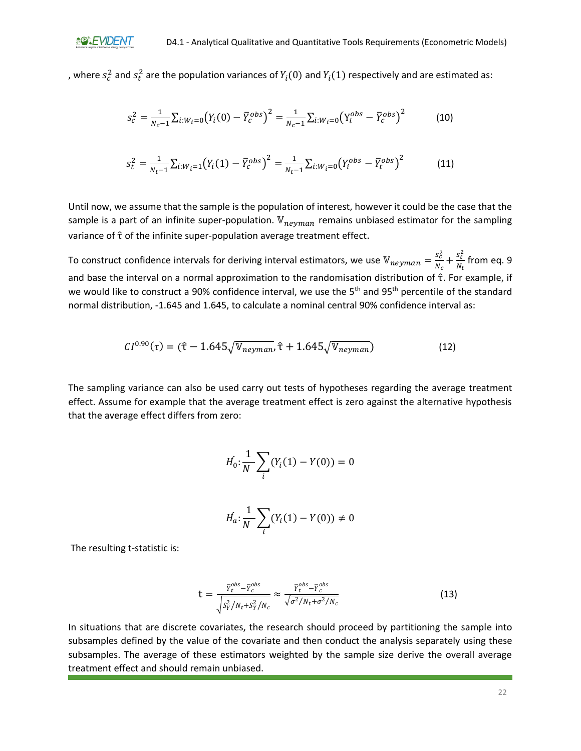, where $s_c^2$ and $s_t^2$ are the population variances of $Y_i(0)$ and $Y_i(1)$ respectively and are estimated as:

$$s_c^2 = \frac{1}{N_c - 1} \sum_{i:W_i=0} \left(Y_i(0) - \bar{Y}_c^{obs}\right)^2 = \frac{1}{N_c - 1} \sum_{i:W_i=0} \left(Y_i^{obs} - \bar{Y}_c^{obs}\right)^2 \qquad (10)$$

$$s_t^2 = \frac{1}{N_t - 1} \sum_{i:W_i=1} \left(Y_i(1) - \bar{Y}_c^{obs}\right)^2 = \frac{1}{N_t - 1} \sum_{i:W_i=0} \left(Y_i^{obs} - \bar{Y}_t^{obs}\right)^2 \qquad (11)$$

Until now, we assume that the sample is the population of interest, however it could be the case that the sample is a part of an infinite super-population. $\mathbb{V}_{neyman}$ remains unbiased estimator for the sampling variance of $\hat{\tau}$ of the infinite super-population average treatment effect.

To construct confidence intervals for deriving interval estimators, we use $\mathbb{V}_{neyman} = \frac{s_c^2}{N_c} + \frac{s_t^2}{N_t}$ from eq. 9 and base the interval on a normal approximation to the randomisation distribution of $\hat{\tau}$. For example, if we would like to construct a 90% confidence interval, we use the 5th and 95th percentile of the standard normal distribution, -1.645 and 1.645, to calculate a nominal central 90% confidence interval as:

$$CI^{0.90}(\tau) = (\hat{\tau} - 1.645\sqrt{\mathbb{V}_{neyman}}, \hat{\tau} + 1.645\sqrt{\mathbb{V}_{neyman}}) \qquad (12)$$

The sampling variance can also be used carry out tests of hypotheses regarding the average treatment effect. Assume for example that the average treatment effect is zero against the alternative hypothesis that the average effect differs from zero:

$$\acute{H}_0 : \frac{1}{N} \sum_i (Y_i(1) - Y(0)) = 0$$

$$\acute{H}_a : \frac{1}{N} \sum_i (Y_i(1) - Y(0)) \neq 0$$

The resulting t-statistic is:

$$\mathrm{t} = \frac{\bar{Y}_t^{obs} - \bar{Y}_c^{obs}}{\sqrt{S_Y^2 / N_t + S_Y^2 / N_c}} \approx \frac{\bar{Y}_t^{obs} - \bar{Y}_c^{obs}}{\sqrt{\sigma^2 / N_t + \sigma^2 / N_c}} \qquad (13)$$

In situations that are discrete covariates, the research should proceed by partitioning the sample into subsamples defined by the value of the covariate and then conduct the analysis separately using these subsamples. The average of these estimators weighted by the sample size derive the overall average treatment effect and should remain unbiased.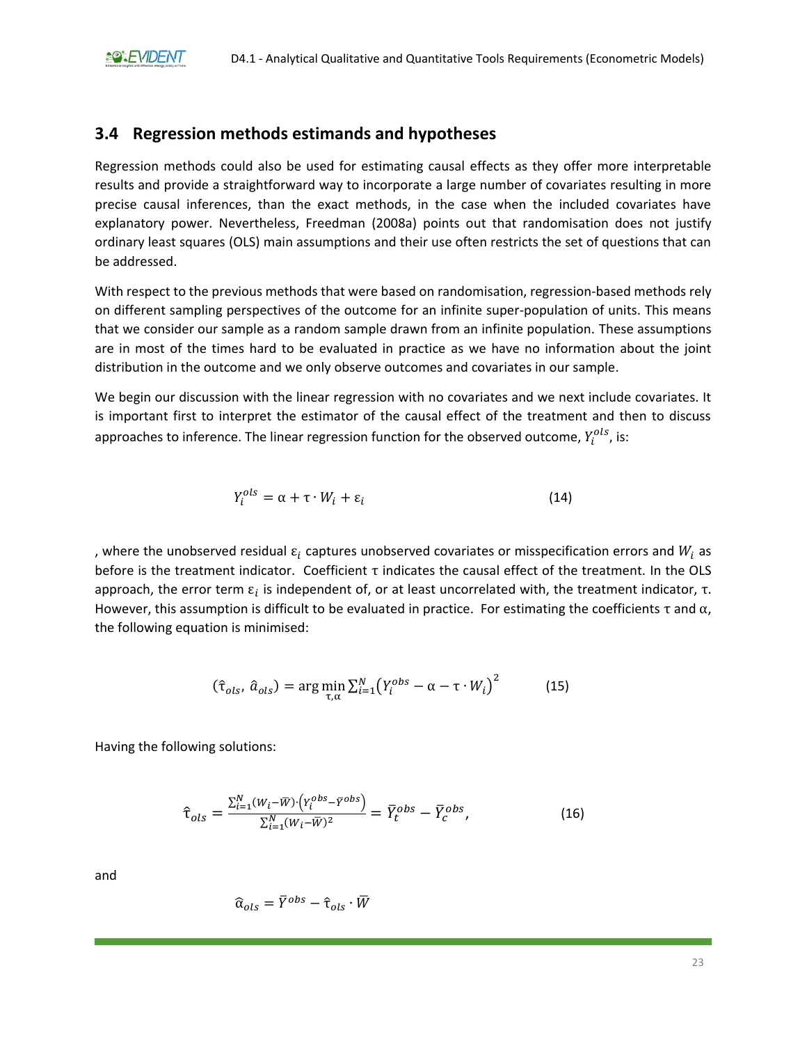## 3.4 Regression methods estimands and hypotheses

Regression methods could also be used for estimating causal effects as they offer more interpretable results and provide a straightforward way to incorporate a large number of covariates resulting in more precise causal inferences, than the exact methods, in the case when the included covariates have explanatory power. Nevertheless, Freedman (2008a) points out that randomisation does not justify ordinary least squares (OLS) main assumptions and their use often restricts the set of questions that can be addressed.

With respect to the previous methods that were based on randomisation, regression-based methods rely on different sampling perspectives of the outcome for an infinite super-population of units. This means that we consider our sample as a random sample drawn from an infinite population. These assumptions are in most of the times hard to be evaluated in practice as we have no information about the joint distribution in the outcome and we only observe outcomes and covariates in our sample.

We begin our discussion with the linear regression with no covariates and we next include covariates. It is important first to interpret the estimator of the causal effect of the treatment and then to discuss approaches to inference. The linear regression function for the observed outcome, $Y_i^{ols}$, is:

$$Y_i^{ols} = \alpha + \tau \cdot W_i + \varepsilon_i \tag{14}$$

, where the unobserved residual $\varepsilon_i$ captures unobserved covariates or misspecification errors and $W_i$ as before is the treatment indicator. Coefficient $\tau$ indicates the causal effect of the treatment. In the OLS approach, the error term $\varepsilon_i$ is independent of, or at least uncorrelated with, the treatment indicator, $\tau$. However, this assumption is difficult to be evaluated in practice. For estimating the coefficients $\tau$ and $\alpha$, the following equation is minimised:

$$(\hat{\tau}_{ols}, \hat{a}_{ols}) = \arg\min_{\tau,\alpha} \sum_{i=1}^{N} \left(Y_i^{obs} - \alpha - \tau \cdot W_i\right)^2 \tag{15}$$

Having the following solutions:

$$\hat{\tau}_{ols} = \frac{\sum_{i=1}^{N}(W_i - \bar{W}) \cdot \left(Y_i^{obs} - \bar{Y}^{obs}\right)}{\sum_{i=1}^{N}(W_i - \bar{W})^2} = \bar{Y}_t^{obs} - \bar{Y}_c^{obs}, \tag{16}$$

and

$$\hat{\alpha}_{ols} = \bar{Y}^{obs} - \hat{\tau}_{ols} \cdot \bar{W}$$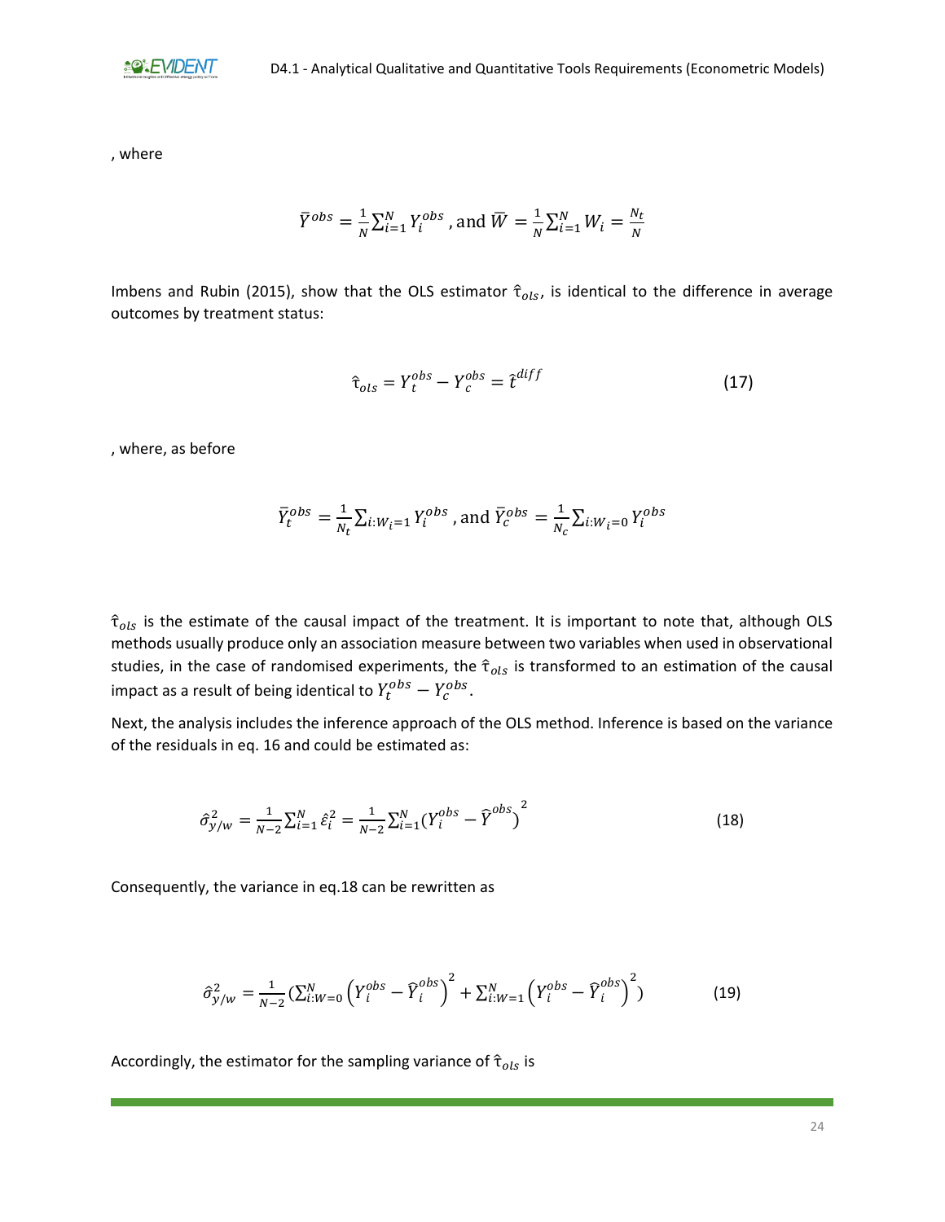, where

$$\bar{Y}^{obs} = \frac{1}{N}\sum_{i=1}^{N} Y_i^{obs} \text{, and } \bar{W} = \frac{1}{N}\sum_{i=1}^{N} W_i = \frac{N_t}{N}$$

Imbens and Rubin (2015), show that the OLS estimator $\hat{\tau}_{ols}$, is identical to the difference in average outcomes by treatment status:

$$\hat{\tau}_{ols} = Y_t^{obs} - Y_c^{obs} = \hat{t}^{diff} \tag{17}$$

, where, as before

$$\bar{Y}_t^{obs} = \frac{1}{N_t}\sum_{i:W_i=1} Y_i^{obs} \text{, and } \bar{Y}_c^{obs} = \frac{1}{N_c}\sum_{i:W_i=0} Y_i^{obs}$$

$\hat{\tau}_{ols}$ is the estimate of the causal impact of the treatment. It is important to note that, although OLS methods usually produce only an association measure between two variables when used in observational studies, in the case of randomised experiments, the $\hat{\tau}_{ols}$ is transformed to an estimation of the causal impact as a result of being identical to $Y_t^{obs} - Y_c^{obs}$.

Next, the analysis includes the inference approach of the OLS method. Inference is based on the variance of the residuals in eq. 16 and could be estimated as:

$$\hat{\sigma}_{y/w}^2 = \frac{1}{N-2}\sum_{i=1}^{N} \hat{\varepsilon}_i^2 = \frac{1}{N-2}\sum_{i=1}^{N} (Y_i^{obs} - \hat{Y}^{obs})^2 \tag{18}$$

Consequently, the variance in eq.18 can be rewritten as

$$\hat{\sigma}_{y/w}^2 = \frac{1}{N-2}\left(\sum_{i:W=0}^{N} \left(Y_i^{obs} - \hat{Y}_i^{obs}\right)^2 + \sum_{i:W=1}^{N} \left(Y_i^{obs} - \hat{Y}_i^{obs}\right)^2\right) \tag{19}$$

Accordingly, the estimator for the sampling variance of $\hat{\tau}_{ols}$ is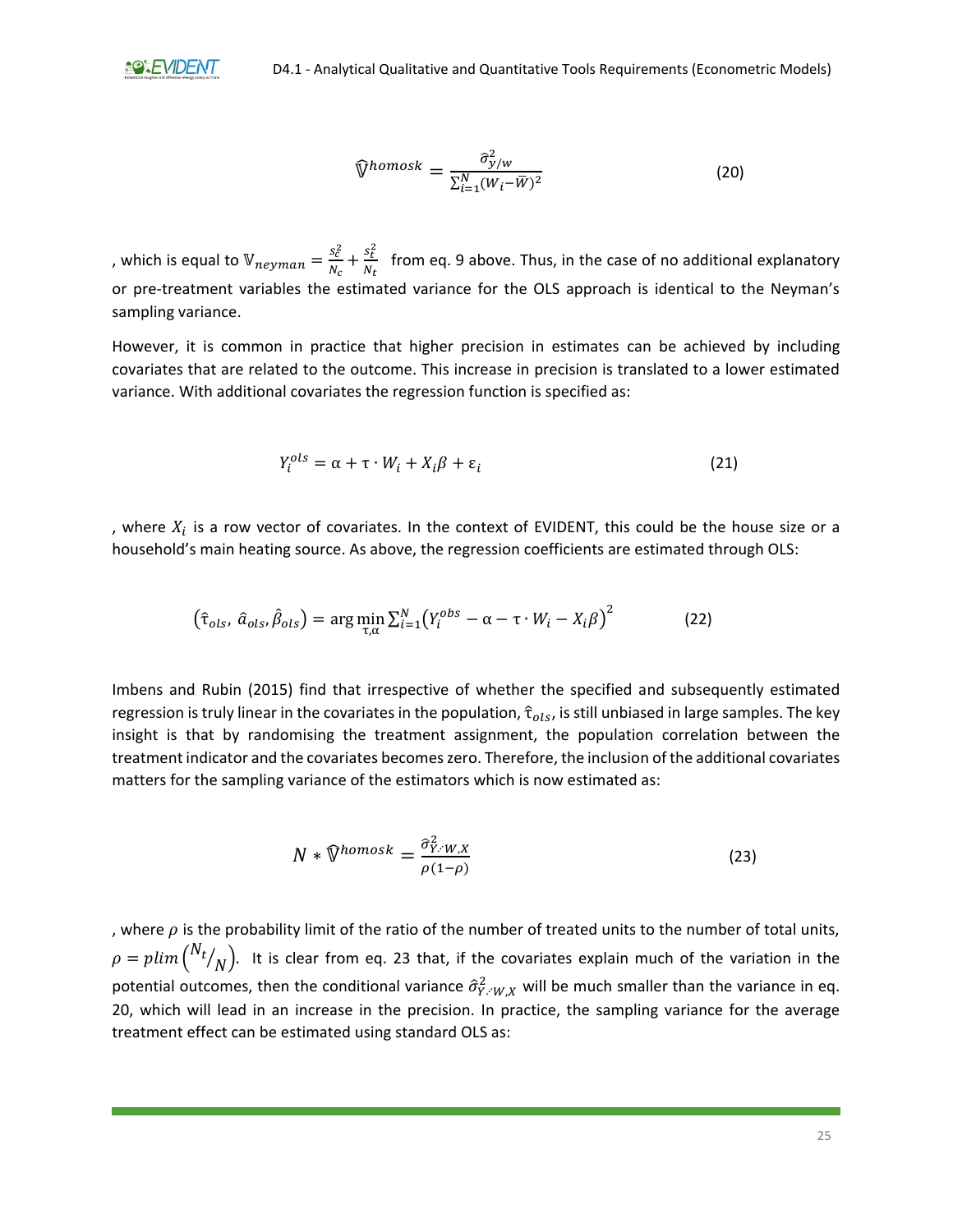$$\hat{\mathbb{V}}^{homosk} = \frac{\hat{\sigma}^2_{y/w}}{\sum_{i=1}^{N}(W_i - \bar{W})^2} \tag{20}$$

, which is equal to $\mathbb{V}_{neyman} = \frac{s_c^2}{N_c} + \frac{s_t^2}{N_t}$ from eq. 9 above. Thus, in the case of no additional explanatory or pre-treatment variables the estimated variance for the OLS approach is identical to the Neyman's sampling variance.

However, it is common in practice that higher precision in estimates can be achieved by including covariates that are related to the outcome. This increase in precision is translated to a lower estimated variance. With additional covariates the regression function is specified as:

$$Y_i^{ols} = \alpha + \tau \cdot W_i + X_i\beta + \varepsilon_i \tag{21}$$

, where $X_i$ is a row vector of covariates. In the context of EVIDENT, this could be the house size or a household's main heating source. As above, the regression coefficients are estimated through OLS:

$$\left(\hat{\tau}_{ols}, \hat{a}_{ols}, \hat{\beta}_{ols}\right) = \arg\min_{\tau,\alpha} \sum_{i=1}^{N}\left(Y_i^{obs} - \alpha - \tau \cdot W_i - X_i\beta\right)^2 \tag{22}$$

Imbens and Rubin (2015) find that irrespective of whether the specified and subsequently estimated regression is truly linear in the covariates in the population, $\hat{\tau}_{ols}$, is still unbiased in large samples. The key insight is that by randomising the treatment assignment, the population correlation between the treatment indicator and the covariates becomes zero. Therefore, the inclusion of the additional covariates matters for the sampling variance of the estimators which is now estimated as:

$$N * \hat{\mathbb{V}}^{homosk} = \frac{\hat{\sigma}^2_{Y \cdot W,X}}{\rho(1-\rho)} \tag{23}$$

, where $\rho$ is the probability limit of the ratio of the number of treated units to the number of total units, $\rho = plim\left(\frac{N_t}{N}\right)$. It is clear from eq. 23 that, if the covariates explain much of the variation in the potential outcomes, then the conditional variance $\hat{\sigma}^2_{Y \cdot W,X}$ will be much smaller than the variance in eq. 20, which will lead in an increase in the precision. In practice, the sampling variance for the average treatment effect can be estimated using standard OLS as: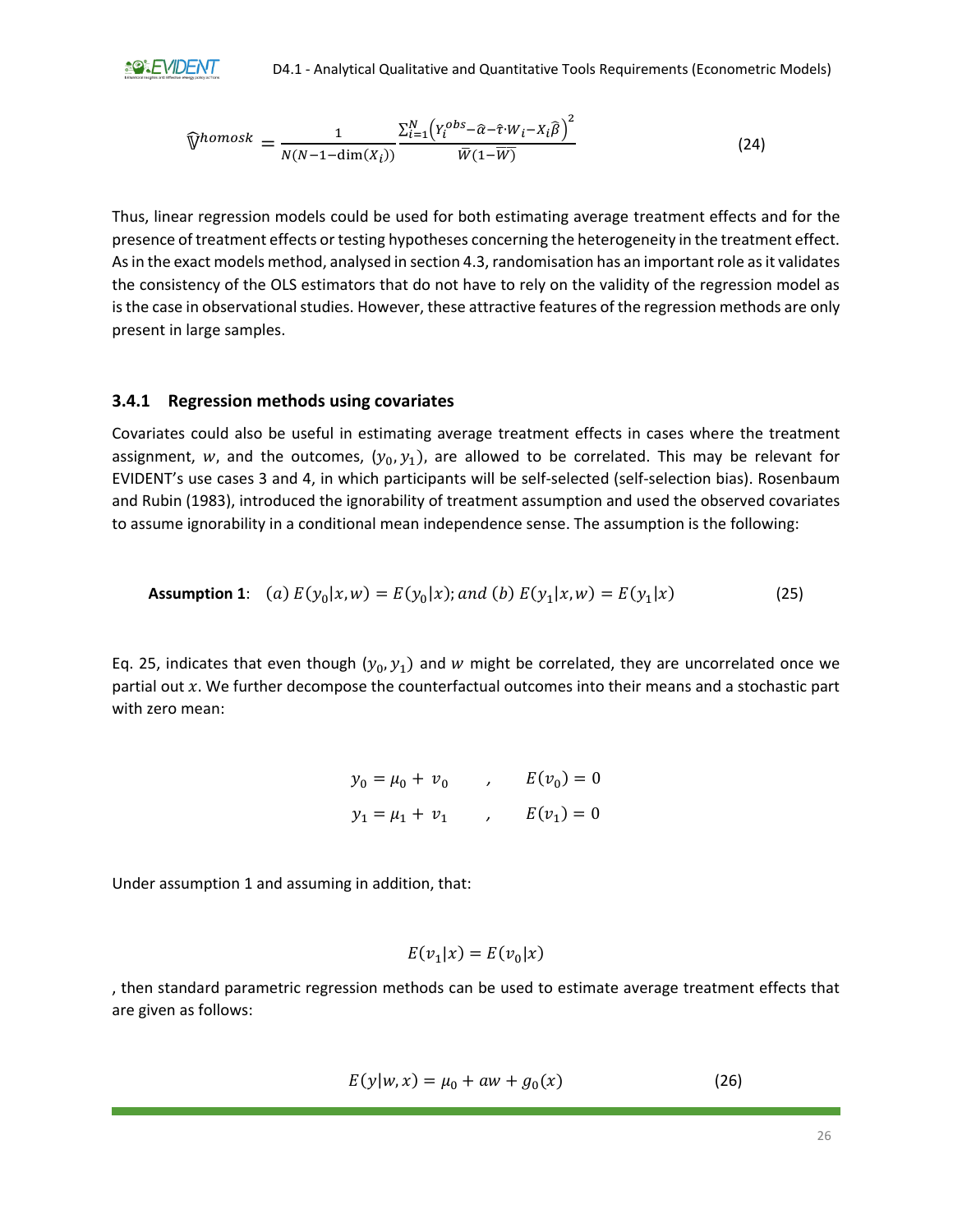$$\widehat{\mathbb{V}}^{homosk} = \frac{1}{N(N-1-\dim(X_i))} \frac{\sum_{i=1}^{N}\left(Y_i^{obs} - \widehat{\alpha} - \widehat{\tau} \cdot W_i - X_i\widehat{\beta}\right)^2}{\overline{W}(1-\overline{W})} \tag{24}$$

Thus, linear regression models could be used for both estimating average treatment effects and for the presence of treatment effects or testing hypotheses concerning the heterogeneity in the treatment effect. As in the exact models method, analysed in section 4.3, randomisation has an important role as it validates the consistency of the OLS estimators that do not have to rely on the validity of the regression model as is the case in observational studies. However, these attractive features of the regression methods are only present in large samples.

### 3.4.1 Regression methods using covariates

Covariates could also be useful in estimating average treatment effects in cases where the treatment assignment, $w$, and the outcomes, $(y_0, y_1)$, are allowed to be correlated. This may be relevant for EVIDENT's use cases 3 and 4, in which participants will be self-selected (self-selection bias). Rosenbaum and Rubin (1983), introduced the ignorability of treatment assumption and used the observed covariates to assume ignorability in a conditional mean independence sense. The assumption is the following:

**Assumption 1**: $(a)\ E(y_0|x,w) = E(y_0|x); and\ (b)\ E(y_1|x,w) = E(y_1|x)$ (25)

Eq. 25, indicates that even though $(y_0, y_1)$ and $w$ might be correlated, they are uncorrelated once we partial out $x$. We further decompose the counterfactual outcomes into their means and a stochastic part with zero mean:

$$y_0 = \mu_0 + v_0 \quad , \quad E(v_0) = 0$$

$$y_1 = \mu_1 + v_1 \quad , \quad E(v_1) = 0$$

Under assumption 1 and assuming in addition, that:

$$E(v_1|x) = E(v_0|x)$$

, then standard parametric regression methods can be used to estimate average treatment effects that are given as follows:

$$E(y|w,x) = \mu_0 + aw + g_0(x) \tag{26}$$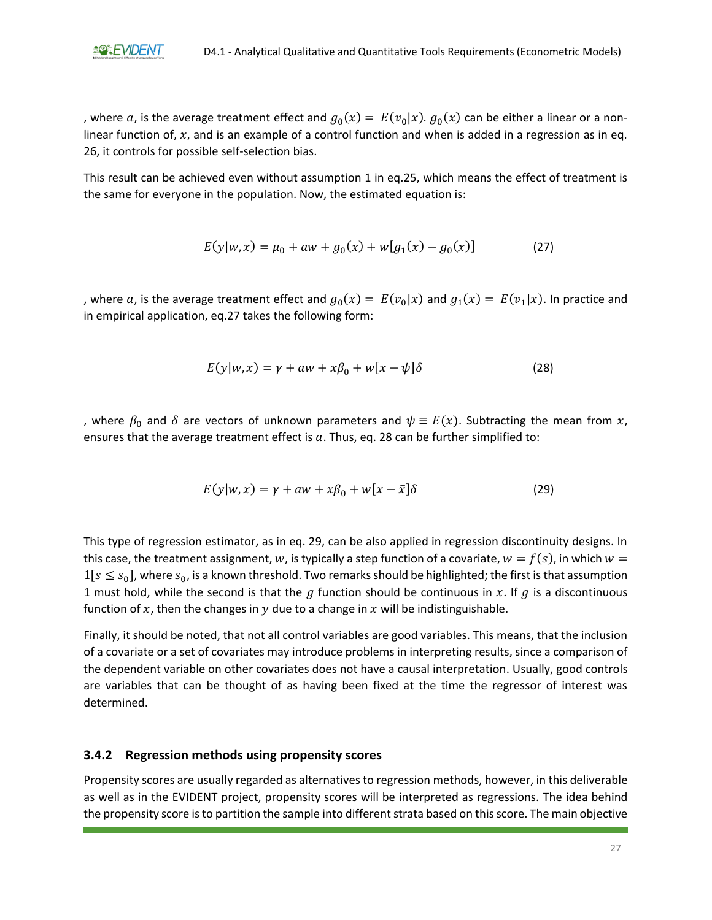, where $a$, is the average treatment effect and $g_0(x) = E(v_0|x)$. $g_0(x)$ can be either a linear or a non-linear function of, $x$, and is an example of a control function and when is added in a regression as in eq. 26, it controls for possible self-selection bias.

This result can be achieved even without assumption 1 in eq.25, which means the effect of treatment is the same for everyone in the population. Now, the estimated equation is:

$$E(y|w,x) = \mu_0 + aw + g_0(x) + w[g_1(x) - g_0(x)] \tag{27}$$

, where $a$, is the average treatment effect and $g_0(x) = E(v_0|x)$ and $g_1(x) = E(v_1|x)$. In practice and in empirical application, eq.27 takes the following form:

$$E(y|w,x) = \gamma + aw + x\beta_0 + w[x - \psi]\delta \tag{28}$$

, where $\beta_0$ and $\delta$ are vectors of unknown parameters and $\psi \equiv E(x)$. Subtracting the mean from $x$, ensures that the average treatment effect is $a$. Thus, eq. 28 can be further simplified to:

$$E(y|w,x) = \gamma + aw + x\beta_0 + w[x - \bar{x}]\delta \tag{29}$$

This type of regression estimator, as in eq. 29, can be also applied in regression discontinuity designs. In this case, the treatment assignment, $w$, is typically a step function of a covariate, $w = f(s)$, in which $w = 1[s \leq s_0]$, where $s_0$, is a known threshold. Two remarks should be highlighted; the first is that assumption 1 must hold, while the second is that the $g$ function should be continuous in $x$. If $g$ is a discontinuous function of $x$, then the changes in $y$ due to a change in $x$ will be indistinguishable.

Finally, it should be noted, that not all control variables are good variables. This means, that the inclusion of a covariate or a set of covariates may introduce problems in interpreting results, since a comparison of the dependent variable on other covariates does not have a causal interpretation. Usually, good controls are variables that can be thought of as having been fixed at the time the regressor of interest was determined.

### 3.4.2 Regression methods using propensity scores

Propensity scores are usually regarded as alternatives to regression methods, however, in this deliverable as well as in the EVIDENT project, propensity scores will be interpreted as regressions. The idea behind the propensity score is to partition the sample into different strata based on this score. The main objective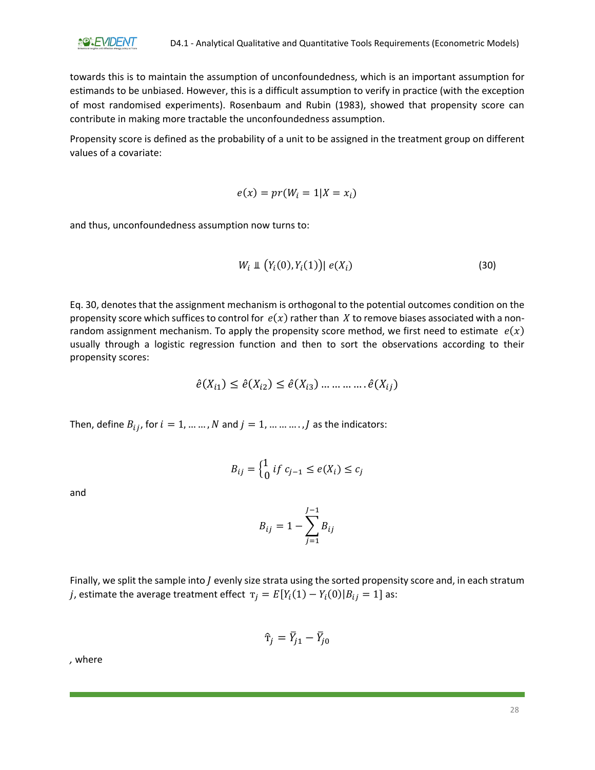towards this is to maintain the assumption of unconfoundedness, which is an important assumption for estimands to be unbiased. However, this is a difficult assumption to verify in practice (with the exception of most randomised experiments). Rosenbaum and Rubin (1983), showed that propensity score can contribute in making more tractable the unconfoundedness assumption.

Propensity score is defined as the probability of a unit to be assigned in the treatment group on different values of a covariate:

$$e(x) = pr(W_i = 1 | X = x_i)$$

and thus, unconfoundedness assumption now turns to:

$$W_i \perp\!\!\!\perp \left(Y_i(0), Y_i(1)\right) | \; e(X_i) \tag{30}$$

Eq. 30, denotes that the assignment mechanism is orthogonal to the potential outcomes condition on the propensity score which suffices to control for $e(x)$ rather than $X$ to remove biases associated with a non-random assignment mechanism. To apply the propensity score method, we first need to estimate $e(x)$ usually through a logistic regression function and then to sort the observations according to their propensity scores:

$$\hat{e}(X_{i1}) \leq \hat{e}(X_{i2}) \leq \hat{e}(X_{i3}) \ldots \ldots \ldots \ldots . \hat{e}(X_{ij})$$

Then, define $B_{ij}$, for $i = 1, \ldots \ldots, N$ and $j = 1, \ldots \ldots \ldots . , J$ as the indicators:

$$B_{ij} = \begin{cases} 1 \\ 0 \end{cases} if \; c_{j-1} \leq e(X_i) \leq c_j$$

and

$$B_{ij} = 1 - \sum_{j=1}^{J-1} B_{ij}$$

Finally, we split the sample into $J$ evenly size strata using the sorted propensity score and, in each stratum $j$, estimate the average treatment effect $\tau_j = E[Y_i(1) - Y_i(0) | B_{ij} = 1]$ as:

$$\hat{\tau}_j = \bar{Y}_{j1} - \bar{Y}_{j0}$$

, where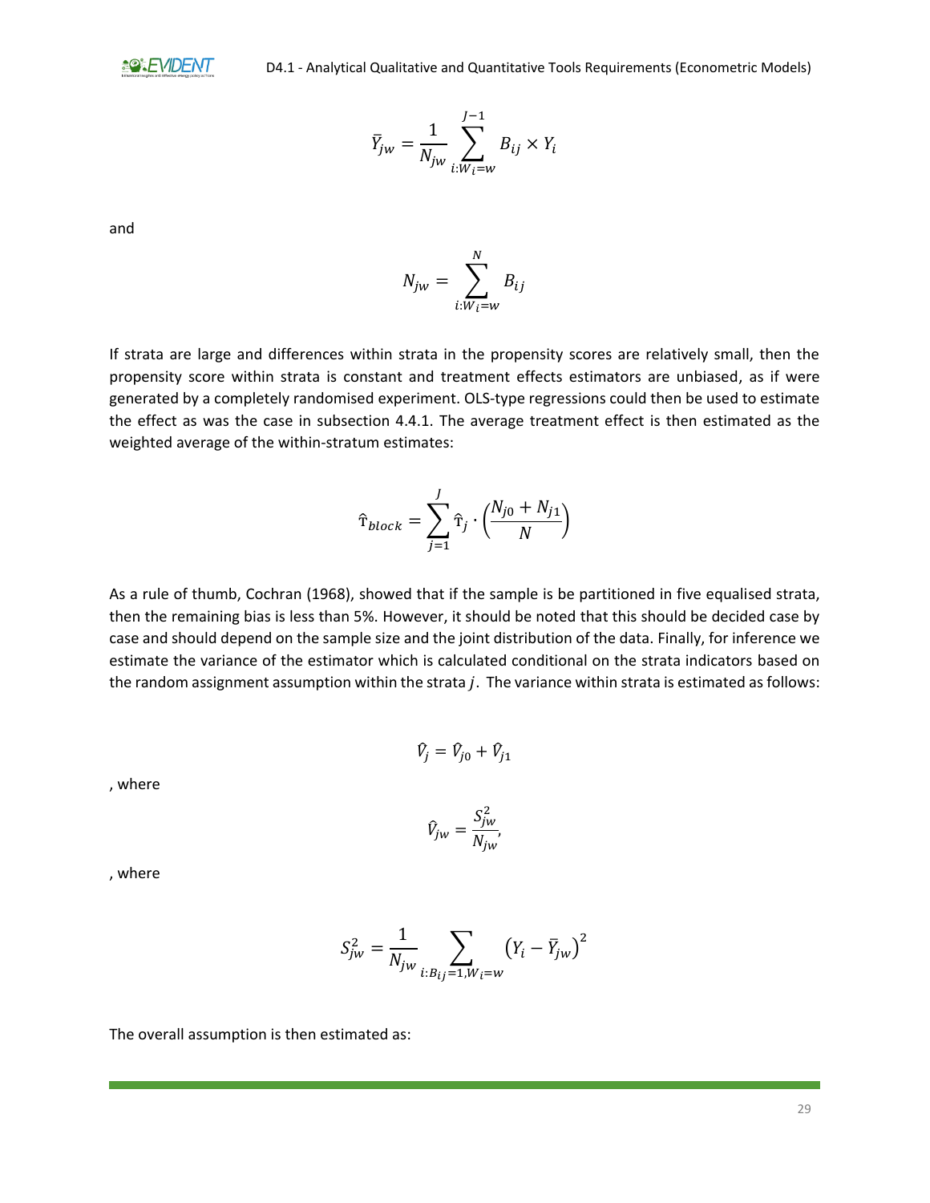$$\bar{Y}_{jw} = \frac{1}{N_{jw}} \sum_{i:W_i=w}^{J-1} B_{ij} \times Y_i$$

and

$$N_{jw} = \sum_{i:W_i=w}^{N} B_{ij}$$

If strata are large and differences within strata in the propensity scores are relatively small, then the propensity score within strata is constant and treatment effects estimators are unbiased, as if were generated by a completely randomised experiment. OLS-type regressions could then be used to estimate the effect as was the case in subsection 4.4.1. The average treatment effect is then estimated as the weighted average of the within-stratum estimates:

$$\hat{\Upsilon}_{block} = \sum_{j=1}^{J} \hat{\Upsilon}_j \cdot \left(\frac{N_{j0} + N_{j1}}{N}\right)$$

As a rule of thumb, Cochran (1968), showed that if the sample is be partitioned in five equalised strata, then the remaining bias is less than 5%. However, it should be noted that this should be decided case by case and should depend on the sample size and the joint distribution of the data. Finally, for inference we estimate the variance of the estimator which is calculated conditional on the strata indicators based on the random assignment assumption within the strata $j$. The variance within strata is estimated as follows:

$$\hat{V}_j = \hat{V}_{j0} + \hat{V}_{j1}$$

, where

$$\hat{V}_{jw} = \frac{S_{jw}^2}{N_{jw}},$$

, where

$$S_{jw}^2 = \frac{1}{N_{jw}} \sum_{i:B_{ij}=1, W_i=w} \left(Y_i - \bar{Y}_{jw}\right)^2$$

The overall assumption is then estimated as: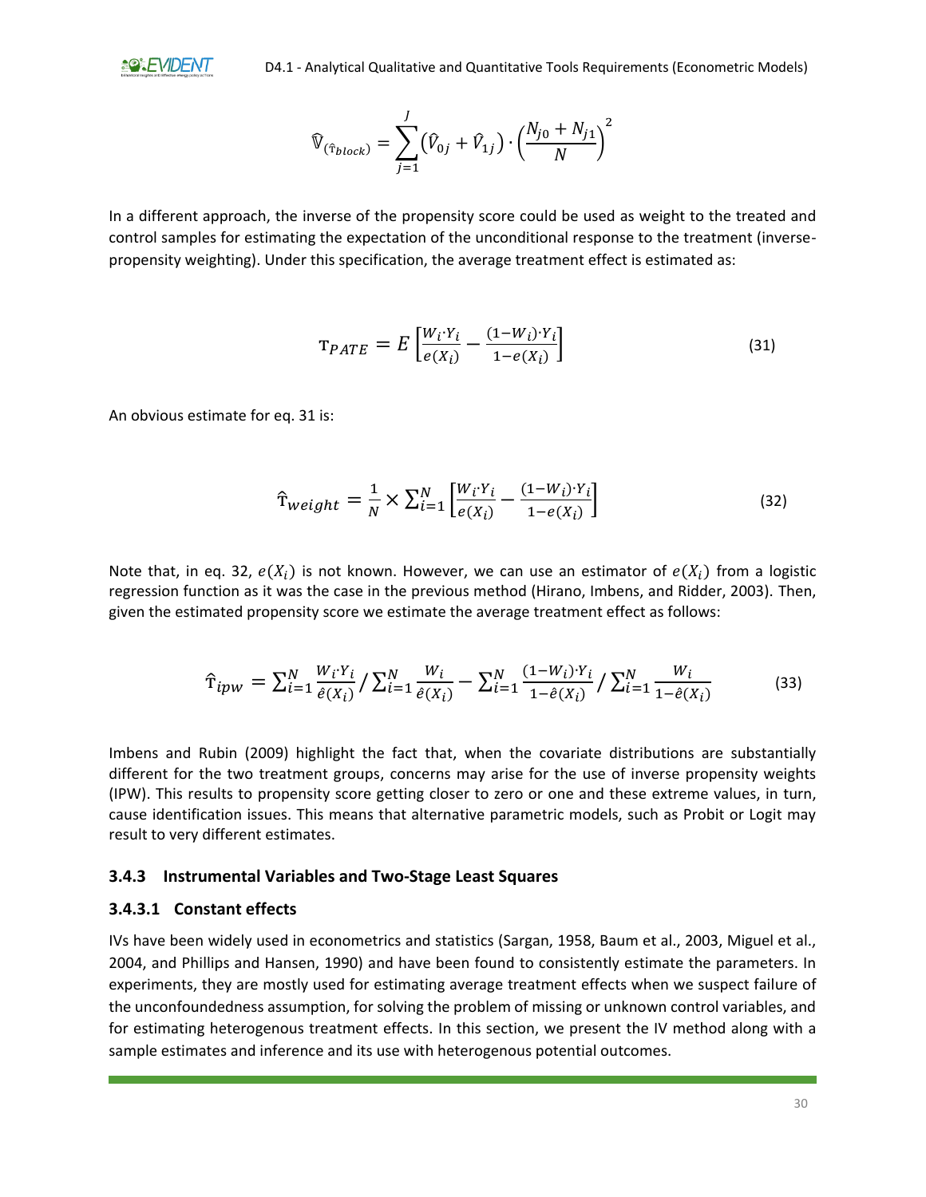$$\widehat{\mathbb{V}}_{(\hat{\tau}_{block})} = \sum_{j=1}^{J} \left(\hat{V}_{0j} + \hat{V}_{1j}\right) \cdot \left(\frac{N_{j0} + N_{j1}}{N}\right)^2$$

In a different approach, the inverse of the propensity score could be used as weight to the treated and control samples for estimating the expectation of the unconditional response to the treatment (inverse-propensity weighting). Under this specification, the average treatment effect is estimated as:

$$\mathrm{T}_{PATE} = E\left[\frac{W_i \cdot Y_i}{e(X_i)} - \frac{(1-W_i) \cdot Y_i}{1-e(X_i)}\right] \tag{31}$$

An obvious estimate for eq. 31 is:

$$\hat{\mathrm{T}}_{weight} = \frac{1}{N} \times \sum_{i=1}^{N}\left[\frac{W_i \cdot Y_i}{e(X_i)} - \frac{(1-W_i) \cdot Y_i}{1-e(X_i)}\right] \tag{32}$$

Note that, in eq. 32, $e(X_i)$ is not known. However, we can use an estimator of $e(X_i)$ from a logistic regression function as it was the case in the previous method (Hirano, Imbens, and Ridder, 2003). Then, given the estimated propensity score we estimate the average treatment effect as follows:

$$\hat{\mathrm{T}}_{ipw} = \sum_{i=1}^{N} \frac{W_i \cdot Y_i}{\hat{e}(X_i)} \Big/ \sum_{i=1}^{N} \frac{W_i}{\hat{e}(X_i)} - \sum_{i=1}^{N} \frac{(1-W_i) \cdot Y_i}{1-\hat{e}(X_i)} \Big/ \sum_{i=1}^{N} \frac{W_i}{1-\hat{e}(X_i)} \tag{33}$$

Imbens and Rubin (2009) highlight the fact that, when the covariate distributions are substantially different for the two treatment groups, concerns may arise for the use of inverse propensity weights (IPW). This results to propensity score getting closer to zero or one and these extreme values, in turn, cause identification issues. This means that alternative parametric models, such as Probit or Logit may result to very different estimates.

### 3.4.3 Instrumental Variables and Two-Stage Least Squares

#### 3.4.3.1 Constant effects

IVs have been widely used in econometrics and statistics (Sargan, 1958, Baum et al., 2003, Miguel et al., 2004, and Phillips and Hansen, 1990) and have been found to consistently estimate the parameters. In experiments, they are mostly used for estimating average treatment effects when we suspect failure of the unconfoundedness assumption, for solving the problem of missing or unknown control variables, and for estimating heterogenous treatment effects. In this section, we present the IV method along with a sample estimates and inference and its use with heterogenous potential outcomes.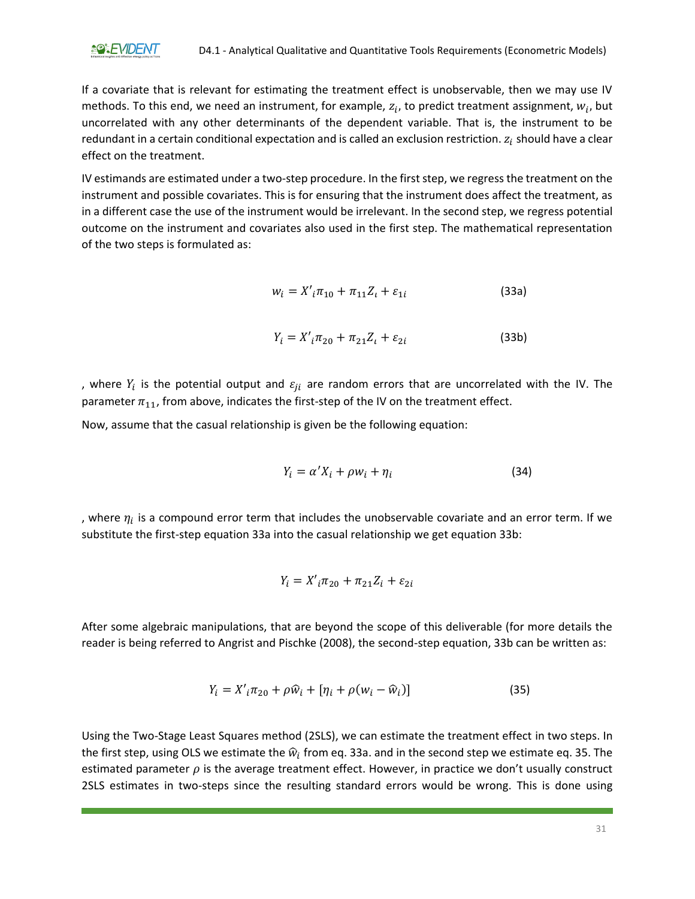If a covariate that is relevant for estimating the treatment effect is unobservable, then we may use IV methods. To this end, we need an instrument, for example, $z_i$, to predict treatment assignment, $w_i$, but uncorrelated with any other determinants of the dependent variable. That is, the instrument to be redundant in a certain conditional expectation and is called an exclusion restriction. $z_i$ should have a clear effect on the treatment.

IV estimands are estimated under a two-step procedure. In the first step, we regress the treatment on the instrument and possible covariates. This is for ensuring that the instrument does affect the treatment, as in a different case the use of the instrument would be irrelevant. In the second step, we regress potential outcome on the instrument and covariates also used in the first step. The mathematical representation of the two steps is formulated as:

$$w_i = X'_i\pi_{10} + \pi_{11}Z_\iota + \varepsilon_{1i} \qquad (33a)$$

$$Y_i = X'_i\pi_{20} + \pi_{21}Z_\iota + \varepsilon_{2i} \qquad (33b)$$

, where $Y_i$ is the potential output and $\varepsilon_{ji}$ are random errors that are uncorrelated with the IV. The parameter $\pi_{11}$, from above, indicates the first-step of the IV on the treatment effect.

Now, assume that the casual relationship is given be the following equation:

$$Y_i = \alpha' X_i + \rho w_i + \eta_i \qquad (34)$$

, where $\eta_i$ is a compound error term that includes the unobservable covariate and an error term. If we substitute the first-step equation 33a into the casual relationship we get equation 33b:

$$Y_i = X'_i\pi_{20} + \pi_{21}Z_i + \varepsilon_{2i}$$

After some algebraic manipulations, that are beyond the scope of this deliverable (for more details the reader is being referred to Angrist and Pischke (2008), the second-step equation, 33b can be written as:

$$Y_i = X'_i\pi_{20} + \rho\widehat{w}_i + [\eta_i + \rho(w_i - \widehat{w}_i)] \qquad (35)$$

Using the Two-Stage Least Squares method (2SLS), we can estimate the treatment effect in two steps. In the first step, using OLS we estimate the $\widehat{w}_i$ from eq. 33a. and in the second step we estimate eq. 35. The estimated parameter $\rho$ is the average treatment effect. However, in practice we don't usually construct 2SLS estimates in two-steps since the resulting standard errors would be wrong. This is done using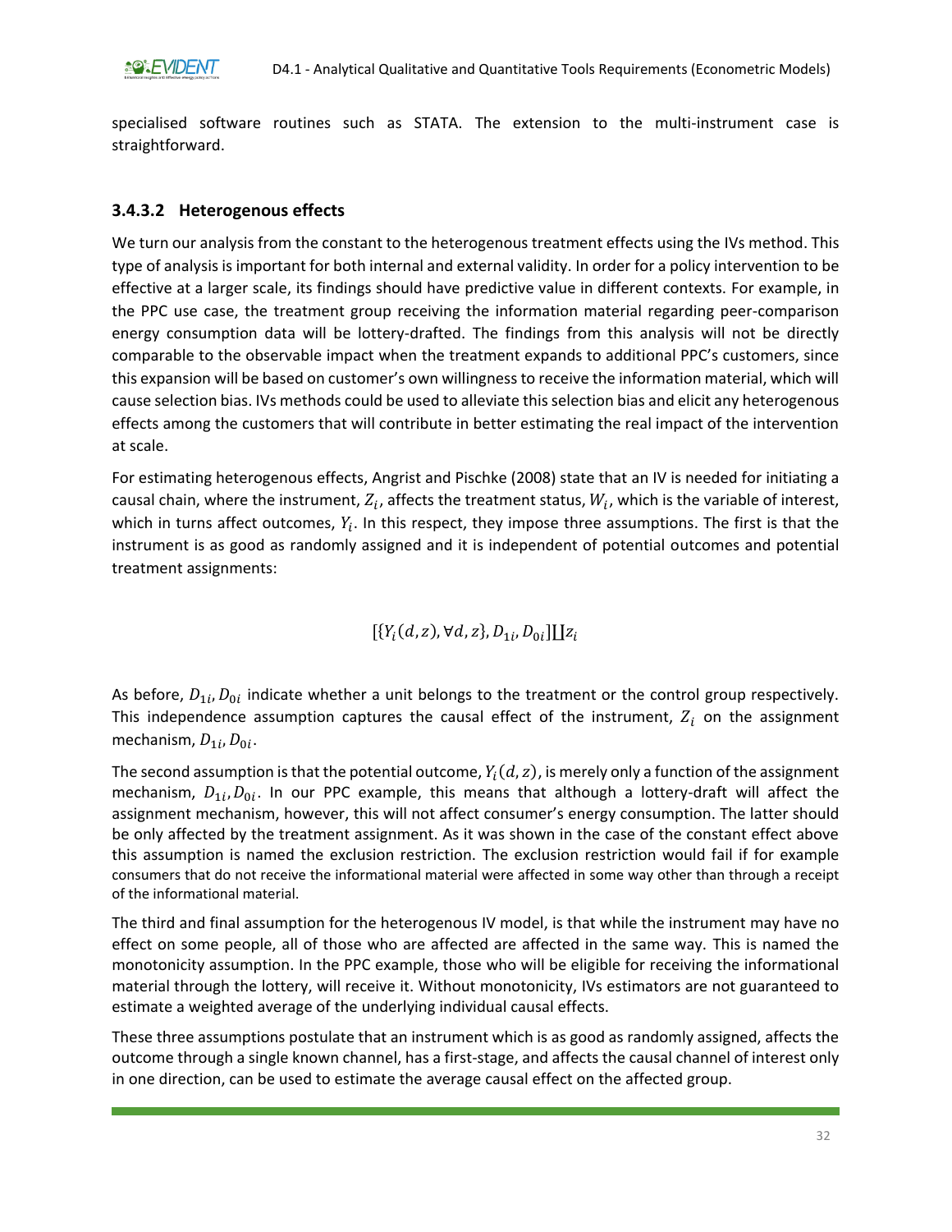specialised software routines such as STATA. The extension to the multi-instrument case is straightforward.

#### 3.4.3.2 Heterogenous effects

We turn our analysis from the constant to the heterogenous treatment effects using the IVs method. This type of analysis is important for both internal and external validity. In order for a policy intervention to be effective at a larger scale, its findings should have predictive value in different contexts. For example, in the PPC use case, the treatment group receiving the information material regarding peer-comparison energy consumption data will be lottery-drafted. The findings from this analysis will not be directly comparable to the observable impact when the treatment expands to additional PPC's customers, since this expansion will be based on customer's own willingness to receive the information material, which will cause selection bias. IVs methods could be used to alleviate this selection bias and elicit any heterogenous effects among the customers that will contribute in better estimating the real impact of the intervention at scale.

For estimating heterogenous effects, Angrist and Pischke (2008) state that an IV is needed for initiating a causal chain, where the instrument, $Z_i$, affects the treatment status, $W_i$, which is the variable of interest, which in turns affect outcomes, $Y_i$. In this respect, they impose three assumptions. The first is that the instrument is as good as randomly assigned and it is independent of potential outcomes and potential treatment assignments:

$$[\{Y_i(d,z), \forall d, z\}, D_{1i}, D_{0i}] \amalg z_i$$

As before, $D_{1i}, D_{0i}$ indicate whether a unit belongs to the treatment or the control group respectively. This independence assumption captures the causal effect of the instrument, $Z_i$ on the assignment mechanism, $D_{1i}, D_{0i}$.

The second assumption is that the potential outcome, $Y_i(d,z)$, is merely only a function of the assignment mechanism, $D_{1i}, D_{0i}$. In our PPC example, this means that although a lottery-draft will affect the assignment mechanism, however, this will not affect consumer's energy consumption. The latter should be only affected by the treatment assignment. As it was shown in the case of the constant effect above this assumption is named the exclusion restriction. The exclusion restriction would fail if for example consumers that do not receive the informational material were affected in some way other than through a receipt of the informational material.

The third and final assumption for the heterogenous IV model, is that while the instrument may have no effect on some people, all of those who are affected are affected in the same way. This is named the monotonicity assumption. In the PPC example, those who will be eligible for receiving the informational material through the lottery, will receive it. Without monotonicity, IVs estimators are not guaranteed to estimate a weighted average of the underlying individual causal effects.

These three assumptions postulate that an instrument which is as good as randomly assigned, affects the outcome through a single known channel, has a first-stage, and affects the causal channel of interest only in one direction, can be used to estimate the average causal effect on the affected group.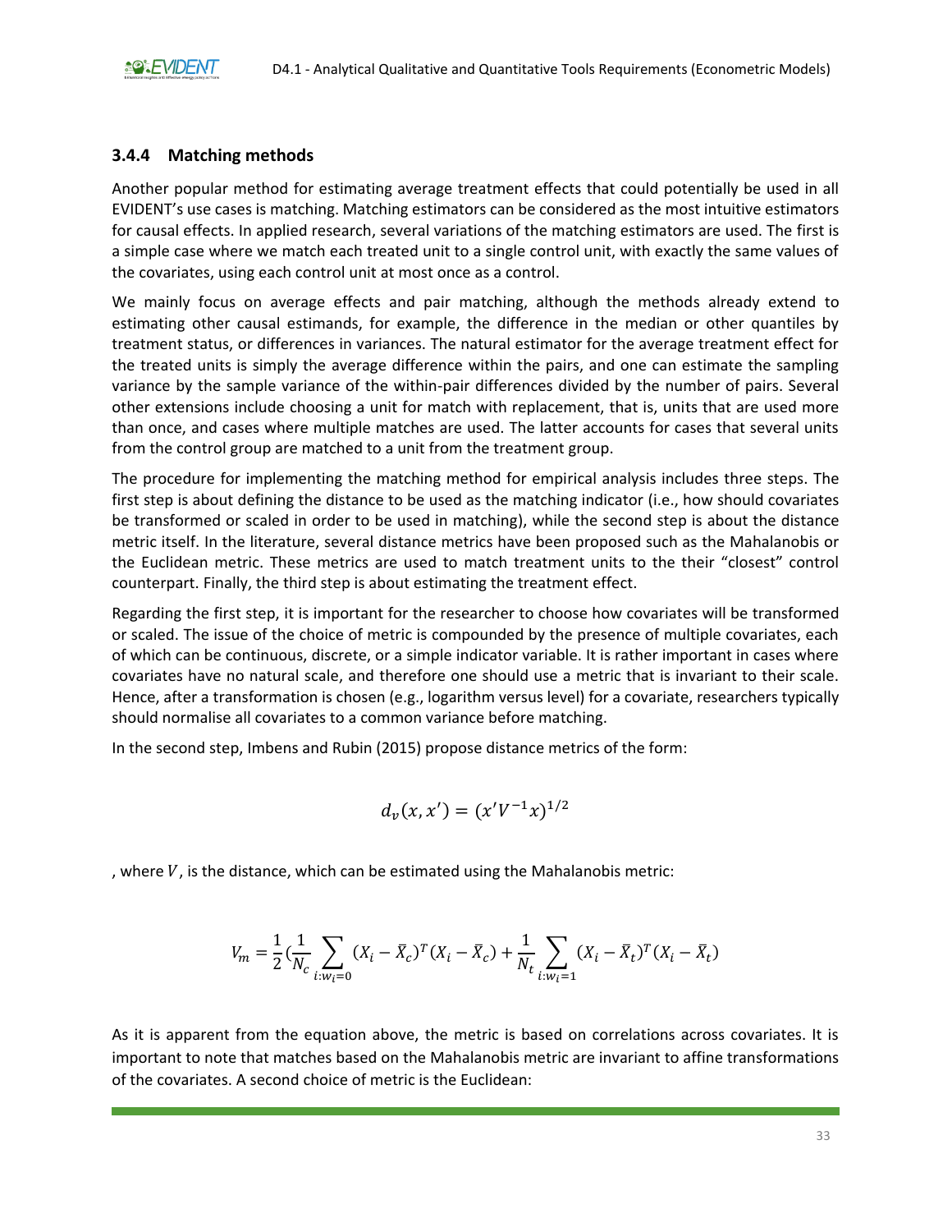### 3.4.4 Matching methods

Another popular method for estimating average treatment effects that could potentially be used in all EVIDENT's use cases is matching. Matching estimators can be considered as the most intuitive estimators for causal effects. In applied research, several variations of the matching estimators are used. The first is a simple case where we match each treated unit to a single control unit, with exactly the same values of the covariates, using each control unit at most once as a control.

We mainly focus on average effects and pair matching, although the methods already extend to estimating other causal estimands, for example, the difference in the median or other quantiles by treatment status, or differences in variances. The natural estimator for the average treatment effect for the treated units is simply the average difference within the pairs, and one can estimate the sampling variance by the sample variance of the within-pair differences divided by the number of pairs. Several other extensions include choosing a unit for match with replacement, that is, units that are used more than once, and cases where multiple matches are used. The latter accounts for cases that several units from the control group are matched to a unit from the treatment group.

The procedure for implementing the matching method for empirical analysis includes three steps. The first step is about defining the distance to be used as the matching indicator (i.e., how should covariates be transformed or scaled in order to be used in matching), while the second step is about the distance metric itself. In the literature, several distance metrics have been proposed such as the Mahalanobis or the Euclidean metric. These metrics are used to match treatment units to the their "closest" control counterpart. Finally, the third step is about estimating the treatment effect.

Regarding the first step, it is important for the researcher to choose how covariates will be transformed or scaled. The issue of the choice of metric is compounded by the presence of multiple covariates, each of which can be continuous, discrete, or a simple indicator variable. It is rather important in cases where covariates have no natural scale, and therefore one should use a metric that is invariant to their scale. Hence, after a transformation is chosen (e.g., logarithm versus level) for a covariate, researchers typically should normalise all covariates to a common variance before matching.

In the second step, Imbens and Rubin (2015) propose distance metrics of the form:

$$d_v(x, x') = (x'V^{-1}x)^{1/2}$$

, where $V$, is the distance, which can be estimated using the Mahalanobis metric:

$$V_m = \frac{1}{2}\left(\frac{1}{N_c}\sum_{i:w_i=0}(X_i - \bar{X}_c)^T(X_i - \bar{X}_c) + \frac{1}{N_t}\sum_{i:w_i=1}(X_i - \bar{X}_t)^T(X_i - \bar{X}_t)\right)$$

As it is apparent from the equation above, the metric is based on correlations across covariates. It is important to note that matches based on the Mahalanobis metric are invariant to affine transformations of the covariates. A second choice of metric is the Euclidean: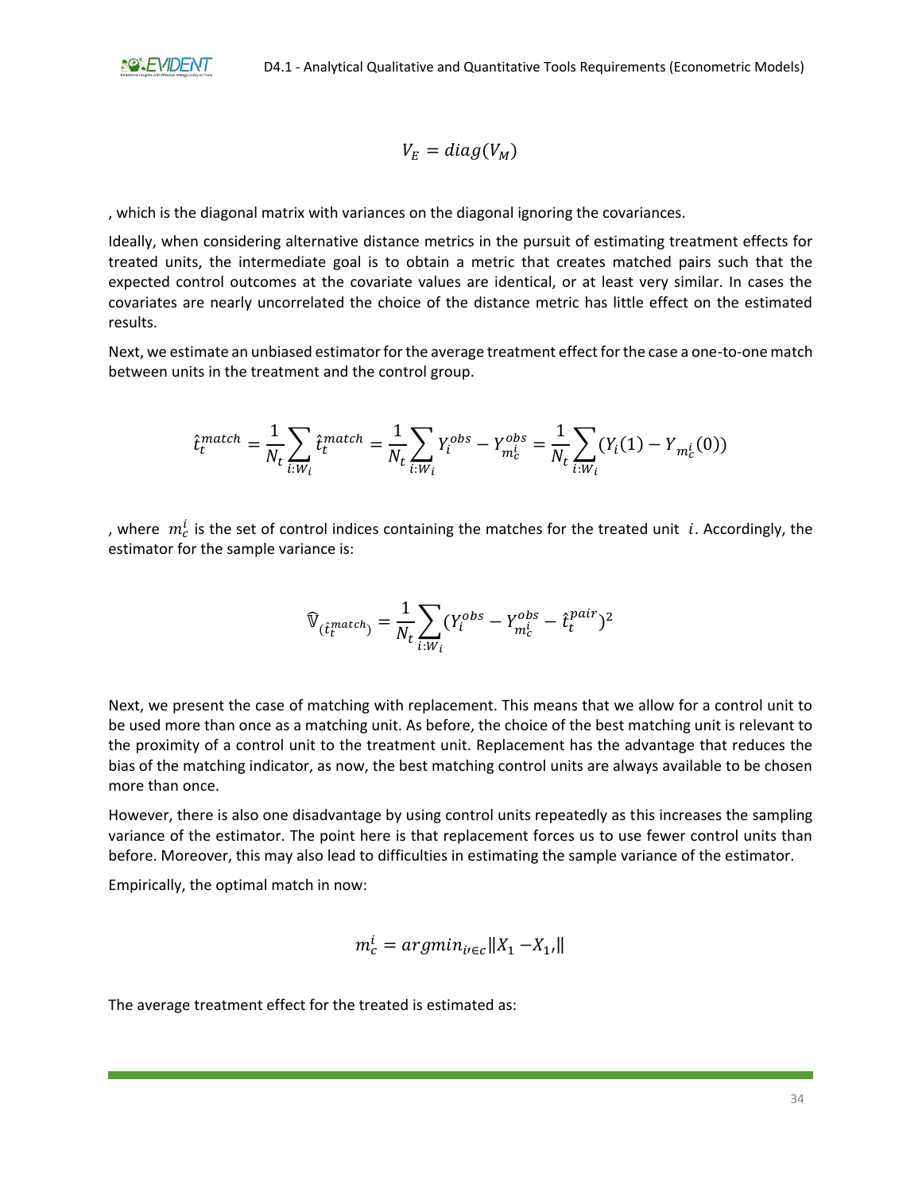$$V_E = diag(V_M)$$

, which is the diagonal matrix with variances on the diagonal ignoring the covariances.

Ideally, when considering alternative distance metrics in the pursuit of estimating treatment effects for treated units, the intermediate goal is to obtain a metric that creates matched pairs such that the expected control outcomes at the covariate values are identical, or at least very similar. In cases the covariates are nearly uncorrelated the choice of the distance metric has little effect on the estimated results.

Next, we estimate an unbiased estimator for the average treatment effect for the case a one-to-one match between units in the treatment and the control group.

$$\hat{t}_t^{match} = \frac{1}{N_t}\sum_{i:W_i} \hat{t}_t^{match} = \frac{1}{N_t}\sum_{i:W_i} Y_i^{obs} - Y_{m_c^i}^{obs} = \frac{1}{N_t}\sum_{i:W_i} (Y_i(1) - Y_{m_c^i}(0))$$

, where $m_c^i$ is the set of control indices containing the matches for the treated unit $i$. Accordingly, the estimator for the sample variance is:

$$\hat{\mathbb{V}}_{(\hat{t}_t^{match})} = \frac{1}{N_t}\sum_{i:W_i} (Y_i^{obs} - Y_{m_c^i}^{obs} - \hat{t}_t^{pair})^2$$

Next, we present the case of matching with replacement. This means that we allow for a control unit to be used more than once as a matching unit. As before, the choice of the best matching unit is relevant to the proximity of a control unit to the treatment unit. Replacement has the advantage that reduces the bias of the matching indicator, as now, the best matching control units are always available to be chosen more than once.

However, there is also one disadvantage by using control units repeatedly as this increases the sampling variance of the estimator. The point here is that replacement forces us to use fewer control units than before. Moreover, this may also lead to difficulties in estimating the sample variance of the estimator.

Empirically, the optimal match in now:

$$m_c^i = argmin_{i' \in c} \|X_1 - X_{1'}\|$$

The average treatment effect for the treated is estimated as: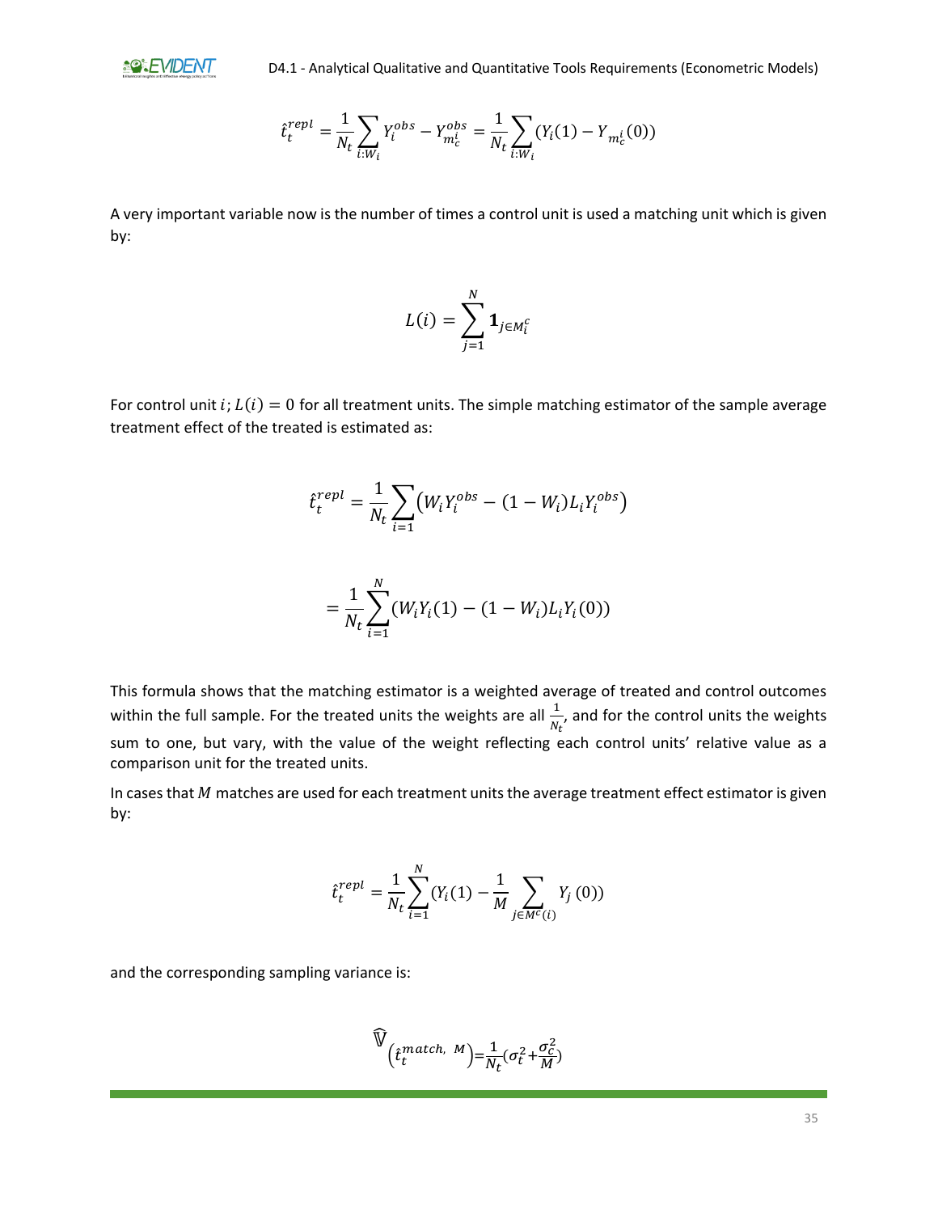$$\hat{t}_t^{repl} = \frac{1}{N_t} \sum_{i:W_i} Y_i^{obs} - Y_{m_c^i}^{obs} = \frac{1}{N_t} \sum_{i:W_i} (Y_i(1) - Y_{m_c^i}(0))$$

A very important variable now is the number of times a control unit is used a matching unit which is given by:

$$L(i) = \sum_{j=1}^{N} \mathbf{1}_{j \in M_i^c}$$

For control unit $i$; $L(i) = 0$ for all treatment units. The simple matching estimator of the sample average treatment effect of the treated is estimated as:

$$\hat{t}_t^{repl} = \frac{1}{N_t} \sum_{i=1} \left(W_i Y_i^{obs} - (1 - W_i) L_i Y_i^{obs}\right)$$

$$= \frac{1}{N_t} \sum_{i=1}^{N} (W_i Y_i(1) - (1 - W_i) L_i Y_i(0))$$

This formula shows that the matching estimator is a weighted average of treated and control outcomes within the full sample. For the treated units the weights are all $\frac{1}{N_t}$, and for the control units the weights sum to one, but vary, with the value of the weight reflecting each control units' relative value as a comparison unit for the treated units.

In cases that $M$ matches are used for each treatment units the average treatment effect estimator is given by:

$$\hat{t}_t^{repl} = \frac{1}{N_t} \sum_{i=1}^{N} (Y_i(1) - \frac{1}{M} \sum_{j \in M^c(i)} Y_j(0))$$

and the corresponding sampling variance is:

$$\widehat{\mathbb{V}}\left(\hat{t}_t^{match,\ M}\right) = \frac{1}{N_t}(\sigma_t^2 + \frac{\sigma_c^2}{M})$$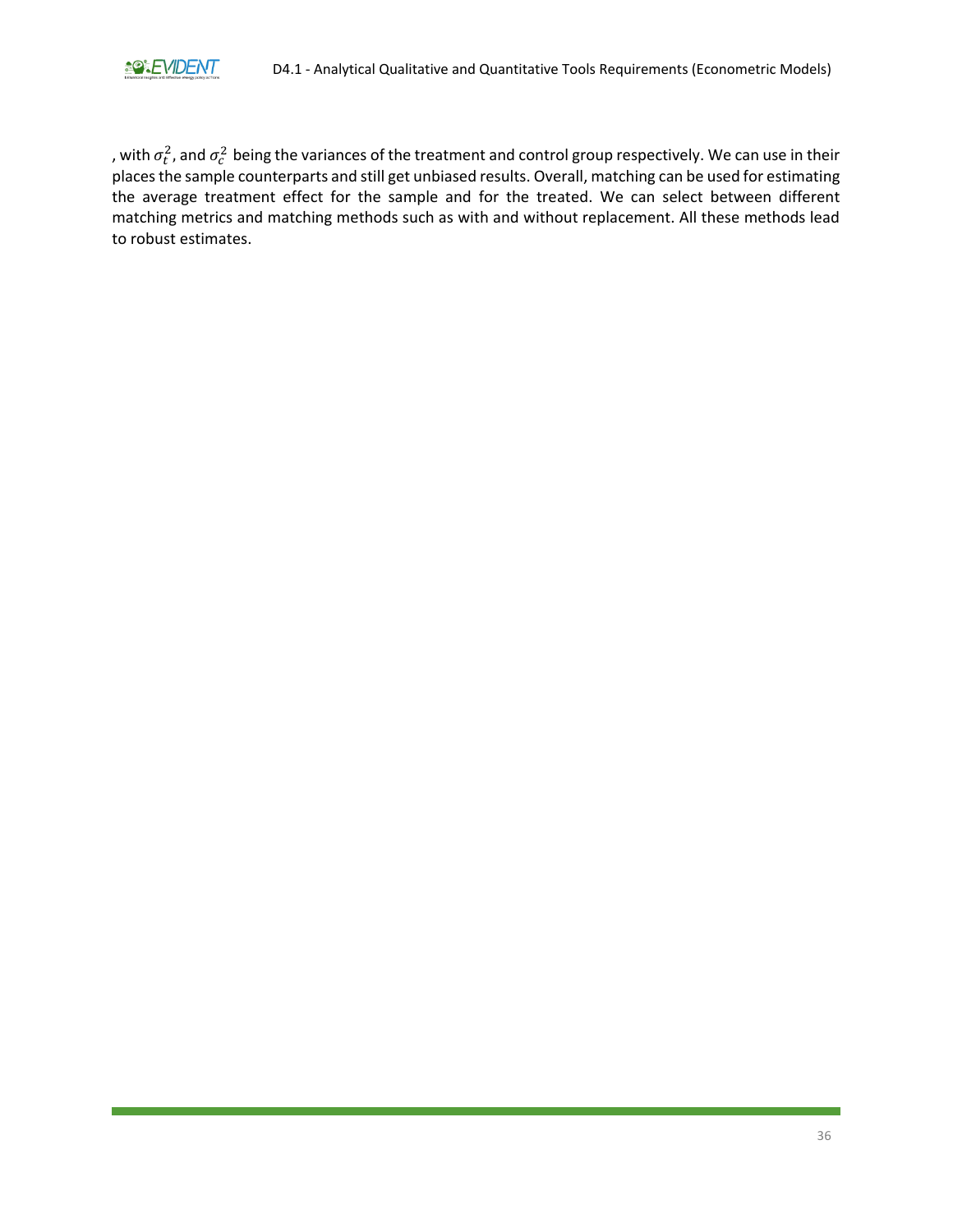, with $\sigma_t^2$, and $\sigma_c^2$ being the variances of the treatment and control group respectively. We can use in their places the sample counterparts and still get unbiased results. Overall, matching can be used for estimating the average treatment effect for the sample and for the treated. We can select between different matching metrics and matching methods such as with and without replacement. All these methods lead to robust estimates.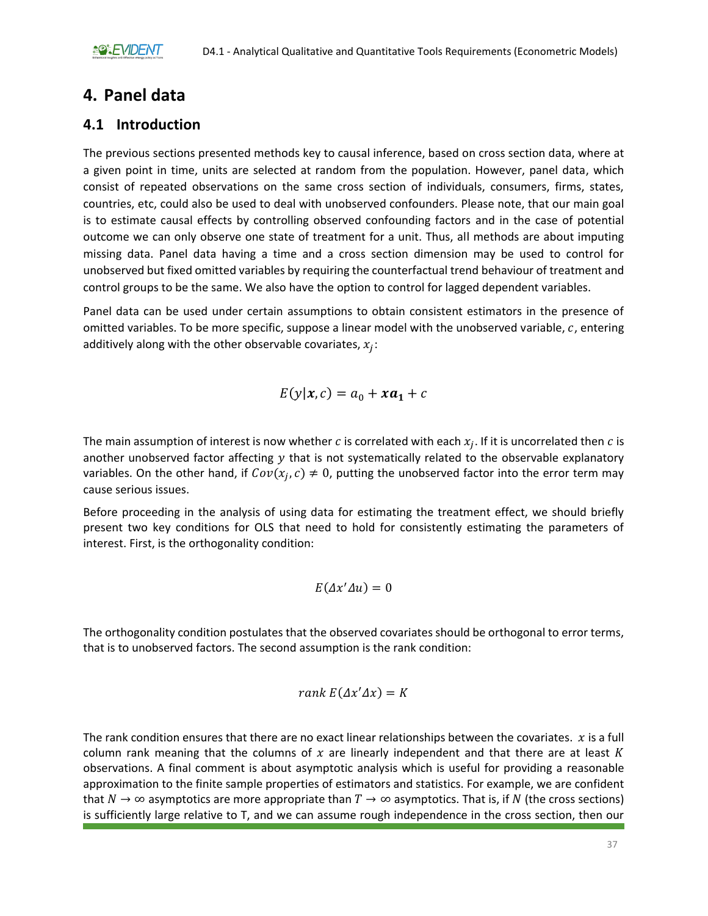# 4. Panel data

## 4.1 Introduction

The previous sections presented methods key to causal inference, based on cross section data, where at a given point in time, units are selected at random from the population. However, panel data, which consist of repeated observations on the same cross section of individuals, consumers, firms, states, countries, etc, could also be used to deal with unobserved confounders. Please note, that our main goal is to estimate causal effects by controlling observed confounding factors and in the case of potential outcome we can only observe one state of treatment for a unit. Thus, all methods are about imputing missing data. Panel data having a time and a cross section dimension may be used to control for unobserved but fixed omitted variables by requiring the counterfactual trend behaviour of treatment and control groups to be the same. We also have the option to control for lagged dependent variables.

Panel data can be used under certain assumptions to obtain consistent estimators in the presence of omitted variables. To be more specific, suppose a linear model with the unobserved variable, $c$, entering additively along with the other observable covariates, $x_j$:

$$E(y|\boldsymbol{x}, c) = a_0 + \boldsymbol{x}\boldsymbol{a_1} + c$$

The main assumption of interest is now whether $c$ is correlated with each $x_j$. If it is uncorrelated then $c$ is another unobserved factor affecting $y$ that is not systematically related to the observable explanatory variables. On the other hand, if $Cov(x_j, c) \neq 0$, putting the unobserved factor into the error term may cause serious issues.

Before proceeding in the analysis of using data for estimating the treatment effect, we should briefly present two key conditions for OLS that need to hold for consistently estimating the parameters of interest. First, is the orthogonality condition:

$$E(\Delta x' \Delta u) = 0$$

The orthogonality condition postulates that the observed covariates should be orthogonal to error terms, that is to unobserved factors. The second assumption is the rank condition:

$$rank\; E(\Delta x' \Delta x) = K$$

The rank condition ensures that there are no exact linear relationships between the covariates. $x$ is a full column rank meaning that the columns of $x$ are linearly independent and that there are at least $K$ observations. A final comment is about asymptotic analysis which is useful for providing a reasonable approximation to the finite sample properties of estimators and statistics. For example, we are confident that $N \to \infty$ asymptotics are more appropriate than $T \to \infty$ asymptotics. That is, if $N$ (the cross sections) is sufficiently large relative to T, and we can assume rough independence in the cross section, then our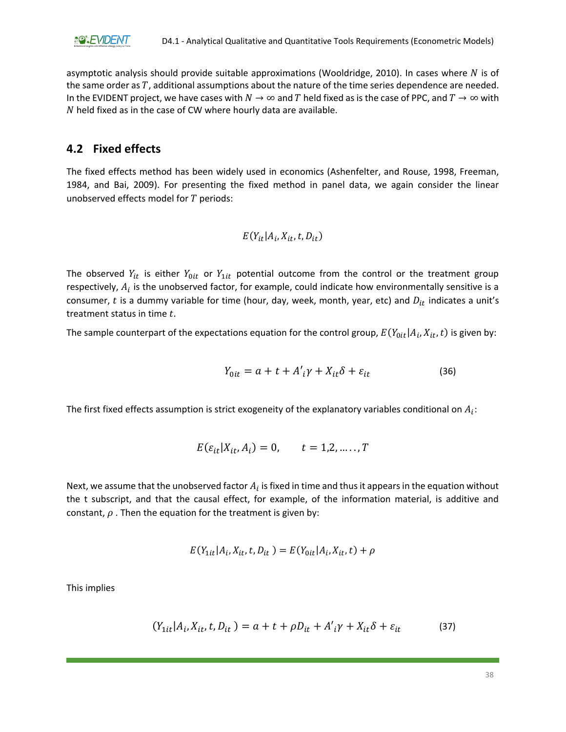asymptotic analysis should provide suitable approximations (Wooldridge, 2010). In cases where $N$ is of the same order as $T$, additional assumptions about the nature of the time series dependence are needed. In the EVIDENT project, we have cases with $N \rightarrow \infty$ and $T$ held fixed as is the case of PPC, and $T \rightarrow \infty$ with $N$ held fixed as in the case of CW where hourly data are available.

## 4.2 Fixed effects

The fixed effects method has been widely used in economics (Ashenfelter, and Rouse, 1998, Freeman, 1984, and Bai, 2009). For presenting the fixed method in panel data, we again consider the linear unobserved effects model for $T$ periods:

$$E(Y_{it}|A_i, X_{it}, t, D_{it})$$

The observed $Y_{it}$ is either $Y_{0it}$ or $Y_{1it}$ potential outcome from the control or the treatment group respectively, $A_i$ is the unobserved factor, for example, could indicate how environmentally sensitive is a consumer, $t$ is a dummy variable for time (hour, day, week, month, year, etc) and $D_{it}$ indicates a unit's treatment status in time $t$.

The sample counterpart of the expectations equation for the control group, $E(Y_{0it}|A_i, X_{it}, t)$ is given by:

$$Y_{0it} = a + t + A'_i\gamma + X_{it}\delta + \varepsilon_{it} \tag{36}$$

The first fixed effects assumption is strict exogeneity of the explanatory variables conditional on $A_i$:

$$E(\varepsilon_{it}|X_{it}, A_i) = 0, \qquad t = 1,2, \ldots\ldots, T$$

Next, we assume that the unobserved factor $A_i$ is fixed in time and thus it appears in the equation without the t subscript, and that the causal effect, for example, of the information material, is additive and constant, $\rho$ . Then the equation for the treatment is given by:

$$E(Y_{1it}|A_i, X_{it}, t, D_{it}\,) = E(Y_{0it}|A_i, X_{it}, t) + \rho$$

This implies

$$(Y_{1it}|A_i, X_{it}, t, D_{it}\,) = a + t + \rho D_{it} + A'_i\gamma + X_{it}\delta + \varepsilon_{it} \tag{37}$$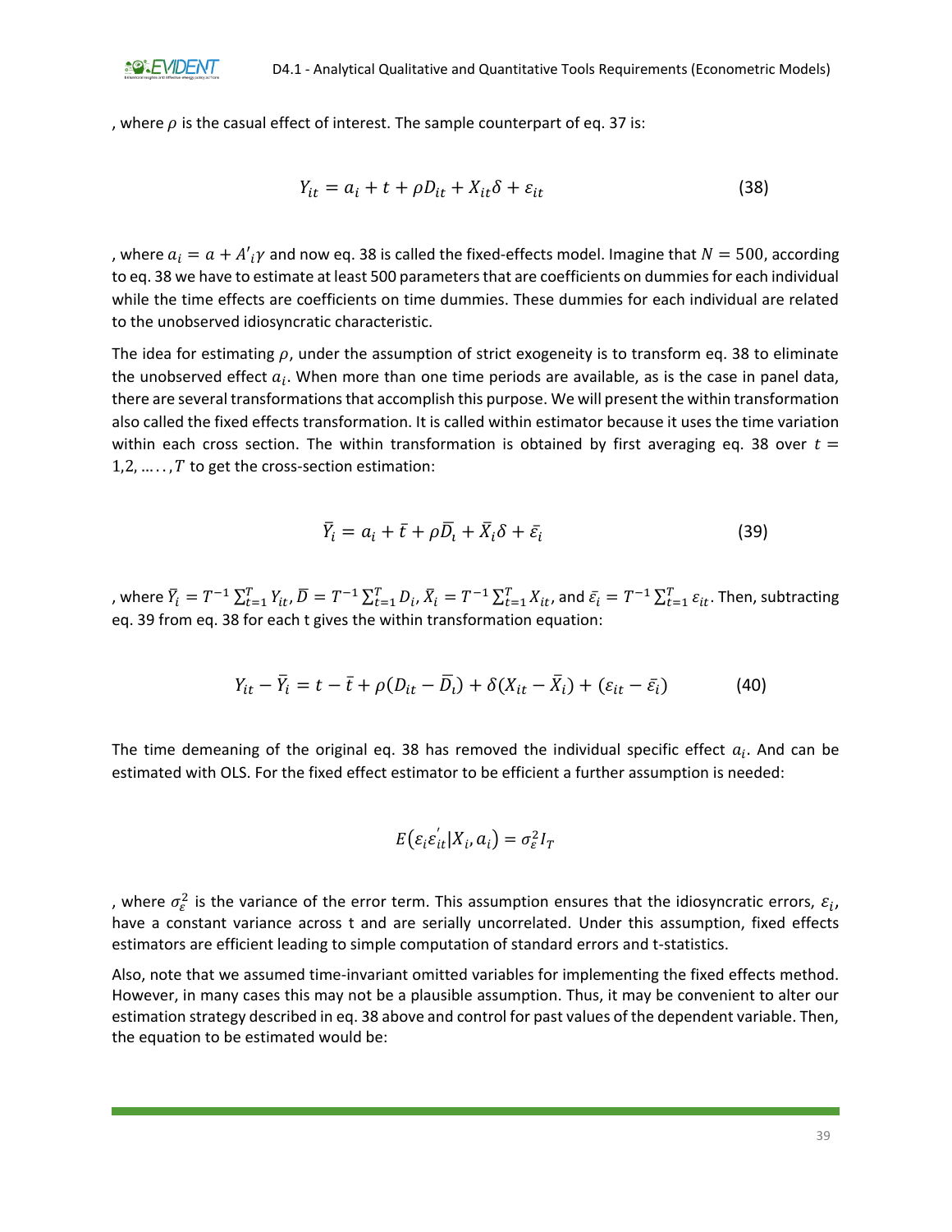, where $\rho$ is the casual effect of interest. The sample counterpart of eq. 37 is:

$$Y_{it} = a_i + t + \rho D_{it} + X_{it}\delta + \varepsilon_{it} \tag{38}$$

, where $a_i = a + A'_i\gamma$ and now eq. 38 is called the fixed-effects model. Imagine that $N = 500$, according to eq. 38 we have to estimate at least 500 parameters that are coefficients on dummies for each individual while the time effects are coefficients on time dummies. These dummies for each individual are related to the unobserved idiosyncratic characteristic.

The idea for estimating $\rho$, under the assumption of strict exogeneity is to transform eq. 38 to eliminate the unobserved effect $a_i$. When more than one time periods are available, as is the case in panel data, there are several transformations that accomplish this purpose. We will present the within transformation also called the fixed effects transformation. It is called within estimator because it uses the time variation within each cross section. The within transformation is obtained by first averaging eq. 38 over $t = 1,2, \ldots\ldots, T$ to get the cross-section estimation:

$$\bar{Y}_i = a_i + \bar{t} + \rho\bar{D}_i + \bar{X}_i\delta + \bar{\varepsilon}_i \tag{39}$$

, where $\bar{Y}_i = T^{-1}\sum_{t=1}^{T} Y_{it}$, $\bar{D} = T^{-1}\sum_{t=1}^{T} D_i$, $\bar{X}_i = T^{-1}\sum_{t=1}^{T} X_{it}$, and $\bar{\varepsilon}_i = T^{-1}\sum_{t=1}^{T} \varepsilon_{it}$. Then, subtracting eq. 39 from eq. 38 for each t gives the within transformation equation:

$$Y_{it} - \bar{Y}_i = t - \bar{t} + \rho(D_{it} - \bar{D}_i) + \delta(X_{it} - \bar{X}_i) + (\varepsilon_{it} - \bar{\varepsilon}_i) \tag{40}$$

The time demeaning of the original eq. 38 has removed the individual specific effect $a_i$. And can be estimated with OLS. For the fixed effect estimator to be efficient a further assumption is needed:

$$E(\varepsilon_i\varepsilon_{it}^{'}|X_i, a_i) = \sigma_\varepsilon^2 I_T$$

, where $\sigma_\varepsilon^2$ is the variance of the error term. This assumption ensures that the idiosyncratic errors, $\varepsilon_i$, have a constant variance across t and are serially uncorrelated. Under this assumption, fixed effects estimators are efficient leading to simple computation of standard errors and t-statistics.

Also, note that we assumed time-invariant omitted variables for implementing the fixed effects method. However, in many cases this may not be a plausible assumption. Thus, it may be convenient to alter our estimation strategy described in eq. 38 above and control for past values of the dependent variable. Then, the equation to be estimated would be: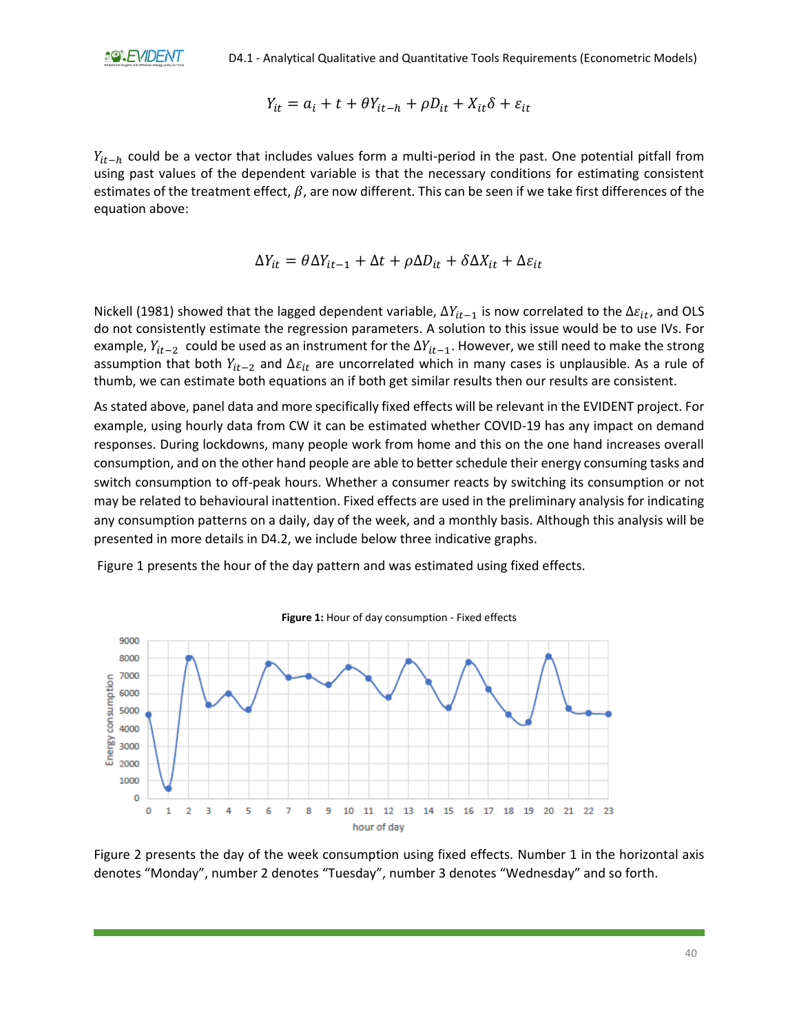$$Y_{it} = a_i + t + \theta Y_{it-h} + \rho D_{it} + X_{it}\delta + \varepsilon_{it}$$

$Y_{it-h}$ could be a vector that includes values form a multi-period in the past. One potential pitfall from using past values of the dependent variable is that the necessary conditions for estimating consistent estimates of the treatment effect, $\beta$, are now different. This can be seen if we take first differences of the equation above:

$$\Delta Y_{it} = \theta \Delta Y_{it-1} + \Delta t + \rho \Delta D_{it} + \delta \Delta X_{it} + \Delta \varepsilon_{it}$$

Nickell (1981) showed that the lagged dependent variable, $\Delta Y_{it-1}$ is now correlated to the $\Delta \varepsilon_{it}$, and OLS do not consistently estimate the regression parameters. A solution to this issue would be to use IVs. For example, $Y_{it-2}$ could be used as an instrument for the $\Delta Y_{it-1}$. However, we still need to make the strong assumption that both $Y_{it-2}$ and $\Delta \varepsilon_{it}$ are uncorrelated which in many cases is unplausible. As a rule of thumb, we can estimate both equations an if both get similar results then our results are consistent.

As stated above, panel data and more specifically fixed effects will be relevant in the EVIDENT project. For example, using hourly data from CW it can be estimated whether COVID-19 has any impact on demand responses. During lockdowns, many people work from home and this on the one hand increases overall consumption, and on the other hand people are able to better schedule their energy consuming tasks and switch consumption to off-peak hours. Whether a consumer reacts by switching its consumption or not may be related to behavioural inattention. Fixed effects are used in the preliminary analysis for indicating any consumption patterns on a daily, day of the week, and a monthly basis. Although this analysis will be presented in more details in D4.2, we include below three indicative graphs.

Figure 1 presents the hour of the day pattern and was estimated using fixed effects.

**Figure 1:** Hour of day consumption - Fixed effects

Figure 2 presents the day of the week consumption using fixed effects. Number 1 in the horizontal axis denotes "Monday", number 2 denotes "Tuesday", number 3 denotes "Wednesday" and so forth.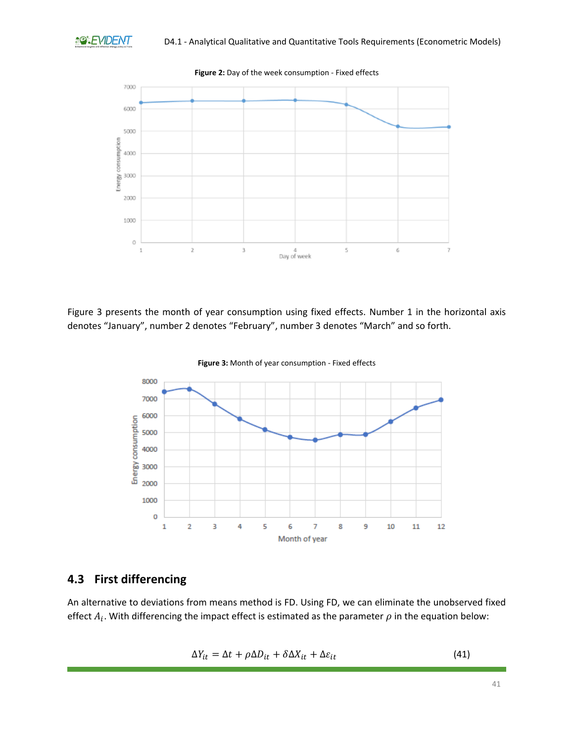**Figure 2:** Day of the week consumption - Fixed effects

Figure 3 presents the month of year consumption using fixed effects. Number 1 in the horizontal axis denotes “January”, number 2 denotes “February”, number 3 denotes “March” and so forth.

**Figure 3:** Month of year consumption - Fixed effects

## 4.3 First differencing

An alternative to deviations from means method is FD. Using FD, we can eliminate the unobserved fixed effect $A_i$. With differencing the impact effect is estimated as the parameter $\rho$ in the equation below:

$$\Delta Y_{it} = \Delta t + \rho \Delta D_{it} + \delta \Delta X_{it} + \Delta \varepsilon_{it} \tag{41}$$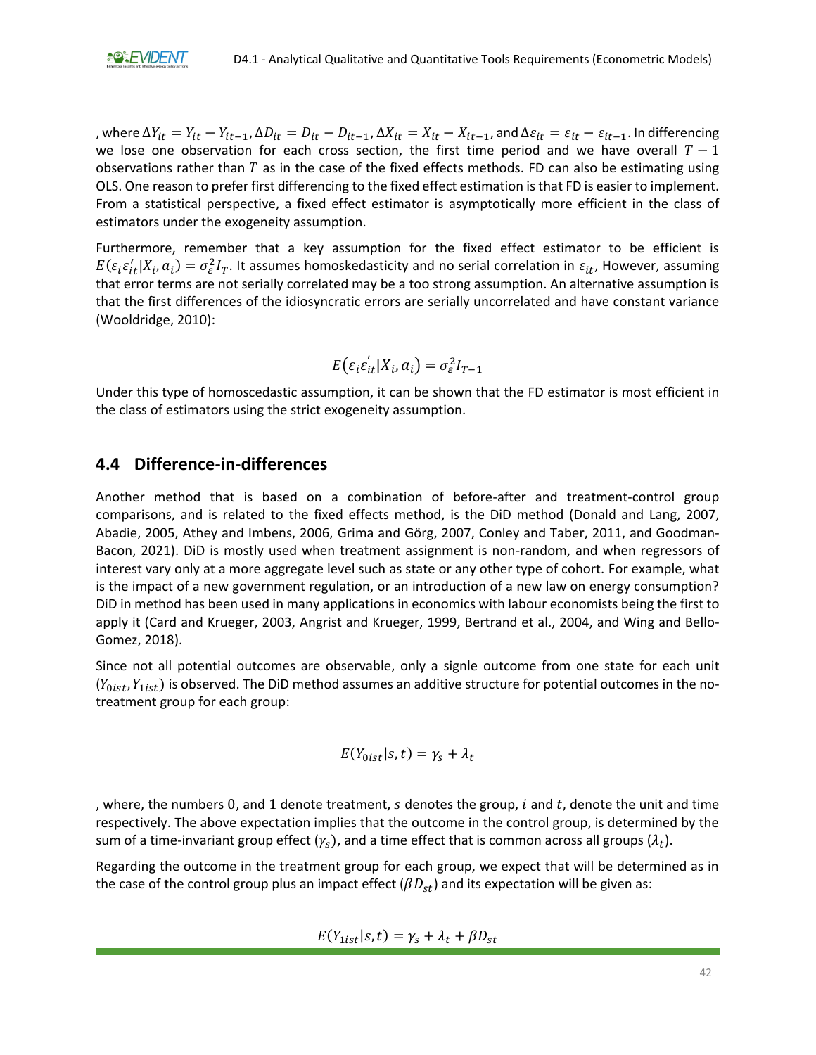, where $\Delta Y_{it} = Y_{it} - Y_{it-1}, \Delta D_{it} = D_{it} - D_{it-1}, \Delta X_{it} = X_{it} - X_{it-1}$, and $\Delta \varepsilon_{it} = \varepsilon_{it} - \varepsilon_{it-1}$. In differencing we lose one observation for each cross section, the first time period and we have overall $T-1$ observations rather than $T$ as in the case of the fixed effects methods. FD can also be estimating using OLS. One reason to prefer first differencing to the fixed effect estimation is that FD is easier to implement. From a statistical perspective, a fixed effect estimator is asymptotically more efficient in the class of estimators under the exogeneity assumption.

Furthermore, remember that a key assumption for the fixed effect estimator to be efficient is $E(\varepsilon_i \varepsilon_{it}' | X_i, a_i) = \sigma_\varepsilon^2 I_T$. It assumes homoskedasticity and no serial correlation in $\varepsilon_{it}$, However, assuming that error terms are not serially correlated may be a too strong assumption. An alternative assumption is that the first differences of the idiosyncratic errors are serially uncorrelated and have constant variance (Wooldridge, 2010):

$$E\left(\varepsilon_i \varepsilon_{it}^{'} | X_i, a_i\right) = \sigma_\varepsilon^2 I_{T-1}$$

Under this type of homoscedastic assumption, it can be shown that the FD estimator is most efficient in the class of estimators using the strict exogeneity assumption.

## 4.4 Difference-in-differences

Another method that is based on a combination of before-after and treatment-control group comparisons, and is related to the fixed effects method, is the DiD method (Donald and Lang, 2007, Abadie, 2005, Athey and Imbens, 2006, Grima and Görg, 2007, Conley and Taber, 2011, and Goodman-Bacon, 2021). DiD is mostly used when treatment assignment is non-random, and when regressors of interest vary only at a more aggregate level such as state or any other type of cohort. For example, what is the impact of a new government regulation, or an introduction of a new law on energy consumption? DiD in method has been used in many applications in economics with labour economists being the first to apply it (Card and Krueger, 2003, Angrist and Krueger, 1999, Bertrand et al., 2004, and Wing and Bello-Gomez, 2018).

Since not all potential outcomes are observable, only a signle outcome from one state for each unit $(Y_{0ist}, Y_{1ist})$ is observed. The DiD method assumes an additive structure for potential outcomes in the no-treatment group for each group:

$$E(Y_{0ist} | s, t) = \gamma_s + \lambda_t$$

, where, the numbers $0$, and $1$ denote treatment, $s$ denotes the group, $i$ and $t$, denote the unit and time respectively. The above expectation implies that the outcome in the control group, is determined by the sum of a time-invariant group effect ($\gamma_s$), and a time effect that is common across all groups ($\lambda_t$).

Regarding the outcome in the treatment group for each group, we expect that will be determined as in the case of the control group plus an impact effect ($\beta D_{st}$) and its expectation will be given as:

$$E(Y_{1ist} | s, t) = \gamma_s + \lambda_t + \beta D_{st}$$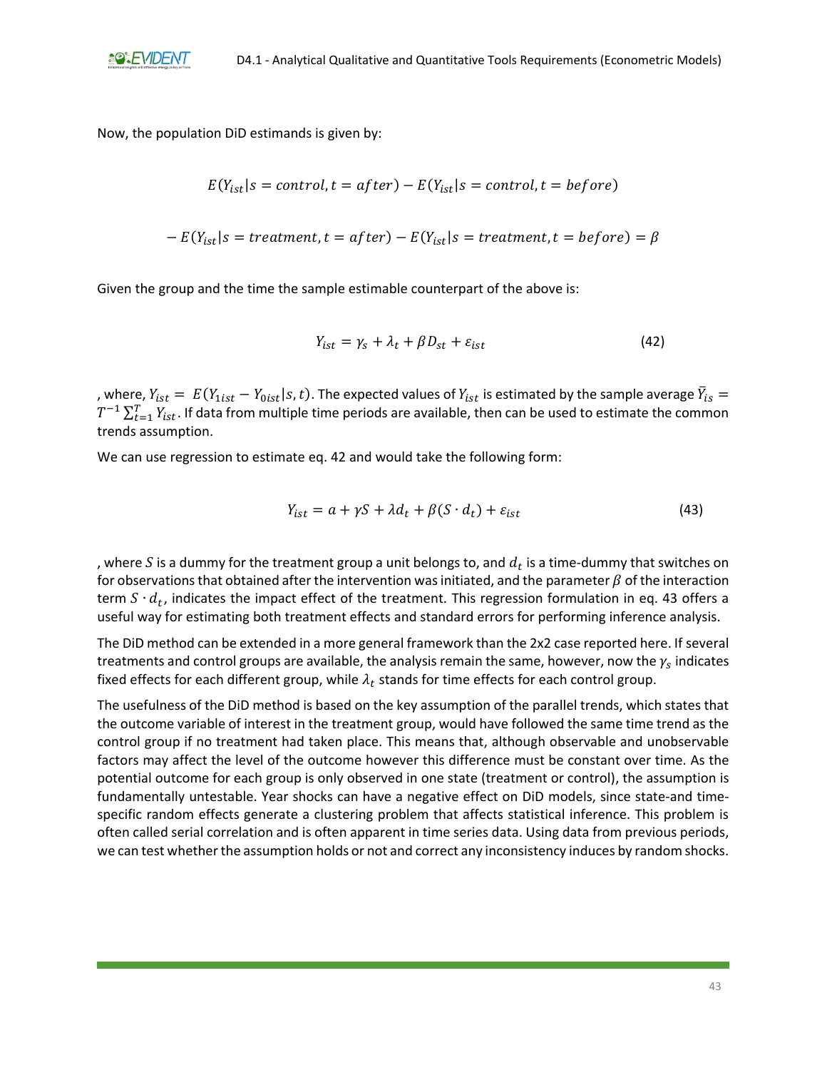Now, the population DiD estimands is given by:

$$E(Y_{ist}|s = control, t = after) - E(Y_{ist}|s = control, t = before)$$

$$- E(Y_{ist}|s = treatment, t = after) - E(Y_{ist}|s = treatment, t = before) = \beta$$

Given the group and the time the sample estimable counterpart of the above is:

$$Y_{ist} = \gamma_s + \lambda_t + \beta D_{st} + \varepsilon_{ist} \tag{42}$$

, where, $Y_{ist} = E(Y_{1ist} - Y_{0ist}|s, t)$. The expected values of $Y_{ist}$ is estimated by the sample average $\bar{Y}_{is} = T^{-1} \sum_{t=1}^{T} Y_{ist}$. If data from multiple time periods are available, then can be used to estimate the common trends assumption.

We can use regression to estimate eq. 42 and would take the following form:

$$Y_{ist} = a + \gamma S + \lambda d_t + \beta (S \cdot d_t) + \varepsilon_{ist} \tag{43}$$

, where $S$ is a dummy for the treatment group a unit belongs to, and $d_t$ is a time-dummy that switches on for observations that obtained after the intervention was initiated, and the parameter $\beta$ of the interaction term $S \cdot d_t$, indicates the impact effect of the treatment. This regression formulation in eq. 43 offers a useful way for estimating both treatment effects and standard errors for performing inference analysis.

The DiD method can be extended in a more general framework than the 2x2 case reported here. If several treatments and control groups are available, the analysis remain the same, however, now the $\gamma_s$ indicates fixed effects for each different group, while $\lambda_t$ stands for time effects for each control group.

The usefulness of the DiD method is based on the key assumption of the parallel trends, which states that the outcome variable of interest in the treatment group, would have followed the same time trend as the control group if no treatment had taken place. This means that, although observable and unobservable factors may affect the level of the outcome however this difference must be constant over time. As the potential outcome for each group is only observed in one state (treatment or control), the assumption is fundamentally untestable. Year shocks can have a negative effect on DiD models, since state-and time-specific random effects generate a clustering problem that affects statistical inference. This problem is often called serial correlation and is often apparent in time series data. Using data from previous periods, we can test whether the assumption holds or not and correct any inconsistency induces by random shocks.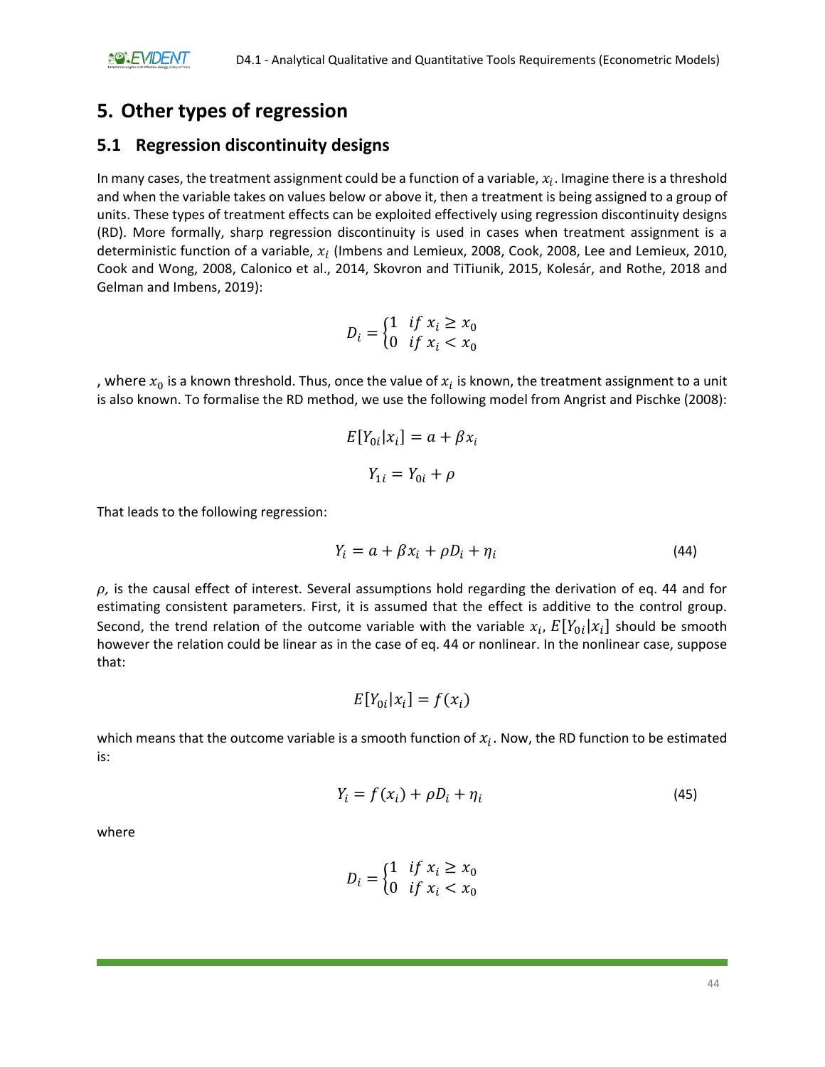# 5. Other types of regression

## 5.1 Regression discontinuity designs

In many cases, the treatment assignment could be a function of a variable, $x_i$. Imagine there is a threshold and when the variable takes on values below or above it, then a treatment is being assigned to a group of units. These types of treatment effects can be exploited effectively using regression discontinuity designs (RD). More formally, sharp regression discontinuity is used in cases when treatment assignment is a deterministic function of a variable, $x_i$ (Imbens and Lemieux, 2008, Cook, 2008, Lee and Lemieux, 2010, Cook and Wong, 2008, Calonico et al., 2014, Skovron and TiTiunik, 2015, Kolesár, and Rothe, 2018 and Gelman and Imbens, 2019):

$$D_i = \begin{cases} 1 & if\ x_i \geq x_0 \\ 0 & if\ x_i < x_0 \end{cases}$$

, where $x_0$ is a known threshold. Thus, once the value of $x_i$ is known, the treatment assignment to a unit is also known. To formalise the RD method, we use the following model from Angrist and Pischke (2008):

$$E[Y_{0i}|x_i] = a + \beta x_i$$

$$Y_{1i} = Y_{0i} + \rho$$

That leads to the following regression:

$$Y_i = a + \beta x_i + \rho D_i + \eta_i \tag{44}$$

$\rho$, is the causal effect of interest. Several assumptions hold regarding the derivation of eq. 44 and for estimating consistent parameters. First, it is assumed that the effect is additive to the control group. Second, the trend relation of the outcome variable with the variable $x_i$, $E[Y_{0i}|x_i]$ should be smooth however the relation could be linear as in the case of eq. 44 or nonlinear. In the nonlinear case, suppose that:

$$E[Y_{0i}|x_i] = f(x_i)$$

which means that the outcome variable is a smooth function of $x_i$. Now, the RD function to be estimated is:

$$Y_i = f(x_i) + \rho D_i + \eta_i \tag{45}$$

where

$$D_i = \begin{cases} 1 & if\ x_i \geq x_0 \\ 0 & if\ x_i < x_0 \end{cases}$$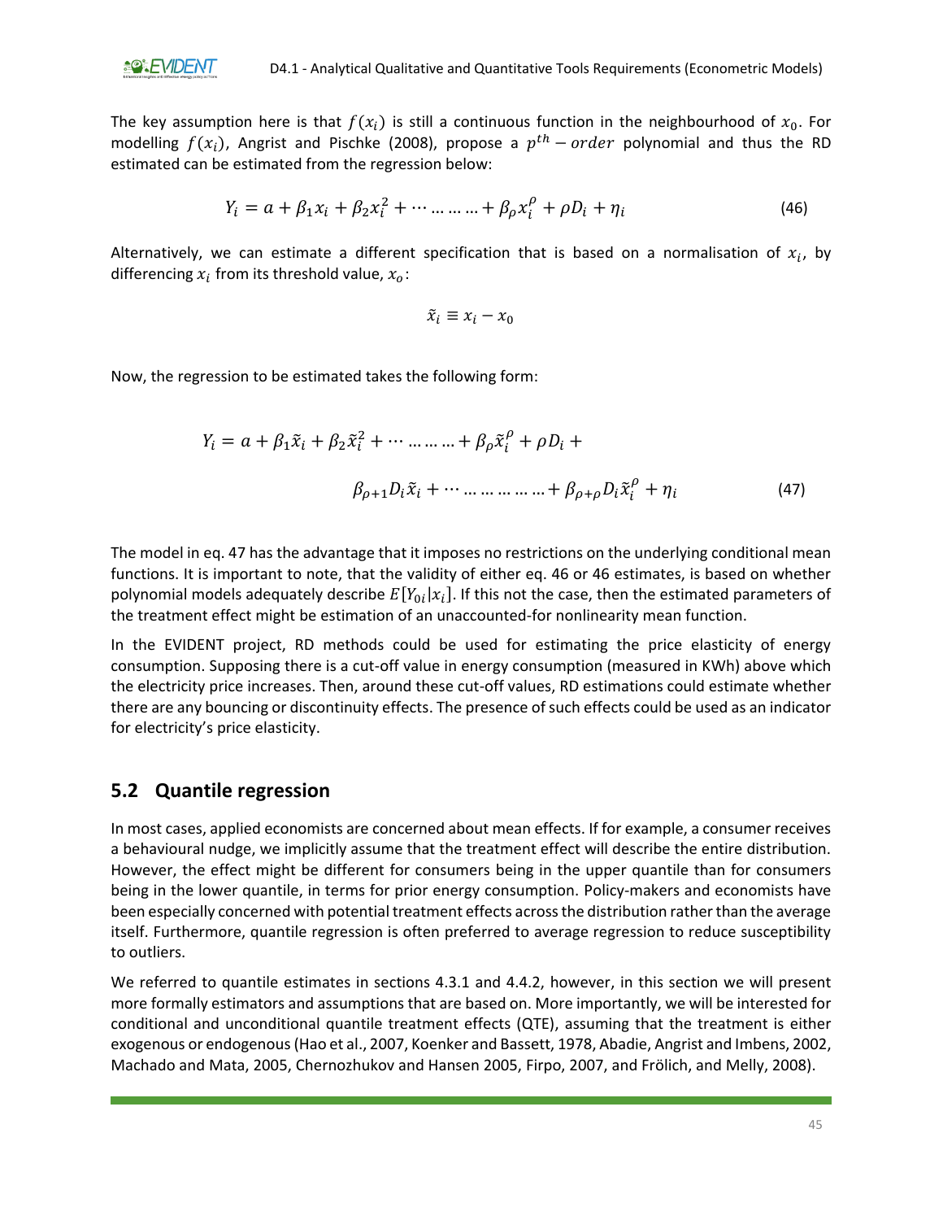The key assumption here is that $f(x_i)$ is still a continuous function in the neighbourhood of $x_0$. For modelling $f(x_i)$, Angrist and Pischke (2008), propose a $p^{th} - order$ polynomial and thus the RD estimated can be estimated from the regression below:

$$Y_i = a + \beta_1 x_i + \beta_2 x_i^2 + \cdots \dots \dots \dots + \beta_\rho x_i^\rho + \rho D_i + \eta_i \tag{46}$$

Alternatively, we can estimate a different specification that is based on a normalisation of $x_i$, by differencing $x_i$ from its threshold value, $x_o$:

$$\tilde{x}_i \equiv x_i - x_0$$

Now, the regression to be estimated takes the following form:

$$Y_i = a + \beta_1 \tilde{x}_i + \beta_2 \tilde{x}_i^2 + \cdots \dots \dots \dots + \beta_\rho \tilde{x}_i^\rho + \rho D_i + \beta_{\rho+1} D_i \tilde{x}_i + \cdots \dots \dots \dots \dots \dots + \beta_{\rho+\rho} D_i \tilde{x}_i^\rho + \eta_i \tag{47}$$

The model in eq. 47 has the advantage that it imposes no restrictions on the underlying conditional mean functions. It is important to note, that the validity of either eq. 46 or 46 estimates, is based on whether polynomial models adequately describe $E[Y_{0i}|x_i]$. If this not the case, then the estimated parameters of the treatment effect might be estimation of an unaccounted-for nonlinearity mean function.

In the EVIDENT project, RD methods could be used for estimating the price elasticity of energy consumption. Supposing there is a cut-off value in energy consumption (measured in KWh) above which the electricity price increases. Then, around these cut-off values, RD estimations could estimate whether there are any bouncing or discontinuity effects. The presence of such effects could be used as an indicator for electricity's price elasticity.

## 5.2 Quantile regression

In most cases, applied economists are concerned about mean effects. If for example, a consumer receives a behavioural nudge, we implicitly assume that the treatment effect will describe the entire distribution. However, the effect might be different for consumers being in the upper quantile than for consumers being in the lower quantile, in terms for prior energy consumption. Policy-makers and economists have been especially concerned with potential treatment effects across the distribution rather than the average itself. Furthermore, quantile regression is often preferred to average regression to reduce susceptibility to outliers.

We referred to quantile estimates in sections 4.3.1 and 4.4.2, however, in this section we will present more formally estimators and assumptions that are based on. More importantly, we will be interested for conditional and unconditional quantile treatment effects (QTE), assuming that the treatment is either exogenous or endogenous (Hao et al., 2007, Koenker and Bassett, 1978, Abadie, Angrist and Imbens, 2002, Machado and Mata, 2005, Chernozhukov and Hansen 2005, Firpo, 2007, and Frölich, and Melly, 2008).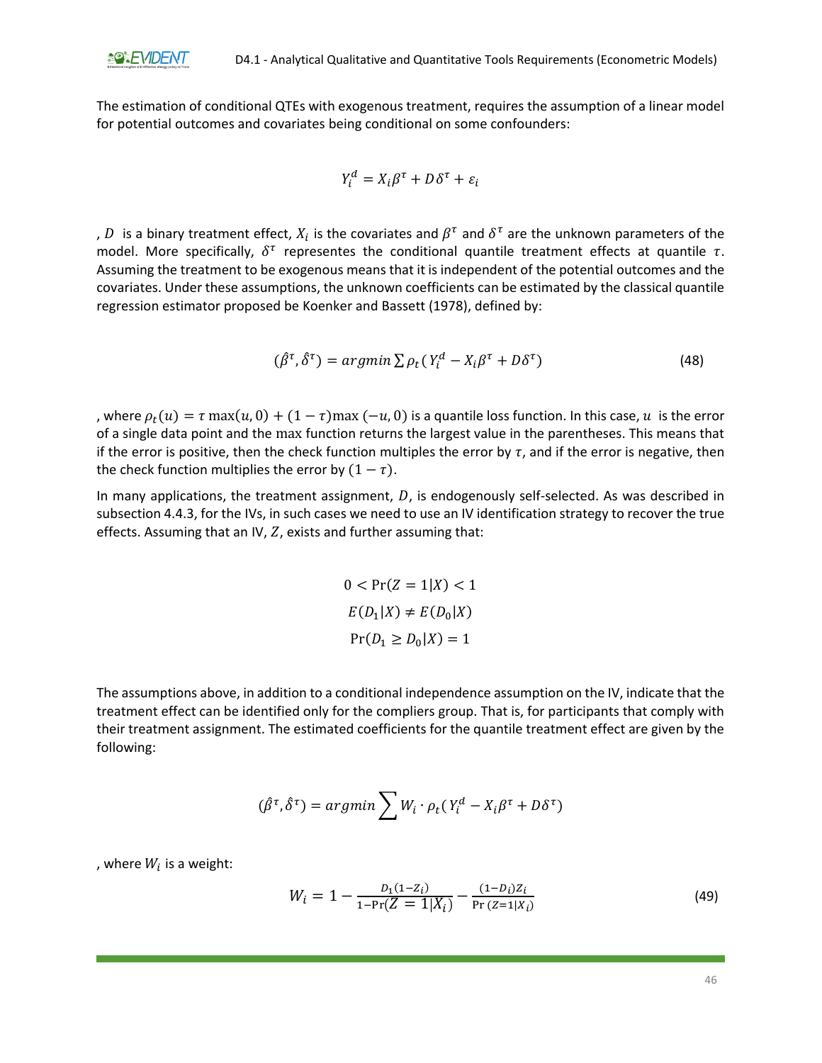The estimation of conditional QTEs with exogenous treatment, requires the assumption of a linear model for potential outcomes and covariates being conditional on some confounders:

$$Y_i^d = X_i \beta^\tau + D \delta^\tau + \varepsilon_i$$

, $D$ is a binary treatment effect, $X_i$ is the covariates and $\beta^\tau$ and $\delta^\tau$ are the unknown parameters of the model. More specifically, $\delta^\tau$ representes the conditional quantile treatment effects at quantile $\tau$. Assuming the treatment to be exogenous means that it is independent of the potential outcomes and the covariates. Under these assumptions, the unknown coefficients can be estimated by the classical quantile regression estimator proposed be Koenker and Bassett (1978), defined by:

$$(\hat{\beta}^\tau, \hat{\delta}^\tau) = argmin \sum \rho_t (Y_i^d - X_i \beta^\tau + D \delta^\tau) \tag{48}$$

, where $\rho_t(u) = \tau \max(u, 0) + (1 - \tau) \max(-u, 0)$ is a quantile loss function. In this case, $u$ is the error of a single data point and the max function returns the largest value in the parentheses. This means that if the error is positive, then the check function multiples the error by $\tau$, and if the error is negative, then the check function multiplies the error by $(1 - \tau)$.

In many applications, the treatment assignment, $D$, is endogenously self-selected. As was described in subsection 4.4.3, for the IVs, in such cases we need to use an IV identification strategy to recover the true effects. Assuming that an IV, $Z$, exists and further assuming that:

$$0 < \Pr(Z = 1|X) < 1$$

$$E(D_1|X) \neq E(D_0|X)$$

$$\Pr(D_1 \geq D_0|X) = 1$$

The assumptions above, in addition to a conditional independence assumption on the IV, indicate that the treatment effect can be identified only for the compliers group. That is, for participants that comply with their treatment assignment. The estimated coefficients for the quantile treatment effect are given by the following:

$$(\hat{\beta}^\tau, \hat{\delta}^\tau) = argmin \sum W_i \cdot \rho_t (Y_i^d - X_i \beta^\tau + D \delta^\tau)$$

, where $W_i$ is a weight:

$$W_i = 1 - \frac{D_1(1 - Z_i)}{1 - \Pr(Z = 1|X_i)} - \frac{(1 - D_i) Z_i}{\Pr(Z = 1|X_i)} \tag{49}$$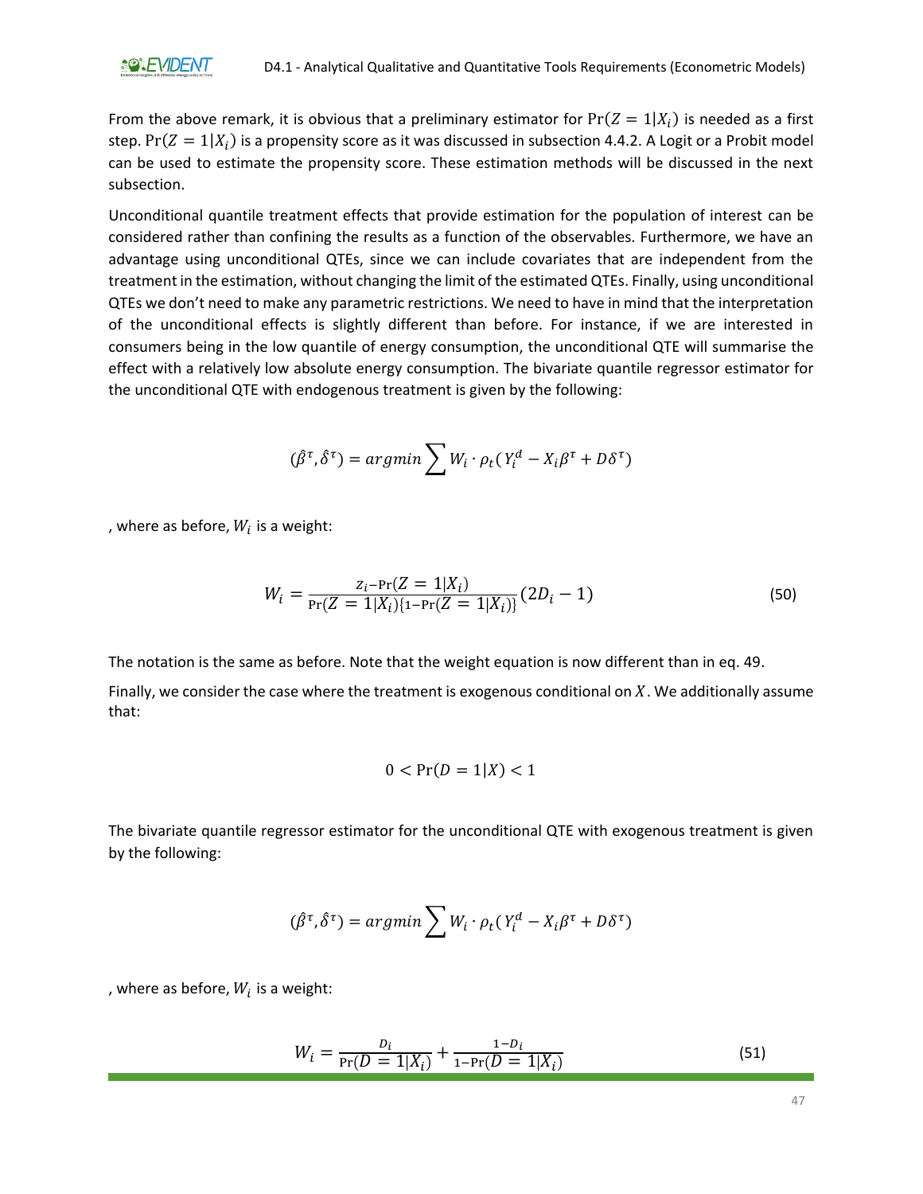From the above remark, it is obvious that a preliminary estimator for $\Pr(Z = 1|X_i)$ is needed as a first step. $\Pr(Z = 1|X_i)$ is a propensity score as it was discussed in subsection 4.4.2. A Logit or a Probit model can be used to estimate the propensity score. These estimation methods will be discussed in the next subsection.

Unconditional quantile treatment effects that provide estimation for the population of interest can be considered rather than confining the results as a function of the observables. Furthermore, we have an advantage using unconditional QTEs, since we can include covariates that are independent from the treatment in the estimation, without changing the limit of the estimated QTEs. Finally, using unconditional QTEs we don't need to make any parametric restrictions. We need to have in mind that the interpretation of the unconditional effects is slightly different than before. For instance, if we are interested in consumers being in the low quantile of energy consumption, the unconditional QTE will summarise the effect with a relatively low absolute energy consumption. The bivariate quantile regressor estimator for the unconditional QTE with endogenous treatment is given by the following:

$$(\hat{\beta}^{\tau}, \hat{\delta}^{\tau}) = argmin \sum W_i \cdot \rho_t(Y_i^d - X_i\beta^{\tau} + D\delta^{\tau})$$

, where as before, $W_i$ is a weight:

$$W_i = \frac{z_i - \Pr(Z = 1|X_i)}{\Pr(Z = 1|X_i)\{1 - \Pr(Z = 1|X_i)\}}(2D_i - 1) \tag{50}$$

The notation is the same as before. Note that the weight equation is now different than in eq. 49.

Finally, we consider the case where the treatment is exogenous conditional on $X$. We additionally assume that:

$$0 < \Pr(D = 1|X) < 1$$

The bivariate quantile regressor estimator for the unconditional QTE with exogenous treatment is given by the following:

$$(\hat{\beta}^{\tau}, \hat{\delta}^{\tau}) = argmin \sum W_i \cdot \rho_t(Y_i^d - X_i\beta^{\tau} + D\delta^{\tau})$$

, where as before, $W_i$ is a weight:

$$W_i = \frac{D_i}{\Pr(D = 1|X_i)} + \frac{1 - D_i}{1 - \Pr(D = 1|X_i)} \tag{51}$$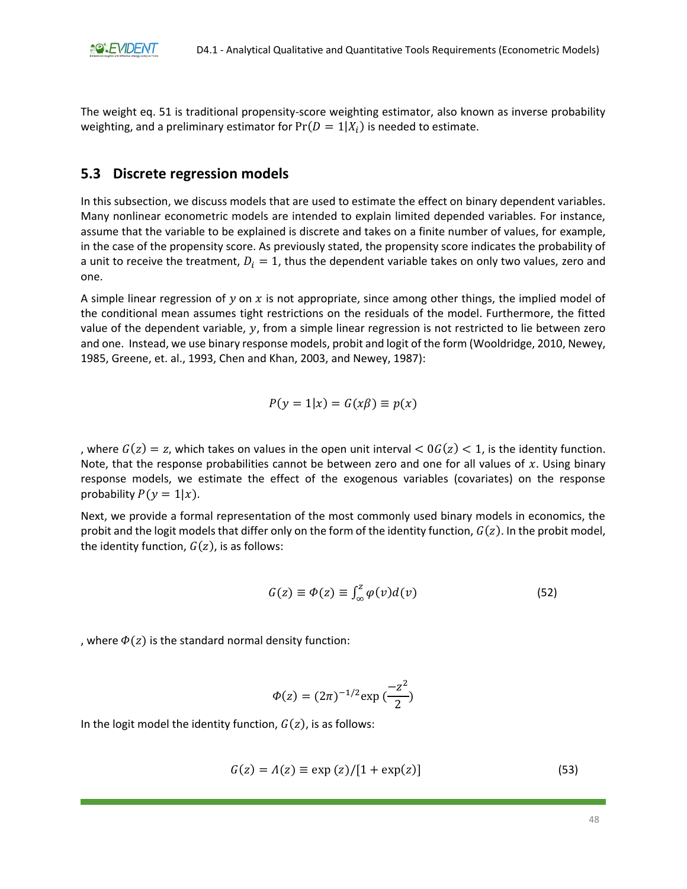The weight eq. 51 is traditional propensity-score weighting estimator, also known as inverse probability weighting, and a preliminary estimator for $\Pr(D = 1|X_i)$ is needed to estimate.

## 5.3 Discrete regression models

In this subsection, we discuss models that are used to estimate the effect on binary dependent variables. Many nonlinear econometric models are intended to explain limited depended variables. For instance, assume that the variable to be explained is discrete and takes on a finite number of values, for example, in the case of the propensity score. As previously stated, the propensity score indicates the probability of a unit to receive the treatment, $D_i = 1$, thus the dependent variable takes on only two values, zero and one.

A simple linear regression of $y$ on $x$ is not appropriate, since among other things, the implied model of the conditional mean assumes tight restrictions on the residuals of the model. Furthermore, the fitted value of the dependent variable, $y$, from a simple linear regression is not restricted to lie between zero and one. Instead, we use binary response models, probit and logit of the form (Wooldridge, 2010, Newey, 1985, Greene, et. al., 1993, Chen and Khan, 2003, and Newey, 1987):

$$P(y = 1|x) = G(x\beta) \equiv p(x)$$

, where $G(z) = z$, which takes on values in the open unit interval $< 0G(z) < 1$, is the identity function. Note, that the response probabilities cannot be between zero and one for all values of $x$. Using binary response models, we estimate the effect of the exogenous variables (covariates) on the response probability $P(y = 1|x)$.

Next, we provide a formal representation of the most commonly used binary models in economics, the probit and the logit models that differ only on the form of the identity function, $G(z)$. In the probit model, the identity function, $G(z)$, is as follows:

$$G(z) \equiv \Phi(z) \equiv \int_{\infty}^{z} \varphi(v)d(v) \tag{52}$$

, where $\Phi(z)$ is the standard normal density function:

$$\Phi(z) = (2\pi)^{-1/2} \exp\left(\frac{-z^2}{2}\right)$$

In the logit model the identity function, $G(z)$, is as follows:

$$G(z) = \Lambda(z) \equiv \exp(z)/[1 + \exp(z)] \tag{53}$$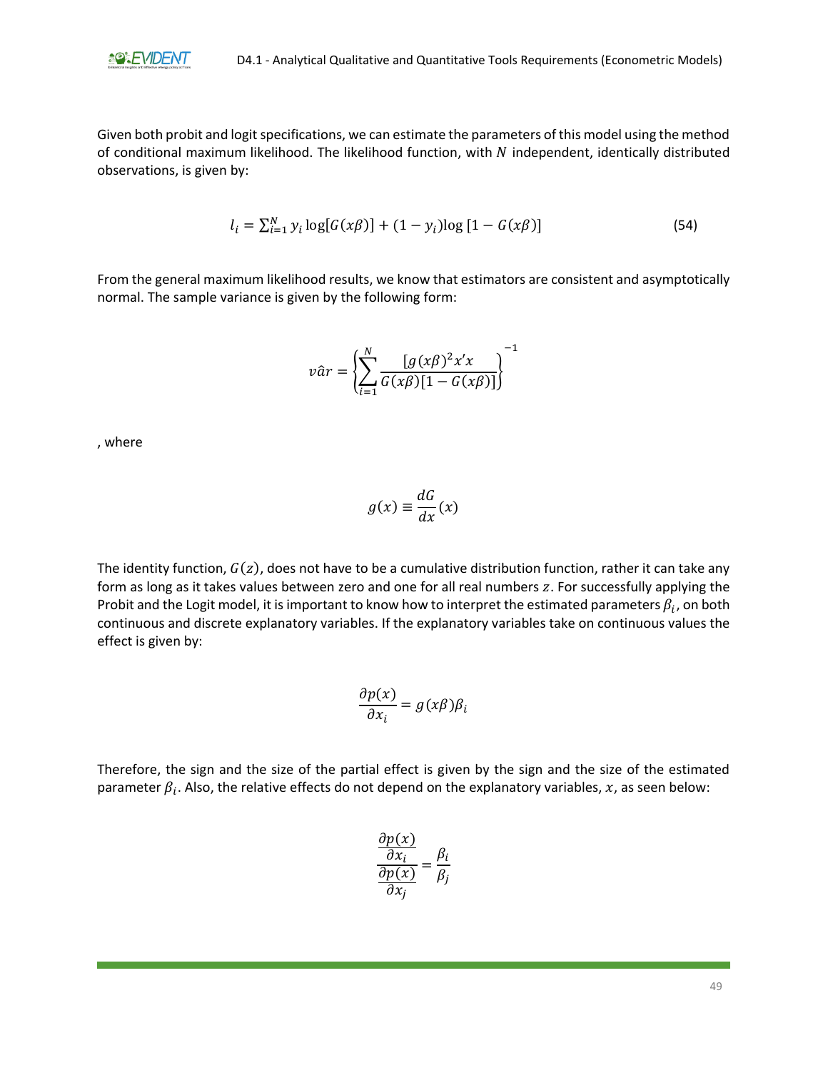Given both probit and logit specifications, we can estimate the parameters of this model using the method of conditional maximum likelihood. The likelihood function, with $N$ independent, identically distributed observations, is given by:

$$l_i = \sum_{i=1}^{N} y_i \log[G(x\beta)] + (1 - y_i) \log[1 - G(x\beta)] \tag{54}$$

From the general maximum likelihood results, we know that estimators are consistent and asymptotically normal. The sample variance is given by the following form:

$$v\hat{a}r = \left\{ \sum_{i=1}^{N} \frac{[g(x\beta)^2 x' x}{G(x\beta)[1 - G(x\beta)]} \right\}^{-1}$$

, where

$$g(x) \equiv \frac{dG}{dx}(x)$$

The identity function, $G(z)$, does not have to be a cumulative distribution function, rather it can take any form as long as it takes values between zero and one for all real numbers $z$. For successfully applying the Probit and the Logit model, it is important to know how to interpret the estimated parameters $\beta_i$, on both continuous and discrete explanatory variables. If the explanatory variables take on continuous values the effect is given by:

$$\frac{\partial p(x)}{\partial x_i} = g(x\beta)\beta_i$$

Therefore, the sign and the size of the partial effect is given by the sign and the size of the estimated parameter $\beta_i$. Also, the relative effects do not depend on the explanatory variables, $x$, as seen below:

$$\frac{\frac{\partial p(x)}{\partial x_i}}{\frac{\partial p(x)}{\partial x_j}} = \frac{\beta_i}{\beta_j}$$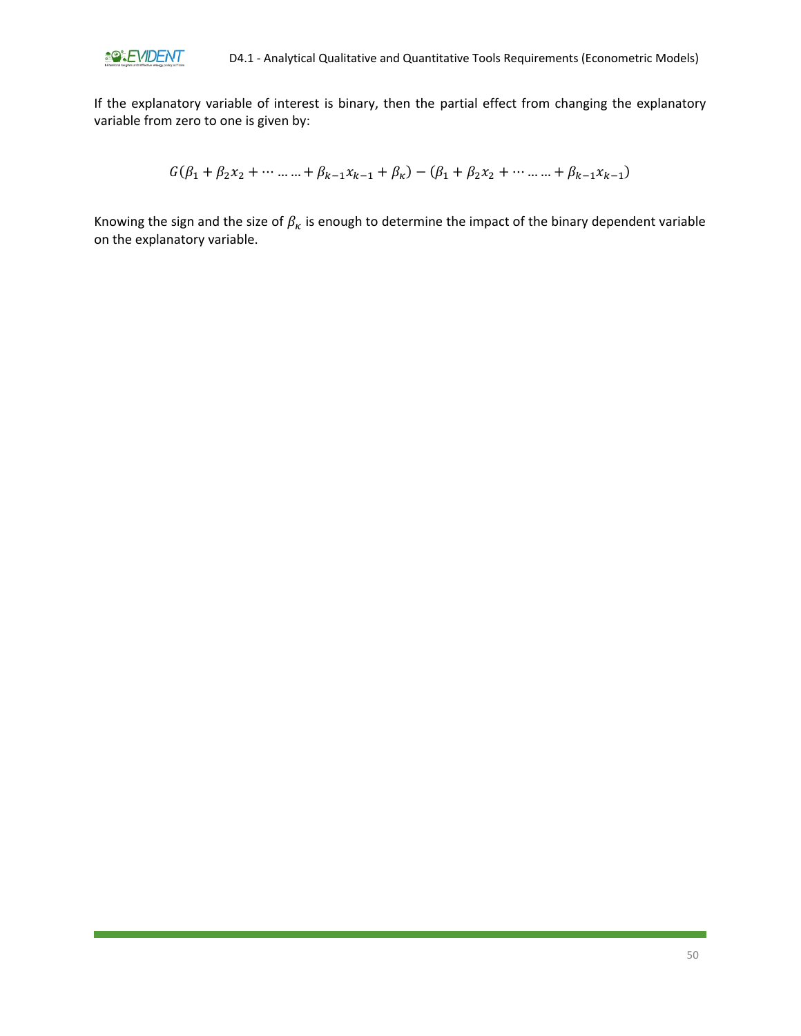If the explanatory variable of interest is binary, then the partial effect from changing the explanatory variable from zero to one is given by:

$$G(\beta_1 + \beta_2 x_2 + \cdots \ldots \ldots + \beta_{k-1} x_{k-1} + \beta_\kappa) - (\beta_1 + \beta_2 x_2 + \cdots \ldots \ldots + \beta_{k-1} x_{k-1})$$

Knowing the sign and the size of $\beta_\kappa$ is enough to determine the impact of the binary dependent variable on the explanatory variable.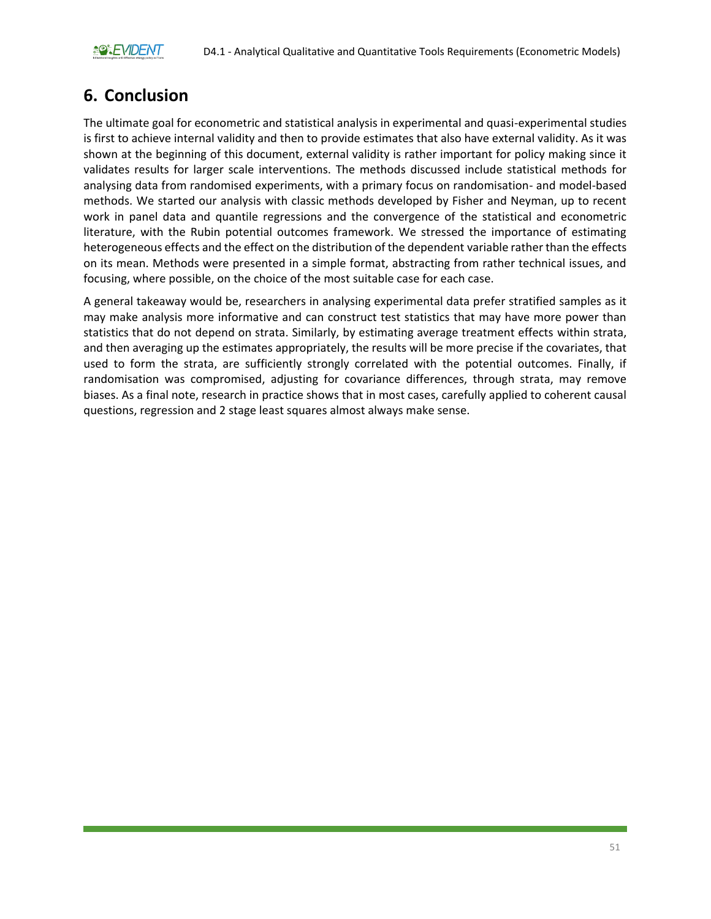# 6. Conclusion

The ultimate goal for econometric and statistical analysis in experimental and quasi-experimental studies is first to achieve internal validity and then to provide estimates that also have external validity. As it was shown at the beginning of this document, external validity is rather important for policy making since it validates results for larger scale interventions. The methods discussed include statistical methods for analysing data from randomised experiments, with a primary focus on randomisation- and model-based methods. We started our analysis with classic methods developed by Fisher and Neyman, up to recent work in panel data and quantile regressions and the convergence of the statistical and econometric literature, with the Rubin potential outcomes framework. We stressed the importance of estimating heterogeneous effects and the effect on the distribution of the dependent variable rather than the effects on its mean. Methods were presented in a simple format, abstracting from rather technical issues, and focusing, where possible, on the choice of the most suitable case for each case.

A general takeaway would be, researchers in analysing experimental data prefer stratified samples as it may make analysis more informative and can construct test statistics that may have more power than statistics that do not depend on strata. Similarly, by estimating average treatment effects within strata, and then averaging up the estimates appropriately, the results will be more precise if the covariates, that used to form the strata, are sufficiently strongly correlated with the potential outcomes. Finally, if randomisation was compromised, adjusting for covariance differences, through strata, may remove biases. As a final note, research in practice shows that in most cases, carefully applied to coherent causal questions, regression and 2 stage least squares almost always make sense.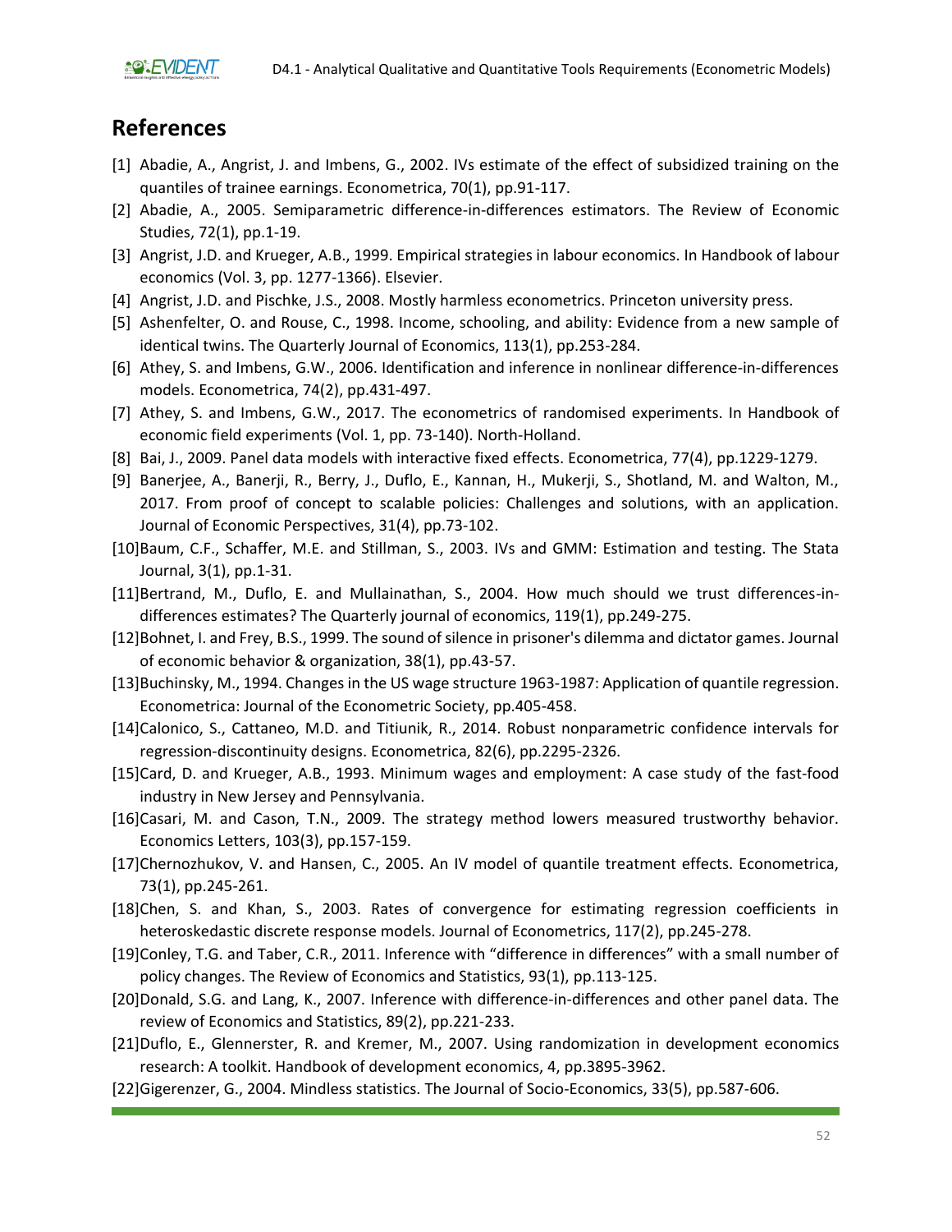## References

[1] Abadie, A., Angrist, J. and Imbens, G., 2002. IVs estimate of the effect of subsidized training on the quantiles of trainee earnings. Econometrica, 70(1), pp.91-117.

[2] Abadie, A., 2005. Semiparametric difference-in-differences estimators. The Review of Economic Studies, 72(1), pp.1-19.

[3] Angrist, J.D. and Krueger, A.B., 1999. Empirical strategies in labour economics. In Handbook of labour economics (Vol. 3, pp. 1277-1366). Elsevier.

[4] Angrist, J.D. and Pischke, J.S., 2008. Mostly harmless econometrics. Princeton university press.

[5] Ashenfelter, O. and Rouse, C., 1998. Income, schooling, and ability: Evidence from a new sample of identical twins. The Quarterly Journal of Economics, 113(1), pp.253-284.

[6] Athey, S. and Imbens, G.W., 2006. Identification and inference in nonlinear difference-in-differences models. Econometrica, 74(2), pp.431-497.

[7] Athey, S. and Imbens, G.W., 2017. The econometrics of randomised experiments. In Handbook of economic field experiments (Vol. 1, pp. 73-140). North-Holland.

[8] Bai, J., 2009. Panel data models with interactive fixed effects. Econometrica, 77(4), pp.1229-1279.

[9] Banerjee, A., Banerji, R., Berry, J., Duflo, E., Kannan, H., Mukerji, S., Shotland, M. and Walton, M., 2017. From proof of concept to scalable policies: Challenges and solutions, with an application. Journal of Economic Perspectives, 31(4), pp.73-102.

[10] Baum, C.F., Schaffer, M.E. and Stillman, S., 2003. IVs and GMM: Estimation and testing. The Stata Journal, 3(1), pp.1-31.

[11] Bertrand, M., Duflo, E. and Mullainathan, S., 2004. How much should we trust differences-in-differences estimates? The Quarterly journal of economics, 119(1), pp.249-275.

[12] Bohnet, I. and Frey, B.S., 1999. The sound of silence in prisoner's dilemma and dictator games. Journal of economic behavior & organization, 38(1), pp.43-57.

[13] Buchinsky, M., 1994. Changes in the US wage structure 1963-1987: Application of quantile regression. Econometrica: Journal of the Econometric Society, pp.405-458.

[14] Calonico, S., Cattaneo, M.D. and Titiunik, R., 2014. Robust nonparametric confidence intervals for regression-discontinuity designs. Econometrica, 82(6), pp.2295-2326.

[15] Card, D. and Krueger, A.B., 1993. Minimum wages and employment: A case study of the fast-food industry in New Jersey and Pennsylvania.

[16] Casari, M. and Cason, T.N., 2009. The strategy method lowers measured trustworthy behavior. Economics Letters, 103(3), pp.157-159.

[17] Chernozhukov, V. and Hansen, C., 2005. An IV model of quantile treatment effects. Econometrica, 73(1), pp.245-261.

[18] Chen, S. and Khan, S., 2003. Rates of convergence for estimating regression coefficients in heteroskedastic discrete response models. Journal of Econometrics, 117(2), pp.245-278.

[19] Conley, T.G. and Taber, C.R., 2011. Inference with "difference in differences" with a small number of policy changes. The Review of Economics and Statistics, 93(1), pp.113-125.

[20] Donald, S.G. and Lang, K., 2007. Inference with difference-in-differences and other panel data. The review of Economics and Statistics, 89(2), pp.221-233.

[21] Duflo, E., Glennerster, R. and Kremer, M., 2007. Using randomization in development economics research: A toolkit. Handbook of development economics, 4, pp.3895-3962.

[22] Gigerenzer, G., 2004. Mindless statistics. The Journal of Socio-Economics, 33(5), pp.587-606.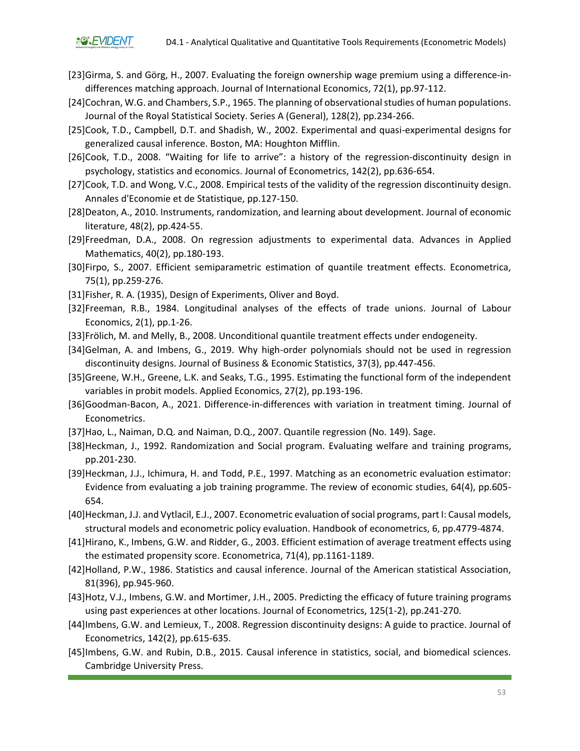[23]Girma, S. and Görg, H., 2007. Evaluating the foreign ownership wage premium using a difference-in-differences matching approach. Journal of International Economics, 72(1), pp.97-112.

[24]Cochran, W.G. and Chambers, S.P., 1965. The planning of observational studies of human populations. Journal of the Royal Statistical Society. Series A (General), 128(2), pp.234-266.

[25]Cook, T.D., Campbell, D.T. and Shadish, W., 2002. Experimental and quasi-experimental designs for generalized causal inference. Boston, MA: Houghton Mifflin.

[26]Cook, T.D., 2008. "Waiting for life to arrive": a history of the regression-discontinuity design in psychology, statistics and economics. Journal of Econometrics, 142(2), pp.636-654.

[27]Cook, T.D. and Wong, V.C., 2008. Empirical tests of the validity of the regression discontinuity design. Annales d'Economie et de Statistique, pp.127-150.

[28]Deaton, A., 2010. Instruments, randomization, and learning about development. Journal of economic literature, 48(2), pp.424-55.

[29]Freedman, D.A., 2008. On regression adjustments to experimental data. Advances in Applied Mathematics, 40(2), pp.180-193.

[30]Firpo, S., 2007. Efficient semiparametric estimation of quantile treatment effects. Econometrica, 75(1), pp.259-276.

[31]Fisher, R. A. (1935), Design of Experiments, Oliver and Boyd.

[32]Freeman, R.B., 1984. Longitudinal analyses of the effects of trade unions. Journal of Labour Economics, 2(1), pp.1-26.

[33]Frölich, M. and Melly, B., 2008. Unconditional quantile treatment effects under endogeneity.

[34]Gelman, A. and Imbens, G., 2019. Why high-order polynomials should not be used in regression discontinuity designs. Journal of Business & Economic Statistics, 37(3), pp.447-456.

[35]Greene, W.H., Greene, L.K. and Seaks, T.G., 1995. Estimating the functional form of the independent variables in probit models. Applied Economics, 27(2), pp.193-196.

[36]Goodman-Bacon, A., 2021. Difference-in-differences with variation in treatment timing. Journal of Econometrics.

[37]Hao, L., Naiman, D.Q. and Naiman, D.Q., 2007. Quantile regression (No. 149). Sage.

[38]Heckman, J., 1992. Randomization and Social program. Evaluating welfare and training programs, pp.201-230.

[39]Heckman, J.J., Ichimura, H. and Todd, P.E., 1997. Matching as an econometric evaluation estimator: Evidence from evaluating a job training programme. The review of economic studies, 64(4), pp.605-654.

[40]Heckman, J.J. and Vytlacil, E.J., 2007. Econometric evaluation of social programs, part I: Causal models, structural models and econometric policy evaluation. Handbook of econometrics, 6, pp.4779-4874.

[41]Hirano, K., Imbens, G.W. and Ridder, G., 2003. Efficient estimation of average treatment effects using the estimated propensity score. Econometrica, 71(4), pp.1161-1189.

[42]Holland, P.W., 1986. Statistics and causal inference. Journal of the American statistical Association, 81(396), pp.945-960.

[43]Hotz, V.J., Imbens, G.W. and Mortimer, J.H., 2005. Predicting the efficacy of future training programs using past experiences at other locations. Journal of Econometrics, 125(1-2), pp.241-270.

[44]Imbens, G.W. and Lemieux, T., 2008. Regression discontinuity designs: A guide to practice. Journal of Econometrics, 142(2), pp.615-635.

[45]Imbens, G.W. and Rubin, D.B., 2015. Causal inference in statistics, social, and biomedical sciences. Cambridge University Press.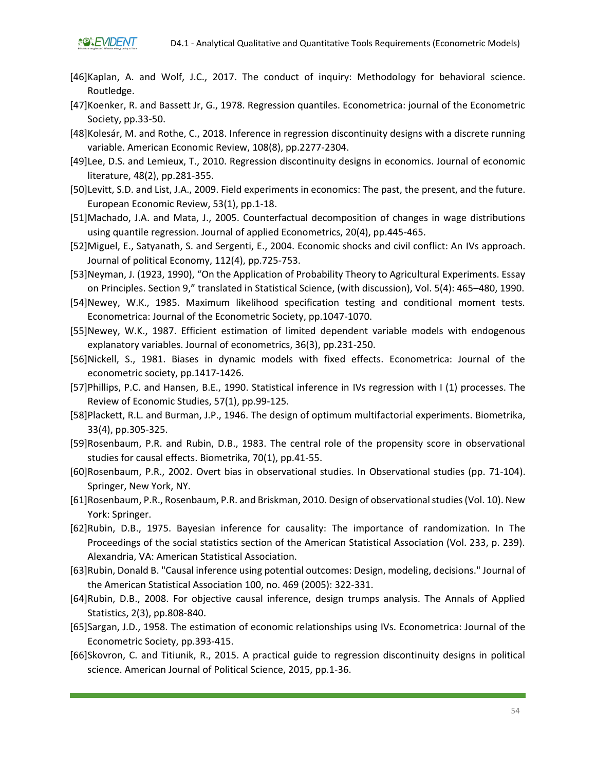[46]Kaplan, A. and Wolf, J.C., 2017. The conduct of inquiry: Methodology for behavioral science. Routledge.

[47]Koenker, R. and Bassett Jr, G., 1978. Regression quantiles. Econometrica: journal of the Econometric Society, pp.33-50.

[48]Kolesár, M. and Rothe, C., 2018. Inference in regression discontinuity designs with a discrete running variable. American Economic Review, 108(8), pp.2277-2304.

[49]Lee, D.S. and Lemieux, T., 2010. Regression discontinuity designs in economics. Journal of economic literature, 48(2), pp.281-355.

[50]Levitt, S.D. and List, J.A., 2009. Field experiments in economics: The past, the present, and the future. European Economic Review, 53(1), pp.1-18.

[51]Machado, J.A. and Mata, J., 2005. Counterfactual decomposition of changes in wage distributions using quantile regression. Journal of applied Econometrics, 20(4), pp.445-465.

[52]Miguel, E., Satyanath, S. and Sergenti, E., 2004. Economic shocks and civil conflict: An IVs approach. Journal of political Economy, 112(4), pp.725-753.

[53]Neyman, J. (1923, 1990), "On the Application of Probability Theory to Agricultural Experiments. Essay on Principles. Section 9," translated in Statistical Science, (with discussion), Vol. 5(4): 465–480, 1990.

[54]Newey, W.K., 1985. Maximum likelihood specification testing and conditional moment tests. Econometrica: Journal of the Econometric Society, pp.1047-1070.

[55]Newey, W.K., 1987. Efficient estimation of limited dependent variable models with endogenous explanatory variables. Journal of econometrics, 36(3), pp.231-250.

[56]Nickell, S., 1981. Biases in dynamic models with fixed effects. Econometrica: Journal of the econometric society, pp.1417-1426.

[57]Phillips, P.C. and Hansen, B.E., 1990. Statistical inference in IVs regression with I (1) processes. The Review of Economic Studies, 57(1), pp.99-125.

[58]Plackett, R.L. and Burman, J.P., 1946. The design of optimum multifactorial experiments. Biometrika, 33(4), pp.305-325.

[59]Rosenbaum, P.R. and Rubin, D.B., 1983. The central role of the propensity score in observational studies for causal effects. Biometrika, 70(1), pp.41-55.

[60]Rosenbaum, P.R., 2002. Overt bias in observational studies. In Observational studies (pp. 71-104). Springer, New York, NY.

[61]Rosenbaum, P.R., Rosenbaum, P.R. and Briskman, 2010. Design of observational studies (Vol. 10). New York: Springer.

[62]Rubin, D.B., 1975. Bayesian inference for causality: The importance of randomization. In The Proceedings of the social statistics section of the American Statistical Association (Vol. 233, p. 239). Alexandria, VA: American Statistical Association.

[63]Rubin, Donald B. "Causal inference using potential outcomes: Design, modeling, decisions." Journal of the American Statistical Association 100, no. 469 (2005): 322-331.

[64]Rubin, D.B., 2008. For objective causal inference, design trumps analysis. The Annals of Applied Statistics, 2(3), pp.808-840.

[65]Sargan, J.D., 1958. The estimation of economic relationships using IVs. Econometrica: Journal of the Econometric Society, pp.393-415.

[66]Skovron, C. and Titiunik, R., 2015. A practical guide to regression discontinuity designs in political science. American Journal of Political Science, 2015, pp.1-36.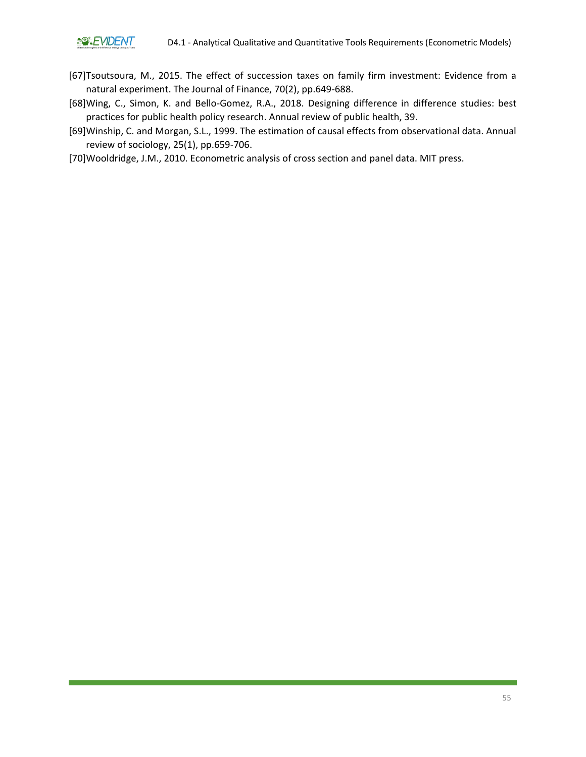[67]Tsoutsoura, M., 2015. The effect of succession taxes on family firm investment: Evidence from a natural experiment. The Journal of Finance, 70(2), pp.649-688.

[68]Wing, C., Simon, K. and Bello-Gomez, R.A., 2018. Designing difference in difference studies: best practices for public health policy research. Annual review of public health, 39.

[69]Winship, C. and Morgan, S.L., 1999. The estimation of causal effects from observational data. Annual review of sociology, 25(1), pp.659-706.

[70]Wooldridge, J.M., 2010. Econometric analysis of cross section and panel data. MIT press.